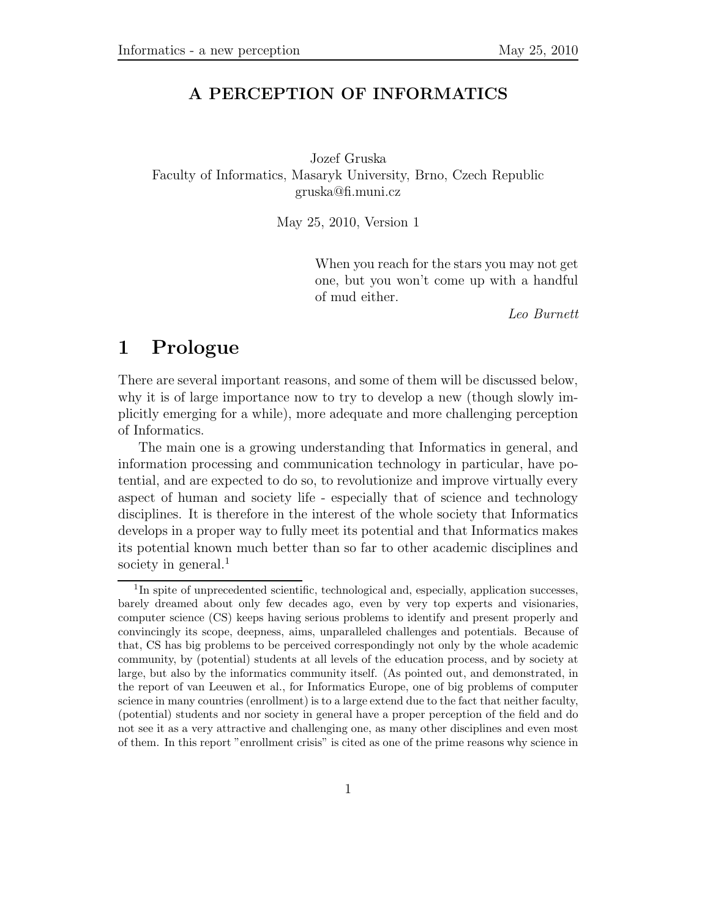# A PERCEPTION OF INFORMATICS

Jozef Gruska
Faculty of Informatics, Masaryk University, Brno, Czech Republic
gruska@fi.muni.cz

May 25, 2010, Version 1

> When you reach for the stars you may not get one, but you won't come up with a handful of mud either.
>
> *Leo Burnett*

## 1 Prologue

There are several important reasons, and some of them will be discussed below, why it is of large importance now to try to develop a new (though slowly implicitly emerging for a while), more adequate and more challenging perception of Informatics.

The main one is a growing understanding that Informatics in general, and information processing and communication technology in particular, have potential, and are expected to do so, to revolutionize and improve virtually every aspect of human and society life - especially that of science and technology disciplines. It is therefore in the interest of the whole society that Informatics develops in a proper way to fully meet its potential and that Informatics makes its potential known much better than so far to other academic disciplines and society in general.[1]

[1] In spite of unprecedented scientific, technological and, especially, application successes, barely dreamed about only few decades ago, even by very top experts and visionaries, computer science (CS) keeps having serious problems to identify and present properly and convincingly its scope, deepness, aims, unparalleled challenges and potentials. Because of that, CS has big problems to be perceived correspondingly not only by the whole academic community, by (potential) students at all levels of the education process, and by society at large, but also by the informatics community itself. (As pointed out, and demonstrated, in the report of van Leeuwen et al., for Informatics Europe, one of big problems of computer science in many countries (enrollment) is to a large extend due to the fact that neither faculty, (potential) students and nor society in general have a proper perception of the field and do not see it as a very attractive and challenging one, as many other disciplines and even most of them. In this report "enrollment crisis" is cited as one of the prime reasons why science in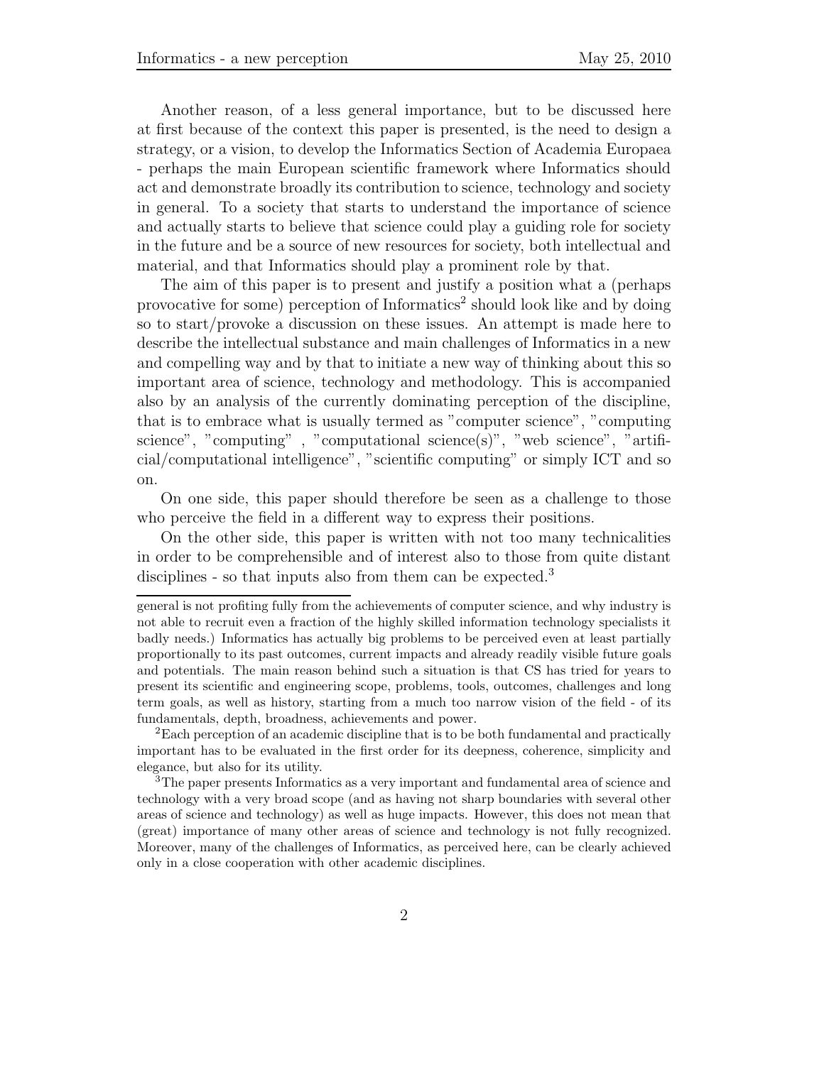Another reason, of a less general importance, but to be discussed here at first because of the context this paper is presented, is the need to design a strategy, or a vision, to develop the Informatics Section of Academia Europaea - perhaps the main European scientific framework where Informatics should act and demonstrate broadly its contribution to science, technology and society in general. To a society that starts to understand the importance of science and actually starts to believe that science could play a guiding role for society in the future and be a source of new resources for society, both intellectual and material, and that Informatics should play a prominent role by that.

The aim of this paper is to present and justify a position what a (perhaps provocative for some) perception of Informatics[2] should look like and by doing so to start/provoke a discussion on these issues. An attempt is made here to describe the intellectual substance and main challenges of Informatics in a new and compelling way and by that to initiate a new way of thinking about this so important area of science, technology and methodology. This is accompanied also by an analysis of the currently dominating perception of the discipline, that is to embrace what is usually termed as "computer science", "computing science", "computing" , "computational science(s)", "web science", "artificial/computational intelligence", "scientific computing" or simply ICT and so on.

On one side, this paper should therefore be seen as a challenge to those who perceive the field in a different way to express their positions.

On the other side, this paper is written with not too many technicalities in order to be comprehensible and of interest also to those from quite distant disciplines - so that inputs also from them can be expected.[3]

---

general is not profiting fully from the achievements of computer science, and why industry is not able to recruit even a fraction of the highly skilled information technology specialists it badly needs.) Informatics has actually big problems to be perceived even at least partially proportionally to its past outcomes, current impacts and already readily visible future goals and potentials. The main reason behind such a situation is that CS has tried for years to present its scientific and engineering scope, problems, tools, outcomes, challenges and long term goals, as well as history, starting from a much too narrow vision of the field - of its fundamentals, depth, broadness, achievements and power.

[2] Each perception of an academic discipline that is to be both fundamental and practically important has to be evaluated in the first order for its deepness, coherence, simplicity and elegance, but also for its utility.

[3] The paper presents Informatics as a very important and fundamental area of science and technology with a very broad scope (and as having not sharp boundaries with several other areas of science and technology) as well as huge impacts. However, this does not mean that (great) importance of many other areas of science and technology is not fully recognized. Moreover, many of the challenges of Informatics, as perceived here, can be clearly achieved only in a close cooperation with other academic disciplines.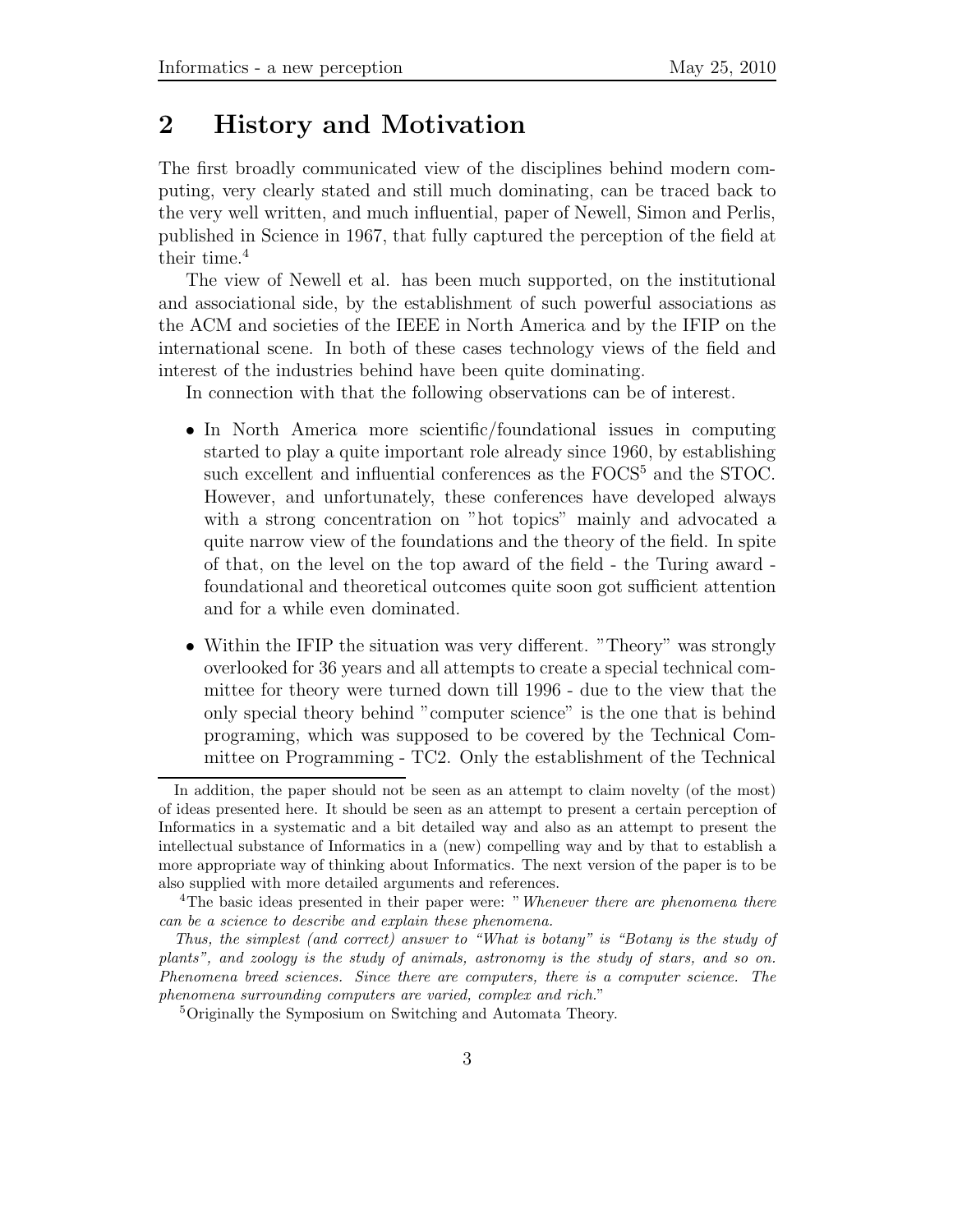## 2 History and Motivation

The first broadly communicated view of the disciplines behind modern computing, very clearly stated and still much dominating, can be traced back to the very well written, and much influential, paper of Newell, Simon and Perlis, published in Science in 1967, that fully captured the perception of the field at their time.[4]

The view of Newell et al. has been much supported, on the institutional and associational side, by the establishment of such powerful associations as the ACM and societies of the IEEE in North America and by the IFIP on the international scene. In both of these cases technology views of the field and interest of the industries behind have been quite dominating.

In connection with that the following observations can be of interest.

- In North America more scientific/foundational issues in computing started to play a quite important role already since 1960, by establishing such excellent and influential conferences as the FOCS[5] and the STOC. However, and unfortunately, these conferences have developed always with a strong concentration on "hot topics" mainly and advocated a quite narrow view of the foundations and the theory of the field. In spite of that, on the level on the top award of the field - the Turing award - foundational and theoretical outcomes quite soon got sufficient attention and for a while even dominated.
- Within the IFIP the situation was very different. "Theory" was strongly overlooked for 36 years and all attempts to create a special technical committee for theory were turned down till 1996 - due to the view that the only special theory behind "computer science" is the one that is behind programing, which was supposed to be covered by the Technical Committee on Programming - TC2. Only the establishment of the Technical

---

In addition, the paper should not be seen as an attempt to claim novelty (of the most) of ideas presented here. It should be seen as an attempt to present a certain perception of Informatics in a systematic and a bit detailed way and also as an attempt to present the intellectual substance of Informatics in a (new) compelling way and by that to establish a more appropriate way of thinking about Informatics. The next version of the paper is to be also supplied with more detailed arguments and references.

[4] The basic ideas presented in their paper were: "*Whenever there are phenomena there can be a science to describe and explain these phenomena.*

*Thus, the simplest (and correct) answer to "What is botany" is "Botany is the study of plants", and zoology is the study of animals, astronomy is the study of stars, and so on. Phenomena breed sciences. Since there are computers, there is a computer science. The phenomena surrounding computers are varied, complex and rich.*"

[5] Originally the Symposium on Switching and Automata Theory.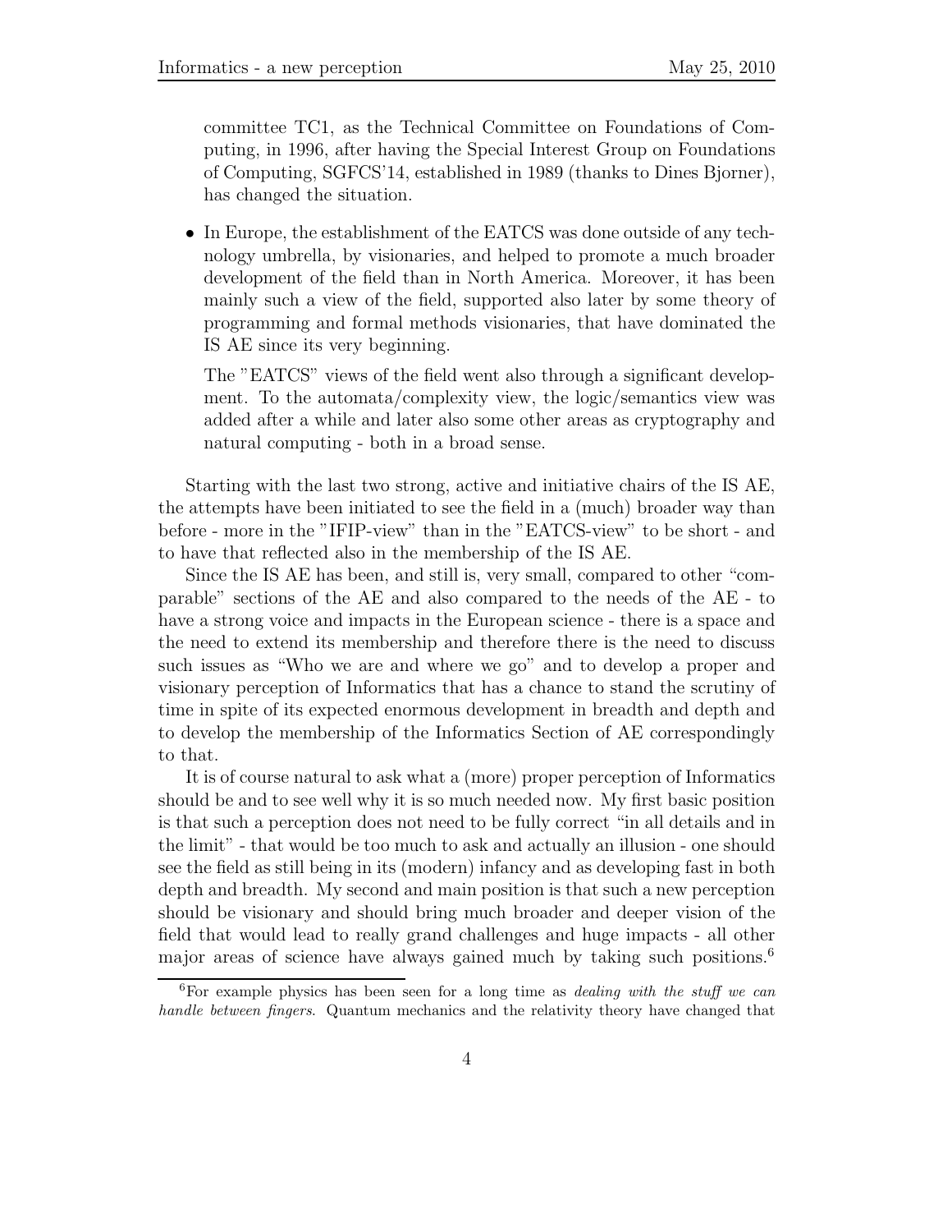committee TC1, as the Technical Committee on Foundations of Computing, in 1996, after having the Special Interest Group on Foundations of Computing, SGFCS'14, established in 1989 (thanks to Dines Bjorner), has changed the situation.

- In Europe, the establishment of the EATCS was done outside of any technology umbrella, by visionaries, and helped to promote a much broader development of the field than in North America. Moreover, it has been mainly such a view of the field, supported also later by some theory of programming and formal methods visionaries, that have dominated the IS AE since its very beginning.

  The "EATCS" views of the field went also through a significant development. To the automata/complexity view, the logic/semantics view was added after a while and later also some other areas as cryptography and natural computing - both in a broad sense.

Starting with the last two strong, active and initiative chairs of the IS AE, the attempts have been initiated to see the field in a (much) broader way than before - more in the "IFIP-view" than in the "EATCS-view" to be short - and to have that reflected also in the membership of the IS AE.

Since the IS AE has been, and still is, very small, compared to other "comparable" sections of the AE and also compared to the needs of the AE - to have a strong voice and impacts in the European science - there is a space and the need to extend its membership and therefore there is the need to discuss such issues as "Who we are and where we go" and to develop a proper and visionary perception of Informatics that has a chance to stand the scrutiny of time in spite of its expected enormous development in breadth and depth and to develop the membership of the Informatics Section of AE correspondingly to that.

It is of course natural to ask what a (more) proper perception of Informatics should be and to see well why it is so much needed now. My first basic position is that such a perception does not need to be fully correct "in all details and in the limit" - that would be too much to ask and actually an illusion - one should see the field as still being in its (modern) infancy and as developing fast in both depth and breadth. My second and main position is that such a new perception should be visionary and should bring much broader and deeper vision of the field that would lead to really grand challenges and huge impacts - all other major areas of science have always gained much by taking such positions.[6]

[6] For example physics has been seen for a long time as *dealing with the stuff we can handle between fingers*. Quantum mechanics and the relativity theory have changed that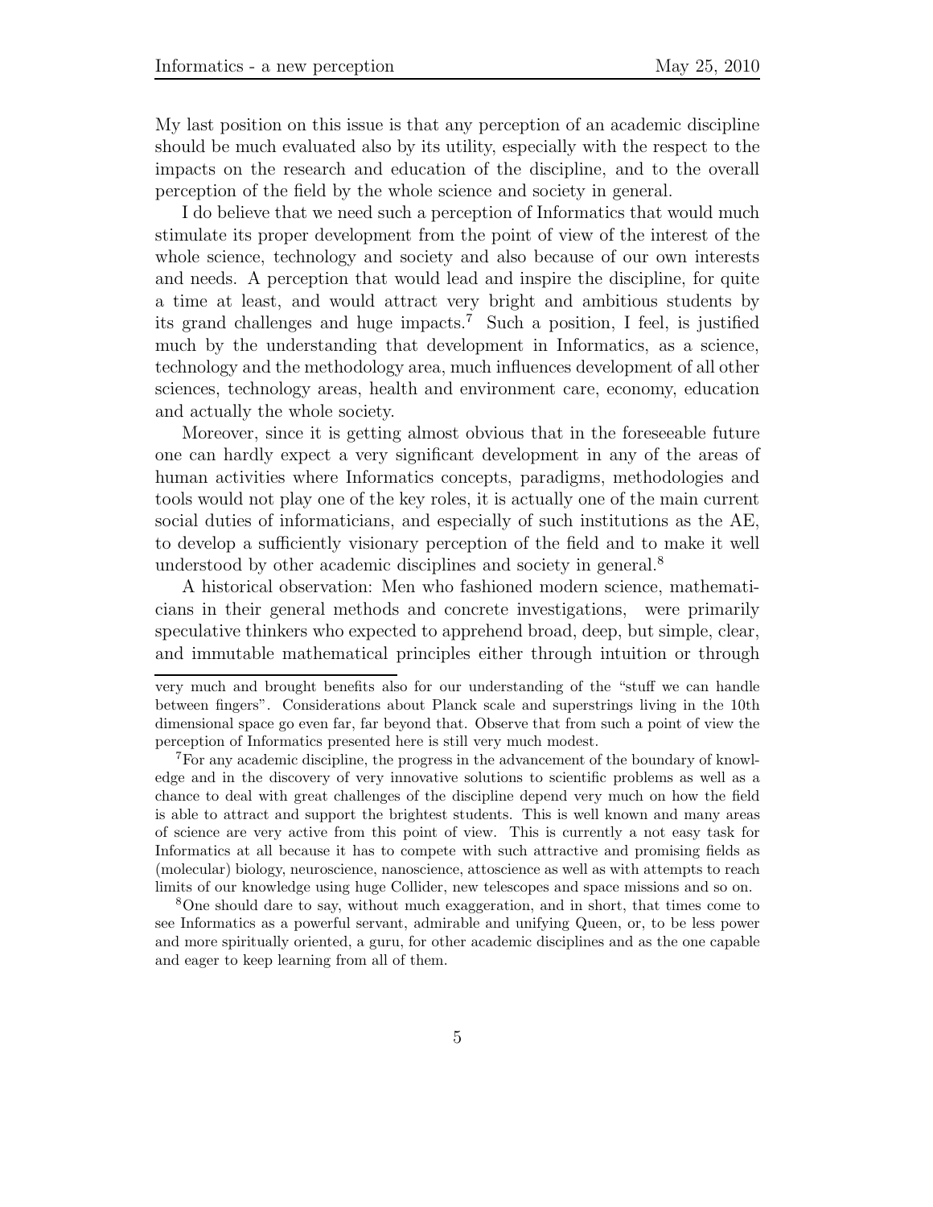My last position on this issue is that any perception of an academic discipline should be much evaluated also by its utility, especially with the respect to the impacts on the research and education of the discipline, and to the overall perception of the field by the whole science and society in general.

I do believe that we need such a perception of Informatics that would much stimulate its proper development from the point of view of the interest of the whole science, technology and society and also because of our own interests and needs. A perception that would lead and inspire the discipline, for quite a time at least, and would attract very bright and ambitious students by its grand challenges and huge impacts.[7] Such a position, I feel, is justified much by the understanding that development in Informatics, as a science, technology and the methodology area, much influences development of all other sciences, technology areas, health and environment care, economy, education and actually the whole society.

Moreover, since it is getting almost obvious that in the foreseeable future one can hardly expect a very significant development in any of the areas of human activities where Informatics concepts, paradigms, methodologies and tools would not play one of the key roles, it is actually one of the main current social duties of informaticians, and especially of such institutions as the AE, to develop a sufficiently visionary perception of the field and to make it well understood by other academic disciplines and society in general.[8]

A historical observation: Men who fashioned modern science, mathematicians in their general methods and concrete investigations, were primarily speculative thinkers who expected to apprehend broad, deep, but simple, clear, and immutable mathematical principles either through intuition or through

---

very much and brought benefits also for our understanding of the "stuff we can handle between fingers". Considerations about Planck scale and superstrings living in the 10th dimensional space go even far, far beyond that. Observe that from such a point of view the perception of Informatics presented here is still very much modest.

[7] For any academic discipline, the progress in the advancement of the boundary of knowledge and in the discovery of very innovative solutions to scientific problems as well as a chance to deal with great challenges of the discipline depend very much on how the field is able to attract and support the brightest students. This is well known and many areas of science are very active from this point of view. This is currently a not easy task for Informatics at all because it has to compete with such attractive and promising fields as (molecular) biology, neuroscience, nanoscience, attoscience as well as with attempts to reach limits of our knowledge using huge Collider, new telescopes and space missions and so on.

[8] One should dare to say, without much exaggeration, and in short, that times come to see Informatics as a powerful servant, admirable and unifying Queen, or, to be less power and more spiritually oriented, a guru, for other academic disciplines and as the one capable and eager to keep learning from all of them.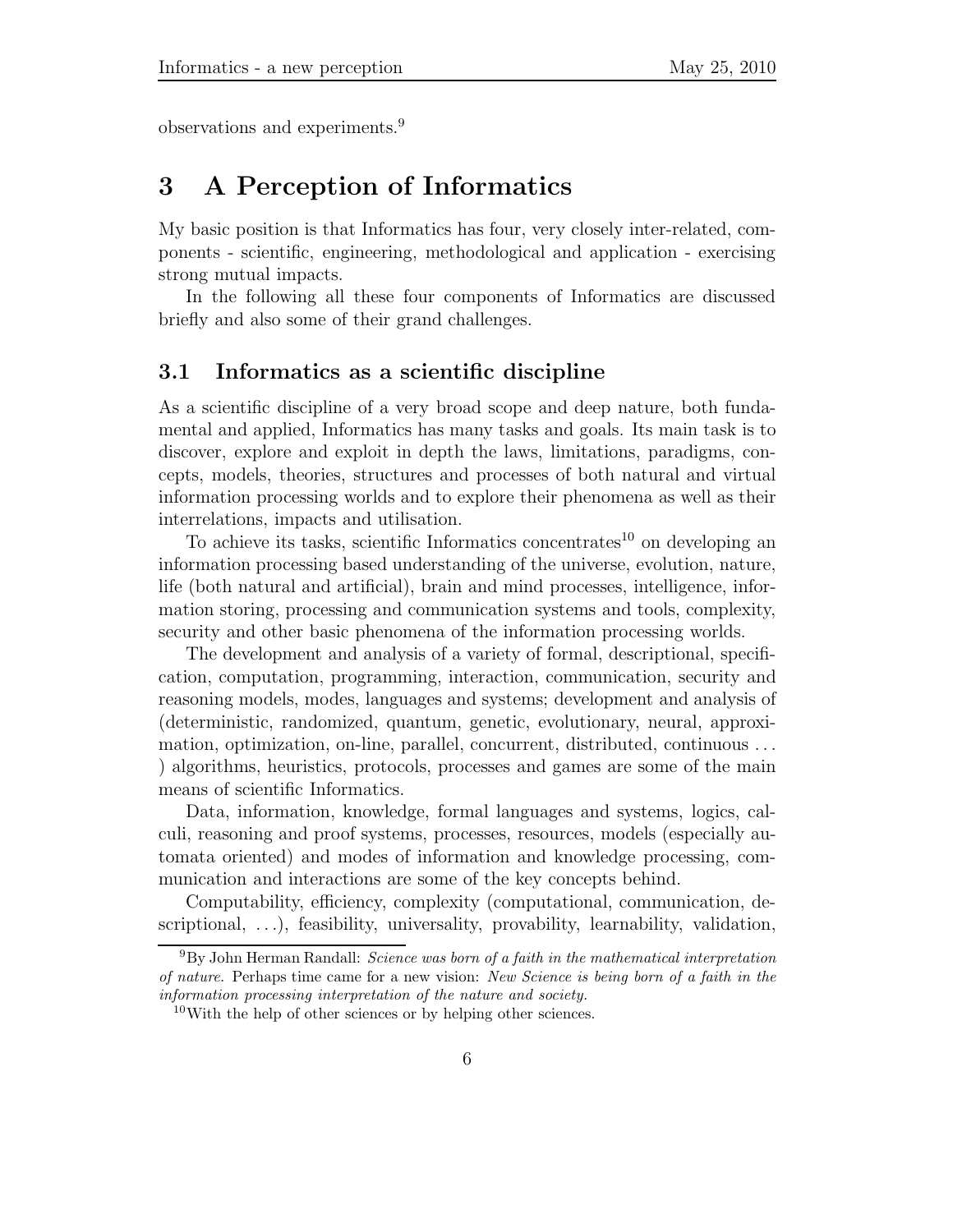observations and experiments.[9]

## 3 A Perception of Informatics

My basic position is that Informatics has four, very closely inter-related, components - scientific, engineering, methodological and application - exercising strong mutual impacts.

In the following all these four components of Informatics are discussed briefly and also some of their grand challenges.

### 3.1 Informatics as a scientific discipline

As a scientific discipline of a very broad scope and deep nature, both fundamental and applied, Informatics has many tasks and goals. Its main task is to discover, explore and exploit in depth the laws, limitations, paradigms, concepts, models, theories, structures and processes of both natural and virtual information processing worlds and to explore their phenomena as well as their interrelations, impacts and utilisation.

To achieve its tasks, scientific Informatics concentrates[10] on developing an information processing based understanding of the universe, evolution, nature, life (both natural and artificial), brain and mind processes, intelligence, information storing, processing and communication systems and tools, complexity, security and other basic phenomena of the information processing worlds.

The development and analysis of a variety of formal, descriptional, specification, computation, programming, interaction, communication, security and reasoning models, modes, languages and systems; development and analysis of (deterministic, randomized, quantum, genetic, evolutionary, neural, approximation, optimization, on-line, parallel, concurrent, distributed, continuous ... ) algorithms, heuristics, protocols, processes and games are some of the main means of scientific Informatics.

Data, information, knowledge, formal languages and systems, logics, calculi, reasoning and proof systems, processes, resources, models (especially automata oriented) and modes of information and knowledge processing, communication and interactions are some of the key concepts behind.

Computability, efficiency, complexity (computational, communication, descriptional, ...), feasibility, universality, provability, learnability, validation,

---

[9] By John Herman Randall: *Science was born of a faith in the mathematical interpretation of nature.* Perhaps time came for a new vision: *New Science is being born of a faith in the information processing interpretation of the nature and society.*

[10] With the help of other sciences or by helping other sciences.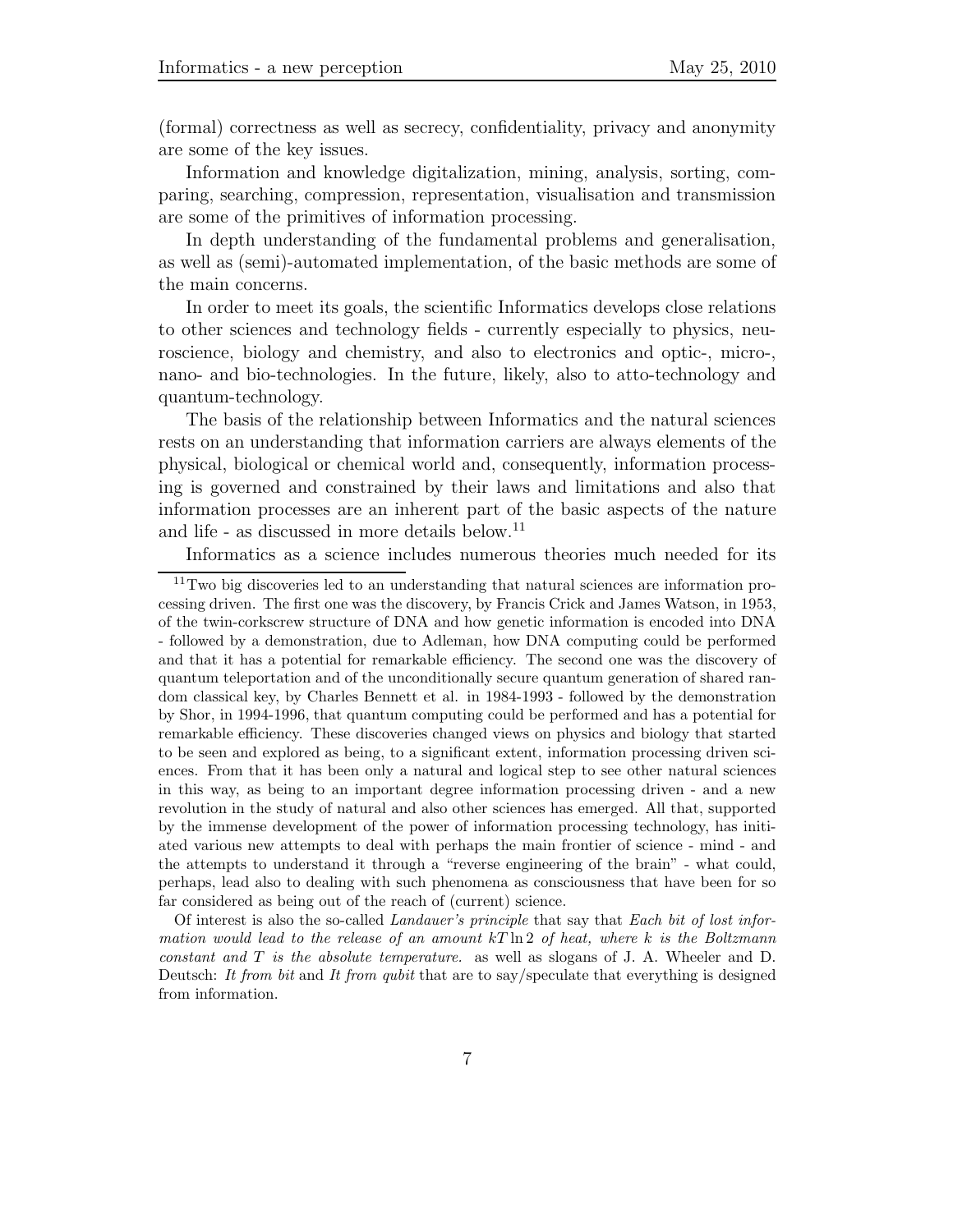(formal) correctness as well as secrecy, confidentiality, privacy and anonymity are some of the key issues.

Information and knowledge digitalization, mining, analysis, sorting, comparing, searching, compression, representation, visualisation and transmission are some of the primitives of information processing.

In depth understanding of the fundamental problems and generalisation, as well as (semi)-automated implementation, of the basic methods are some of the main concerns.

In order to meet its goals, the scientific Informatics develops close relations to other sciences and technology fields - currently especially to physics, neuroscience, biology and chemistry, and also to electronics and optic-, micro-, nano- and bio-technologies. In the future, likely, also to atto-technology and quantum-technology.

The basis of the relationship between Informatics and the natural sciences rests on an understanding that information carriers are always elements of the physical, biological or chemical world and, consequently, information processing is governed and constrained by their laws and limitations and also that information processes are an inherent part of the basic aspects of the nature and life - as discussed in more details below.[11]

Informatics as a science includes numerous theories much needed for its

[11] Two big discoveries led to an understanding that natural sciences are information processing driven. The first one was the discovery, by Francis Crick and James Watson, in 1953, of the twin-corkscrew structure of DNA and how genetic information is encoded into DNA - followed by a demonstration, due to Adleman, how DNA computing could be performed and that it has a potential for remarkable efficiency. The second one was the discovery of quantum teleportation and of the unconditionally secure quantum generation of shared random classical key, by Charles Bennett et al. in 1984-1993 - followed by the demonstration by Shor, in 1994-1996, that quantum computing could be performed and has a potential for remarkable efficiency. These discoveries changed views on physics and biology that started to be seen and explored as being, to a significant extent, information processing driven sciences. From that it has been only a natural and logical step to see other natural sciences in this way, as being to an important degree information processing driven - and a new revolution in the study of natural and also other sciences has emerged. All that, supported by the immense development of the power of information processing technology, has initiated various new attempts to deal with perhaps the main frontier of science - mind - and the attempts to understand it through a "reverse engineering of the brain" - what could, perhaps, lead also to dealing with such phenomena as consciousness that have been for so far considered as being out of the reach of (current) science.

Of interest is also the so-called *Landauer's principle* that say that *Each bit of lost information would lead to the release of an amount $kT \ln 2$ of heat, where $k$ is the Boltzmann constant and $T$ is the absolute temperature.* as well as slogans of J. A. Wheeler and D. Deutsch: *It from bit* and *It from qubit* that are to say/speculate that everything is designed from information.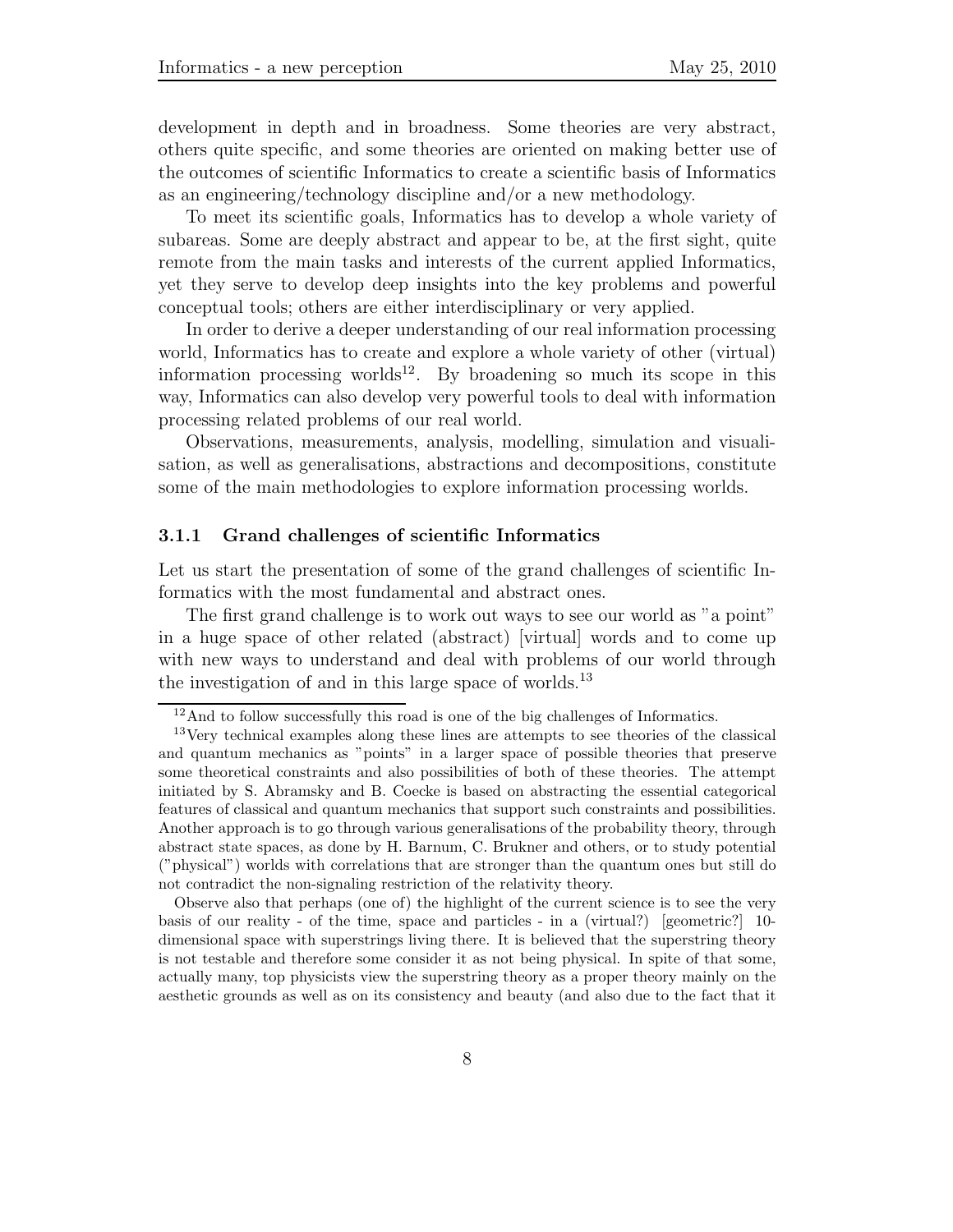development in depth and in broadness. Some theories are very abstract, others quite specific, and some theories are oriented on making better use of the outcomes of scientific Informatics to create a scientific basis of Informatics as an engineering/technology discipline and/or a new methodology.

To meet its scientific goals, Informatics has to develop a whole variety of subareas. Some are deeply abstract and appear to be, at the first sight, quite remote from the main tasks and interests of the current applied Informatics, yet they serve to develop deep insights into the key problems and powerful conceptual tools; others are either interdisciplinary or very applied.

In order to derive a deeper understanding of our real information processing world, Informatics has to create and explore a whole variety of other (virtual) information processing worlds[12]. By broadening so much its scope in this way, Informatics can also develop very powerful tools to deal with information processing related problems of our real world.

Observations, measurements, analysis, modelling, simulation and visualisation, as well as generalisations, abstractions and decompositions, constitute some of the main methodologies to explore information processing worlds.

### 3.1.1 Grand challenges of scientific Informatics

Let us start the presentation of some of the grand challenges of scientific Informatics with the most fundamental and abstract ones.

The first grand challenge is to work out ways to see our world as "a point" in a huge space of other related (abstract) [virtual] words and to come up with new ways to understand and deal with problems of our world through the investigation of and in this large space of worlds.[13]

---

[12] And to follow successfully this road is one of the big challenges of Informatics.

[13] Very technical examples along these lines are attempts to see theories of the classical and quantum mechanics as "points" in a larger space of possible theories that preserve some theoretical constraints and also possibilities of both of these theories. The attempt initiated by S. Abramsky and B. Coecke is based on abstracting the essential categorical features of classical and quantum mechanics that support such constraints and possibilities. Another approach is to go through various generalisations of the probability theory, through abstract state spaces, as done by H. Barnum, C. Brukner and others, or to study potential ("physical") worlds with correlations that are stronger than the quantum ones but still do not contradict the non-signaling restriction of the relativity theory.

Observe also that perhaps (one of) the highlight of the current science is to see the very basis of our reality - of the time, space and particles - in a (virtual?) [geometric?] 10-dimensional space with superstrings living there. It is believed that the superstring theory is not testable and therefore some consider it as not being physical. In spite of that some, actually many, top physicists view the superstring theory as a proper theory mainly on the aesthetic grounds as well as on its consistency and beauty (and also due to the fact that it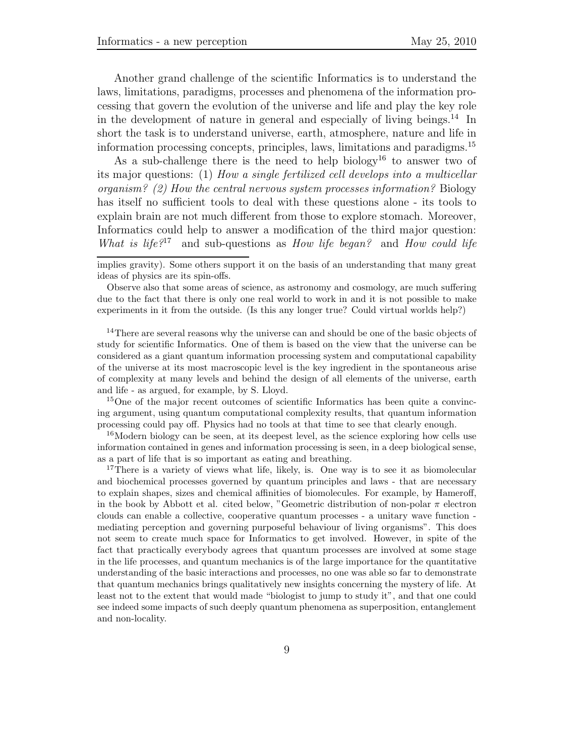Another grand challenge of the scientific Informatics is to understand the laws, limitations, paradigms, processes and phenomena of the information processing that govern the evolution of the universe and life and play the key role in the development of nature in general and especially of living beings.[14] In short the task is to understand universe, earth, atmosphere, nature and life in information processing concepts, principles, laws, limitations and paradigms.[15]

As a sub-challenge there is the need to help biology[16] to answer two of its major questions: (1) *How a single fertilized cell develops into a multicellar organism? (2) How the central nervous system processes information?* Biology has itself no sufficient tools to deal with these questions alone - its tools to explain brain are not much different from those to explore stomach. Moreover, Informatics could help to answer a modification of the third major question: *What is life?*[17] and sub-questions as *How life began?* and *How could life*

---

implies gravity). Some others support it on the basis of an understanding that many great ideas of physics are its spin-offs.

Observe also that some areas of science, as astronomy and cosmology, are much suffering due to the fact that there is only one real world to work in and it is not possible to make experiments in it from the outside. (Is this any longer true? Could virtual worlds help?)

[14] There are several reasons why the universe can and should be one of the basic objects of study for scientific Informatics. One of them is based on the view that the universe can be considered as a giant quantum information processing system and computational capability of the universe at its most macroscopic level is the key ingredient in the spontaneous arise of complexity at many levels and behind the design of all elements of the universe, earth and life - as argued, for example, by S. Lloyd.

[15] One of the major recent outcomes of scientific Informatics has been quite a convincing argument, using quantum computational complexity results, that quantum information processing could pay off. Physics had no tools at that time to see that clearly enough.

[16] Modern biology can be seen, at its deepest level, as the science exploring how cells use information contained in genes and information processing is seen, in a deep biological sense, as a part of life that is so important as eating and breathing.

[17] There is a variety of views what life, likely, is. One way is to see it as biomolecular and biochemical processes governed by quantum principles and laws - that are necessary to explain shapes, sizes and chemical affinities of biomolecules. For example, by Hameroff, in the book by Abbott et al. cited below, "Geometric distribution of non-polar $\pi$ electron clouds can enable a collective, cooperative quantum processes - a unitary wave function - mediating perception and governing purposeful behaviour of living organisms". This does not seem to create much space for Informatics to get involved. However, in spite of the fact that practically everybody agrees that quantum processes are involved at some stage in the life processes, and quantum mechanics is of the large importance for the quantitative understanding of the basic interactions and processes, no one was able so far to demonstrate that quantum mechanics brings qualitatively new insights concerning the mystery of life. At least not to the extent that would made "biologist to jump to study it", and that one could see indeed some impacts of such deeply quantum phenomena as superposition, entanglement and non-locality.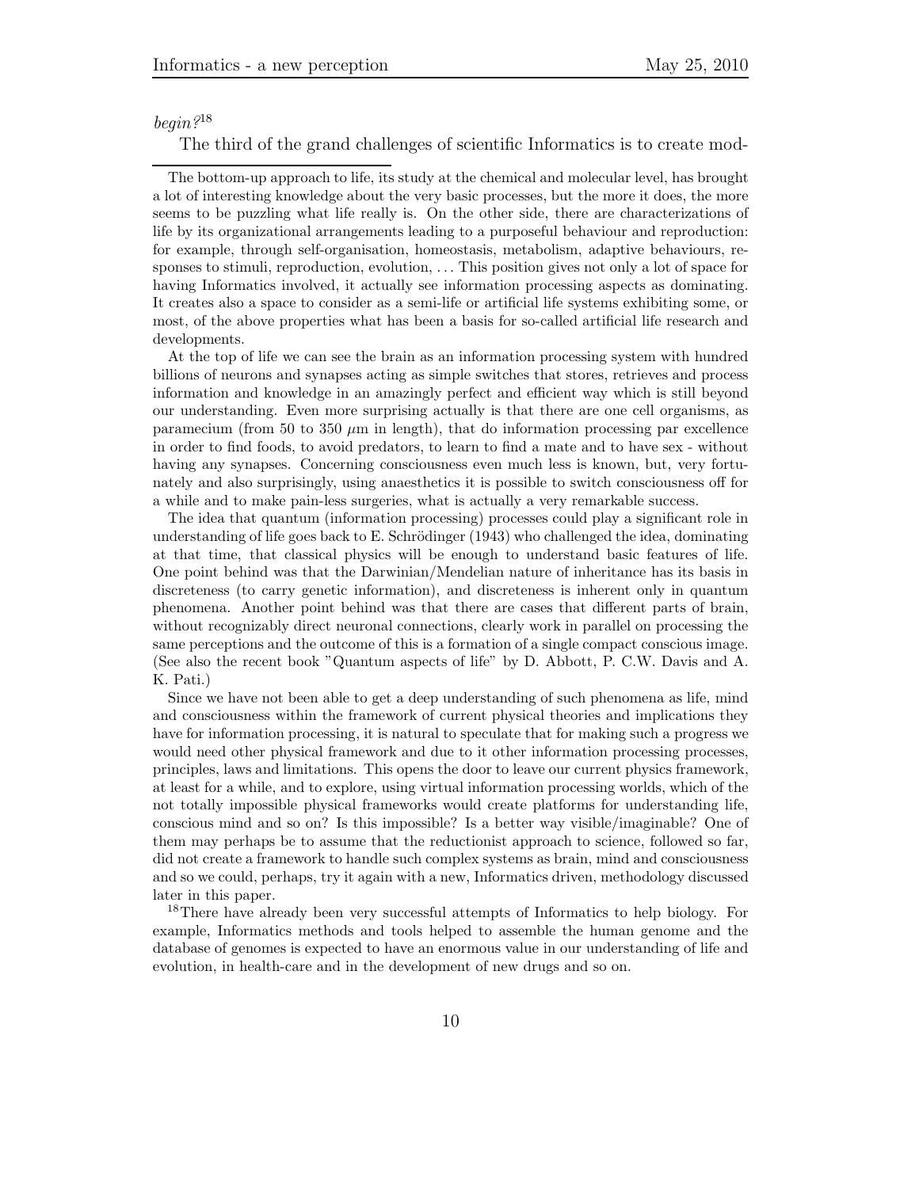*begin?*[18]

The third of the grand challenges of scientific Informatics is to create mod-

The bottom-up approach to life, its study at the chemical and molecular level, has brought a lot of interesting knowledge about the very basic processes, but the more it does, the more seems to be puzzling what life really is. On the other side, there are characterizations of life by its organizational arrangements leading to a purposeful behaviour and reproduction: for example, through self-organisation, homeostasis, metabolism, adaptive behaviours, responses to stimuli, reproduction, evolution, . . . This position gives not only a lot of space for having Informatics involved, it actually see information processing aspects as dominating. It creates also a space to consider as a semi-life or artificial life systems exhibiting some, or most, of the above properties what has been a basis for so-called artificial life research and developments.

At the top of life we can see the brain as an information processing system with hundred billions of neurons and synapses acting as simple switches that stores, retrieves and process information and knowledge in an amazingly perfect and efficient way which is still beyond our understanding. Even more surprising actually is that there are one cell organisms, as paramecium (from 50 to 350 $\mu$m in length), that do information processing par excellence in order to find foods, to avoid predators, to learn to find a mate and to have sex - without having any synapses. Concerning consciousness even much less is known, but, very fortunately and also surprisingly, using anaesthetics it is possible to switch consciousness off for a while and to make pain-less surgeries, what is actually a very remarkable success.

The idea that quantum (information processing) processes could play a significant role in understanding of life goes back to E. Schrödinger (1943) who challenged the idea, dominating at that time, that classical physics will be enough to understand basic features of life. One point behind was that the Darwinian/Mendelian nature of inheritance has its basis in discreteness (to carry genetic information), and discreteness is inherent only in quantum phenomena. Another point behind was that there are cases that different parts of brain, without recognizably direct neuronal connections, clearly work in parallel on processing the same perceptions and the outcome of this is a formation of a single compact conscious image. (See also the recent book "Quantum aspects of life" by D. Abbott, P. C.W. Davis and A. K. Pati.)

Since we have not been able to get a deep understanding of such phenomena as life, mind and consciousness within the framework of current physical theories and implications they have for information processing, it is natural to speculate that for making such a progress we would need other physical framework and due to it other information processing processes, principles, laws and limitations. This opens the door to leave our current physics framework, at least for a while, and to explore, using virtual information processing worlds, which of the not totally impossible physical frameworks would create platforms for understanding life, conscious mind and so on? Is this impossible? Is a better way visible/imaginable? One of them may perhaps be to assume that the reductionist approach to science, followed so far, did not create a framework to handle such complex systems as brain, mind and consciousness and so we could, perhaps, try it again with a new, Informatics driven, methodology discussed later in this paper.

[18] There have already been very successful attempts of Informatics to help biology. For example, Informatics methods and tools helped to assemble the human genome and the database of genomes is expected to have an enormous value in our understanding of life and evolution, in health-care and in the development of new drugs and so on.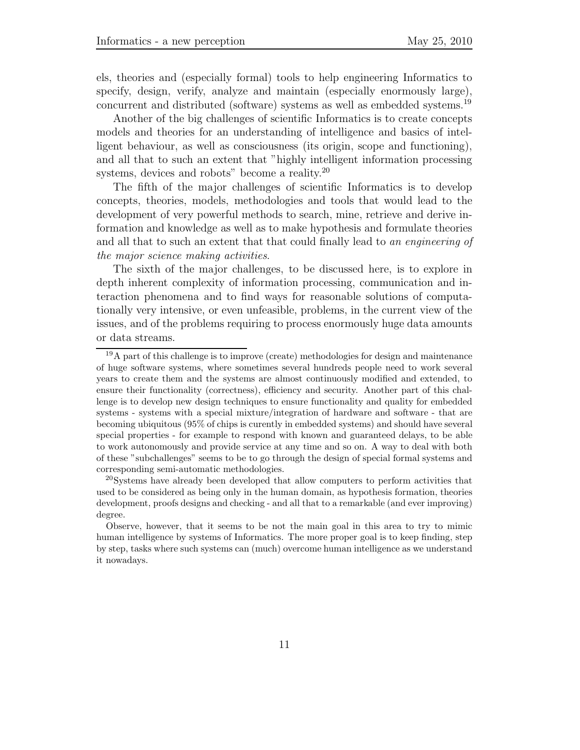els, theories and (especially formal) tools to help engineering Informatics to specify, design, verify, analyze and maintain (especially enormously large), concurrent and distributed (software) systems as well as embedded systems.[19]

Another of the big challenges of scientific Informatics is to create concepts models and theories for an understanding of intelligence and basics of intelligent behaviour, as well as consciousness (its origin, scope and functioning), and all that to such an extent that "highly intelligent information processing systems, devices and robots" become a reality.[20]

The fifth of the major challenges of scientific Informatics is to develop concepts, theories, models, methodologies and tools that would lead to the development of very powerful methods to search, mine, retrieve and derive information and knowledge as well as to make hypothesis and formulate theories and all that to such an extent that that could finally lead to *an engineering of the major science making activities*.

The sixth of the major challenges, to be discussed here, is to explore in depth inherent complexity of information processing, communication and interaction phenomena and to find ways for reasonable solutions of computationally very intensive, or even unfeasible, problems, in the current view of the issues, and of the problems requiring to process enormously huge data amounts or data streams.

---

[19] A part of this challenge is to improve (create) methodologies for design and maintenance of huge software systems, where sometimes several hundreds people need to work several years to create them and the systems are almost continuously modified and extended, to ensure their functionality (correctness), efficiency and security. Another part of this challenge is to develop new design techniques to ensure functionality and quality for embedded systems - systems with a special mixture/integration of hardware and software - that are becoming ubiquitous (95% of chips is curently in embedded systems) and should have several special properties - for example to respond with known and guaranteed delays, to be able to work autonomously and provide service at any time and so on. A way to deal with both of these "subchallenges" seems to be to go through the design of special formal systems and corresponding semi-automatic methodologies.

[20] Systems have already been developed that allow computers to perform activities that used to be considered as being only in the human domain, as hypothesis formation, theories development, proofs designs and checking - and all that to a remarkable (and ever improving) degree.

Observe, however, that it seems to be not the main goal in this area to try to mimic human intelligence by systems of Informatics. The more proper goal is to keep finding, step by step, tasks where such systems can (much) overcome human intelligence as we understand it nowadays.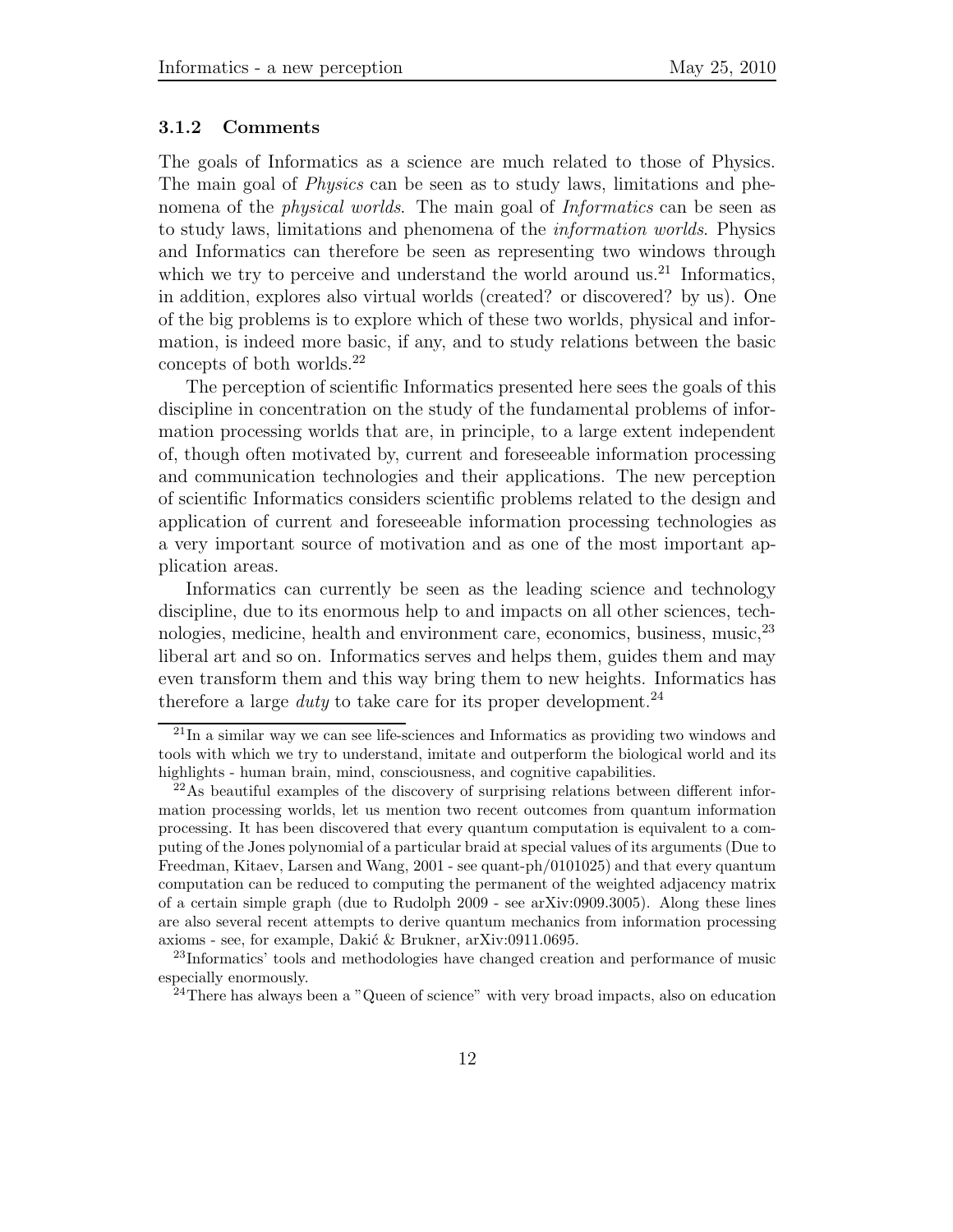### 3.1.2 Comments

The goals of Informatics as a science are much related to those of Physics. The main goal of *Physics* can be seen as to study laws, limitations and phenomena of the *physical worlds*. The main goal of *Informatics* can be seen as to study laws, limitations and phenomena of the *information worlds*. Physics and Informatics can therefore be seen as representing two windows through which we try to perceive and understand the world around us.[21] Informatics, in addition, explores also virtual worlds (created? or discovered? by us). One of the big problems is to explore which of these two worlds, physical and information, is indeed more basic, if any, and to study relations between the basic concepts of both worlds.[22]

The perception of scientific Informatics presented here sees the goals of this discipline in concentration on the study of the fundamental problems of information processing worlds that are, in principle, to a large extent independent of, though often motivated by, current and foreseeable information processing and communication technologies and their applications. The new perception of scientific Informatics considers scientific problems related to the design and application of current and foreseeable information processing technologies as a very important source of motivation and as one of the most important application areas.

Informatics can currently be seen as the leading science and technology discipline, due to its enormous help to and impacts on all other sciences, technologies, medicine, health and environment care, economics, business, music,[23] liberal art and so on. Informatics serves and helps them, guides them and may even transform them and this way bring them to new heights. Informatics has therefore a large *duty* to take care for its proper development.[24]

---

[21] In a similar way we can see life-sciences and Informatics as providing two windows and tools with which we try to understand, imitate and outperform the biological world and its highlights - human brain, mind, consciousness, and cognitive capabilities.

[22] As beautiful examples of the discovery of surprising relations between different information processing worlds, let us mention two recent outcomes from quantum information processing. It has been discovered that every quantum computation is equivalent to a computing of the Jones polynomial of a particular braid at special values of its arguments (Due to Freedman, Kitaev, Larsen and Wang, 2001 - see quant-ph/0101025) and that every quantum computation can be reduced to computing the permanent of the weighted adjacency matrix of a certain simple graph (due to Rudolph 2009 - see arXiv:0909.3005). Along these lines are also several recent attempts to derive quantum mechanics from information processing axioms - see, for example, Dakić & Brukner, arXiv:0911.0695.

[23] Informatics' tools and methodologies have changed creation and performance of music especially enormously.

[24] There has always been a "Queen of science" with very broad impacts, also on education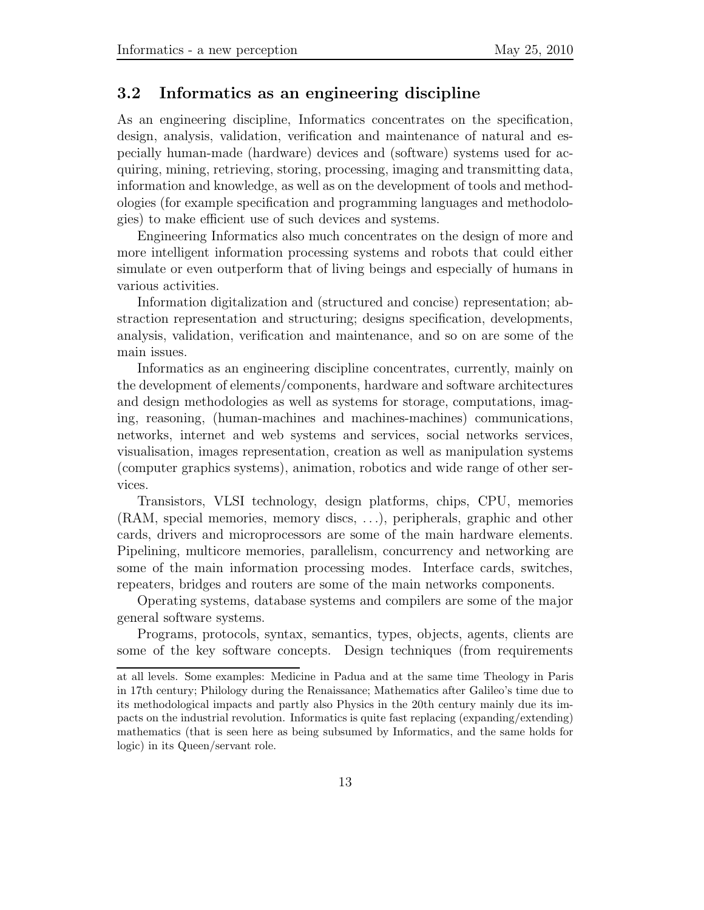## 3.2 Informatics as an engineering discipline

As an engineering discipline, Informatics concentrates on the specification, design, analysis, validation, verification and maintenance of natural and especially human-made (hardware) devices and (software) systems used for acquiring, mining, retrieving, storing, processing, imaging and transmitting data, information and knowledge, as well as on the development of tools and methodologies (for example specification and programming languages and methodologies) to make efficient use of such devices and systems.

Engineering Informatics also much concentrates on the design of more and more intelligent information processing systems and robots that could either simulate or even outperform that of living beings and especially of humans in various activities.

Information digitalization and (structured and concise) representation; abstraction representation and structuring; designs specification, developments, analysis, validation, verification and maintenance, and so on are some of the main issues.

Informatics as an engineering discipline concentrates, currently, mainly on the development of elements/components, hardware and software architectures and design methodologies as well as systems for storage, computations, imaging, reasoning, (human-machines and machines-machines) communications, networks, internet and web systems and services, social networks services, visualisation, images representation, creation as well as manipulation systems (computer graphics systems), animation, robotics and wide range of other services.

Transistors, VLSI technology, design platforms, chips, CPU, memories (RAM, special memories, memory discs, ...), peripherals, graphic and other cards, drivers and microprocessors are some of the main hardware elements. Pipelining, multicore memories, parallelism, concurrency and networking are some of the main information processing modes. Interface cards, switches, repeaters, bridges and routers are some of the main networks components.

Operating systems, database systems and compilers are some of the major general software systems.

Programs, protocols, syntax, semantics, types, objects, agents, clients are some of the key software concepts. Design techniques (from requirements

---

at all levels. Some examples: Medicine in Padua and at the same time Theology in Paris in 17th century; Philology during the Renaissance; Mathematics after Galileo's time due to its methodological impacts and partly also Physics in the 20th century mainly due its impacts on the industrial revolution. Informatics is quite fast replacing (expanding/extending) mathematics (that is seen here as being subsumed by Informatics, and the same holds for logic) in its Queen/servant role.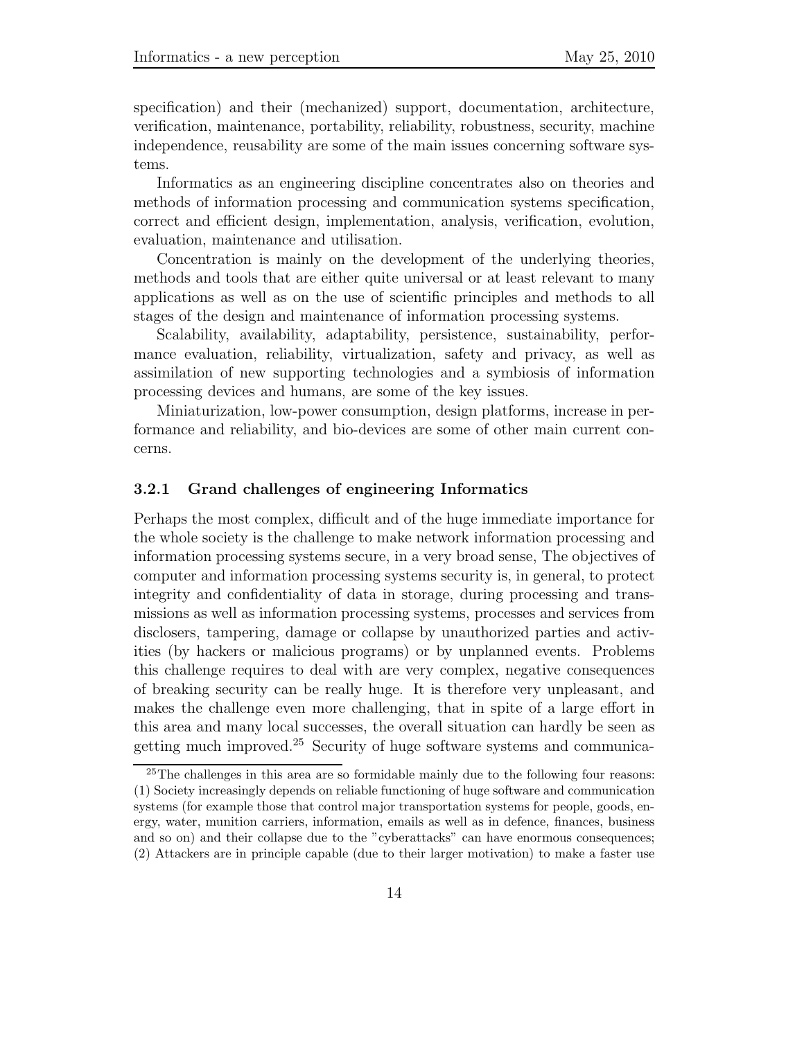specification) and their (mechanized) support, documentation, architecture, verification, maintenance, portability, reliability, robustness, security, machine independence, reusability are some of the main issues concerning software systems.

Informatics as an engineering discipline concentrates also on theories and methods of information processing and communication systems specification, correct and efficient design, implementation, analysis, verification, evolution, evaluation, maintenance and utilisation.

Concentration is mainly on the development of the underlying theories, methods and tools that are either quite universal or at least relevant to many applications as well as on the use of scientific principles and methods to all stages of the design and maintenance of information processing systems.

Scalability, availability, adaptability, persistence, sustainability, performance evaluation, reliability, virtualization, safety and privacy, as well as assimilation of new supporting technologies and a symbiosis of information processing devices and humans, are some of the key issues.

Miniaturization, low-power consumption, design platforms, increase in performance and reliability, and bio-devices are some of other main current concerns.

### 3.2.1 Grand challenges of engineering Informatics

Perhaps the most complex, difficult and of the huge immediate importance for the whole society is the challenge to make network information processing and information processing systems secure, in a very broad sense, The objectives of computer and information processing systems security is, in general, to protect integrity and confidentiality of data in storage, during processing and transmissions as well as information processing systems, processes and services from disclosers, tampering, damage or collapse by unauthorized parties and activities (by hackers or malicious programs) or by unplanned events. Problems this challenge requires to deal with are very complex, negative consequences of breaking security can be really huge. It is therefore very unpleasant, and makes the challenge even more challenging, that in spite of a large effort in this area and many local successes, the overall situation can hardly be seen as getting much improved.[25] Security of huge software systems and communica-

[25] The challenges in this area are so formidable mainly due to the following four reasons: (1) Society increasingly depends on reliable functioning of huge software and communication systems (for example those that control major transportation systems for people, goods, energy, water, munition carriers, information, emails as well as in defence, finances, business and so on) and their collapse due to the "cyberattacks" can have enormous consequences; (2) Attackers are in principle capable (due to their larger motivation) to make a faster use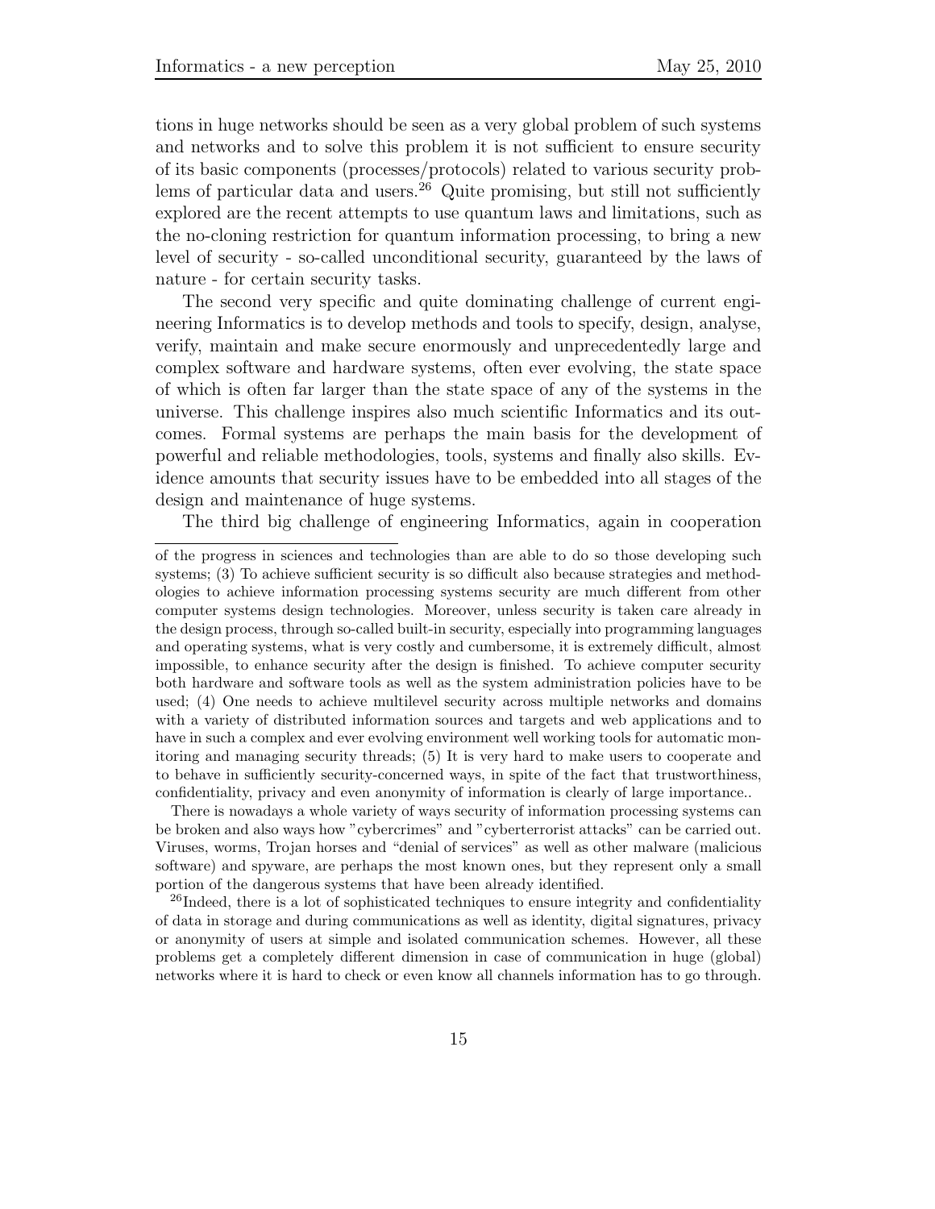tions in huge networks should be seen as a very global problem of such systems and networks and to solve this problem it is not sufficient to ensure security of its basic components (processes/protocols) related to various security problems of particular data and users.[26] Quite promising, but still not sufficiently explored are the recent attempts to use quantum laws and limitations, such as the no-cloning restriction for quantum information processing, to bring a new level of security - so-called unconditional security, guaranteed by the laws of nature - for certain security tasks.

The second very specific and quite dominating challenge of current engineering Informatics is to develop methods and tools to specify, design, analyse, verify, maintain and make secure enormously and unprecedentedly large and complex software and hardware systems, often ever evolving, the state space of which is often far larger than the state space of any of the systems in the universe. This challenge inspires also much scientific Informatics and its outcomes. Formal systems are perhaps the main basis for the development of powerful and reliable methodologies, tools, systems and finally also skills. Evidence amounts that security issues have to be embedded into all stages of the design and maintenance of huge systems.

The third big challenge of engineering Informatics, again in cooperation

---

of the progress in sciences and technologies than are able to do so those developing such systems; (3) To achieve sufficient security is so difficult also because strategies and methodologies to achieve information processing systems security are much different from other computer systems design technologies. Moreover, unless security is taken care already in the design process, through so-called built-in security, especially into programming languages and operating systems, what is very costly and cumbersome, it is extremely difficult, almost impossible, to enhance security after the design is finished. To achieve computer security both hardware and software tools as well as the system administration policies have to be used; (4) One needs to achieve multilevel security across multiple networks and domains with a variety of distributed information sources and targets and web applications and to have in such a complex and ever evolving environment well working tools for automatic monitoring and managing security threads; (5) It is very hard to make users to cooperate and to behave in sufficiently security-concerned ways, in spite of the fact that trustworthiness, confidentiality, privacy and even anonymity of information is clearly of large importance..

There is nowadays a whole variety of ways security of information processing systems can be broken and also ways how "cybercrimes" and "cyberterrorist attacks" can be carried out. Viruses, worms, Trojan horses and "denial of services" as well as other malware (malicious software) and spyware, are perhaps the most known ones, but they represent only a small portion of the dangerous systems that have been already identified.

[26] Indeed, there is a lot of sophisticated techniques to ensure integrity and confidentiality of data in storage and during communications as well as identity, digital signatures, privacy or anonymity of users at simple and isolated communication schemes. However, all these problems get a completely different dimension in case of communication in huge (global) networks where it is hard to check or even know all channels information has to go through.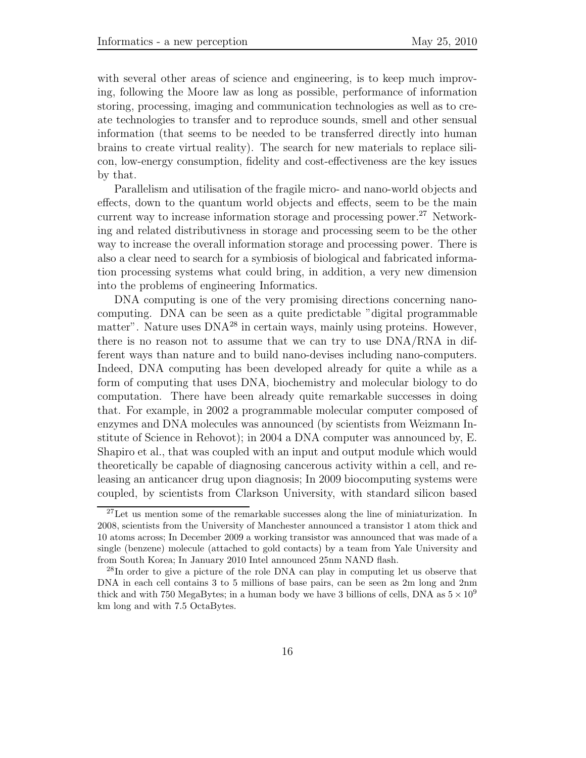with several other areas of science and engineering, is to keep much improving, following the Moore law as long as possible, performance of information storing, processing, imaging and communication technologies as well as to create technologies to transfer and to reproduce sounds, smell and other sensual information (that seems to be needed to be transferred directly into human brains to create virtual reality). The search for new materials to replace silicon, low-energy consumption, fidelity and cost-effectiveness are the key issues by that.

Parallelism and utilisation of the fragile micro- and nano-world objects and effects, down to the quantum world objects and effects, seem to be the main current way to increase information storage and processing power.[27] Networking and related distributivness in storage and processing seem to be the other way to increase the overall information storage and processing power. There is also a clear need to search for a symbiosis of biological and fabricated information processing systems what could bring, in addition, a very new dimension into the problems of engineering Informatics.

DNA computing is one of the very promising directions concerning nano-computing. DNA can be seen as a quite predictable "digital programmable matter". Nature uses DNA[28] in certain ways, mainly using proteins. However, there is no reason not to assume that we can try to use DNA/RNA in different ways than nature and to build nano-devises including nano-computers. Indeed, DNA computing has been developed already for quite a while as a form of computing that uses DNA, biochemistry and molecular biology to do computation. There have been already quite remarkable successes in doing that. For example, in 2002 a programmable molecular computer composed of enzymes and DNA molecules was announced (by scientists from Weizmann Institute of Science in Rehovot); in 2004 a DNA computer was announced by, E. Shapiro et al., that was coupled with an input and output module which would theoretically be capable of diagnosing cancerous activity within a cell, and releasing an anticancer drug upon diagnosis; In 2009 biocomputing systems were coupled, by scientists from Clarkson University, with standard silicon based

[27] Let us mention some of the remarkable successes along the line of miniaturization. In 2008, scientists from the University of Manchester announced a transistor 1 atom thick and 10 atoms across; In December 2009 a working transistor was announced that was made of a single (benzene) molecule (attached to gold contacts) by a team from Yale University and from South Korea; In January 2010 Intel announced 25nm NAND flash.

[28] In order to give a picture of the role DNA can play in computing let us observe that DNA in each cell contains 3 to 5 millions of base pairs, can be seen as 2m long and 2nm thick and with 750 MegaBytes; in a human body we have 3 billions of cells, DNA as $5 \times 10^9$ km long and with 7.5 OctaBytes.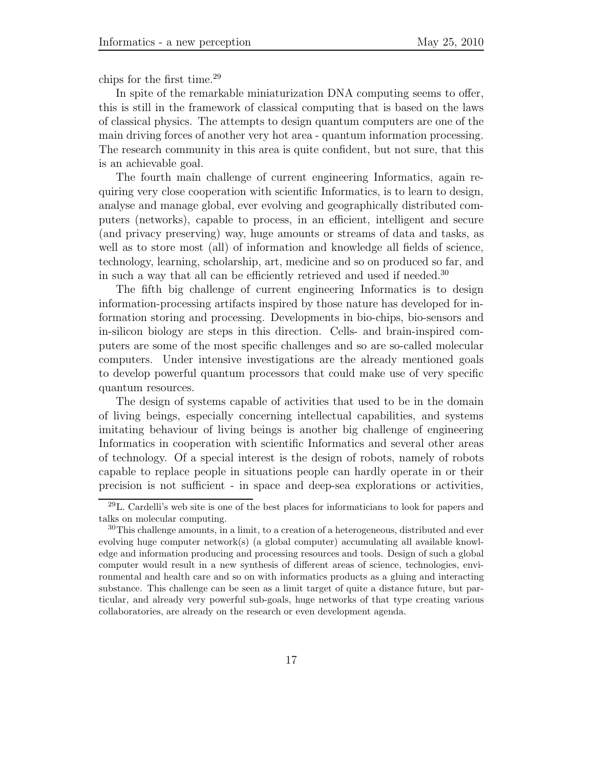chips for the first time.[29]

In spite of the remarkable miniaturization DNA computing seems to offer, this is still in the framework of classical computing that is based on the laws of classical physics. The attempts to design quantum computers are one of the main driving forces of another very hot area - quantum information processing. The research community in this area is quite confident, but not sure, that this is an achievable goal.

The fourth main challenge of current engineering Informatics, again requiring very close cooperation with scientific Informatics, is to learn to design, analyse and manage global, ever evolving and geographically distributed computers (networks), capable to process, in an efficient, intelligent and secure (and privacy preserving) way, huge amounts or streams of data and tasks, as well as to store most (all) of information and knowledge all fields of science, technology, learning, scholarship, art, medicine and so on produced so far, and in such a way that all can be efficiently retrieved and used if needed.[30]

The fifth big challenge of current engineering Informatics is to design information-processing artifacts inspired by those nature has developed for information storing and processing. Developments in bio-chips, bio-sensors and in-silicon biology are steps in this direction. Cells- and brain-inspired computers are some of the most specific challenges and so are so-called molecular computers. Under intensive investigations are the already mentioned goals to develop powerful quantum processors that could make use of very specific quantum resources.

The design of systems capable of activities that used to be in the domain of living beings, especially concerning intellectual capabilities, and systems imitating behaviour of living beings is another big challenge of engineering Informatics in cooperation with scientific Informatics and several other areas of technology. Of a special interest is the design of robots, namely of robots capable to replace people in situations people can hardly operate in or their precision is not sufficient - in space and deep-sea explorations or activities,

---

[29] L. Cardelli's web site is one of the best places for informaticians to look for papers and talks on molecular computing.

[30] This challenge amounts, in a limit, to a creation of a heterogeneous, distributed and ever evolving huge computer network(s) (a global computer) accumulating all available knowledge and information producing and processing resources and tools. Design of such a global computer would result in a new synthesis of different areas of science, technologies, environmental and health care and so on with informatics products as a gluing and interacting substance. This challenge can be seen as a limit target of quite a distance future, but particular, and already very powerful sub-goals, huge networks of that type creating various collaboratories, are already on the research or even development agenda.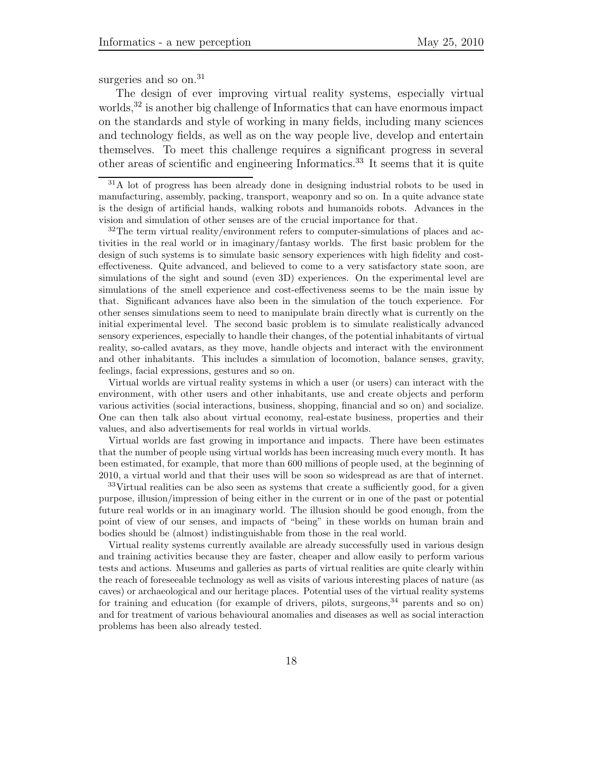surgeries and so on.[31]

The design of ever improving virtual reality systems, especially virtual worlds,[32] is another big challenge of Informatics that can have enormous impact on the standards and style of working in many fields, including many sciences and technology fields, as well as on the way people live, develop and entertain themselves. To meet this challenge requires a significant progress in several other areas of scientific and engineering Informatics.[33] It seems that it is quite

---

[31] A lot of progress has been already done in designing industrial robots to be used in manufacturing, assembly, packing, transport, weaponry and so on. In a quite advance state is the design of artificial hands, walking robots and humanoids robots. Advances in the vision and simulation of other senses are of the crucial importance for that.

[32] The term virtual reality/environment refers to computer-simulations of places and activities in the real world or in imaginary/fantasy worlds. The first basic problem for the design of such systems is to simulate basic sensory experiences with high fidelity and cost-effectiveness. Quite advanced, and believed to come to a very satisfactory state soon, are simulations of the sight and sound (even 3D) experiences. On the experimental level are simulations of the smell experience and cost-effectiveness seems to be the main issue by that. Significant advances have also been in the simulation of the touch experience. For other senses simulations seem to need to manipulate brain directly what is currently on the initial experimental level. The second basic problem is to simulate realistically advanced sensory experiences, especially to handle their changes, of the potential inhabitants of virtual reality, so-called avatars, as they move, handle objects and interact with the environment and other inhabitants. This includes a simulation of locomotion, balance senses, gravity, feelings, facial expressions, gestures and so on.

Virtual worlds are virtual reality systems in which a user (or users) can interact with the environment, with other users and other inhabitants, use and create objects and perform various activities (social interactions, business, shopping, financial and so on) and socialize. One can then talk also about virtual economy, real-estate business, properties and their values, and also advertisements for real worlds in virtual worlds.

Virtual worlds are fast growing in importance and impacts. There have been estimates that the number of people using virtual worlds has been increasing much every month. It has been estimated, for example, that more than 600 millions of people used, at the beginning of 2010, a virtual world and that their uses will be soon so widespread as are that of internet.

[33] Virtual realities can be also seen as systems that create a sufficiently good, for a given purpose, illusion/impression of being either in the current or in one of the past or potential future real worlds or in an imaginary world. The illusion should be good enough, from the point of view of our senses, and impacts of "being" in these worlds on human brain and bodies should be (almost) indistinguishable from those in the real world.

Virtual reality systems currently available are already successfully used in various design and training activities because they are faster, cheaper and allow easily to perform various tests and actions. Museums and galleries as parts of virtual realities are quite clearly within the reach of foreseeable technology as well as visits of various interesting places of nature (as caves) or archaeological and our heritage places. Potential uses of the virtual reality systems for training and education (for example of drivers, pilots, surgeons,[34] parents and so on) and for treatment of various behavioural anomalies and diseases as well as social interaction problems has been also already tested.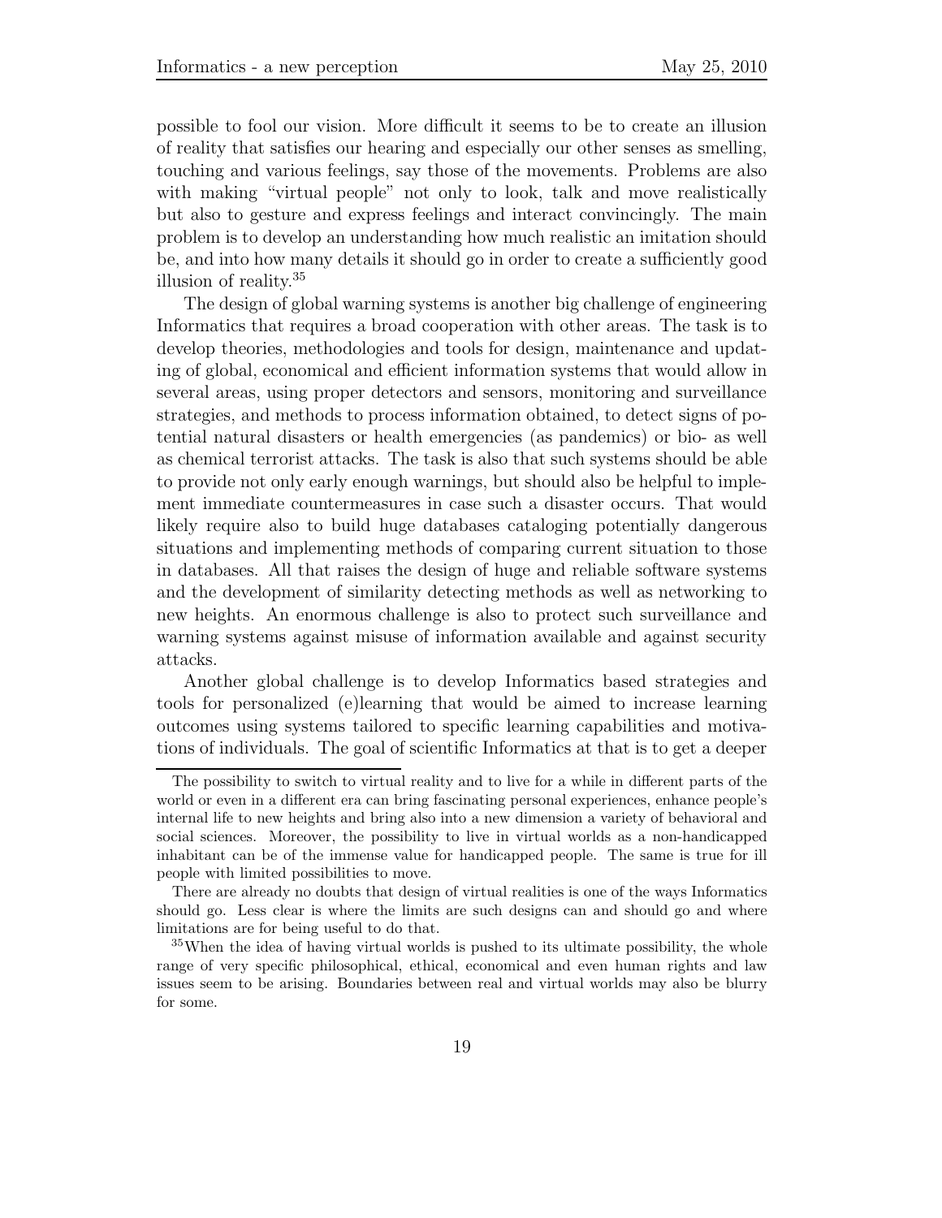possible to fool our vision. More difficult it seems to be to create an illusion of reality that satisfies our hearing and especially our other senses as smelling, touching and various feelings, say those of the movements. Problems are also with making "virtual people" not only to look, talk and move realistically but also to gesture and express feelings and interact convincingly. The main problem is to develop an understanding how much realistic an imitation should be, and into how many details it should go in order to create a sufficiently good illusion of reality.[35]

The design of global warning systems is another big challenge of engineering Informatics that requires a broad cooperation with other areas. The task is to develop theories, methodologies and tools for design, maintenance and updating of global, economical and efficient information systems that would allow in several areas, using proper detectors and sensors, monitoring and surveillance strategies, and methods to process information obtained, to detect signs of potential natural disasters or health emergencies (as pandemics) or bio- as well as chemical terrorist attacks. The task is also that such systems should be able to provide not only early enough warnings, but should also be helpful to implement immediate countermeasures in case such a disaster occurs. That would likely require also to build huge databases cataloging potentially dangerous situations and implementing methods of comparing current situation to those in databases. All that raises the design of huge and reliable software systems and the development of similarity detecting methods as well as networking to new heights. An enormous challenge is also to protect such surveillance and warning systems against misuse of information available and against security attacks.

Another global challenge is to develop Informatics based strategies and tools for personalized (e)learning that would be aimed to increase learning outcomes using systems tailored to specific learning capabilities and motivations of individuals. The goal of scientific Informatics at that is to get a deeper

---

The possibility to switch to virtual reality and to live for a while in different parts of the world or even in a different era can bring fascinating personal experiences, enhance people's internal life to new heights and bring also into a new dimension a variety of behavioral and social sciences. Moreover, the possibility to live in virtual worlds as a non-handicapped inhabitant can be of the immense value for handicapped people. The same is true for ill people with limited possibilities to move.

There are already no doubts that design of virtual realities is one of the ways Informatics should go. Less clear is where the limits are such designs can and should go and where limitations are for being useful to do that.

[35] When the idea of having virtual worlds is pushed to its ultimate possibility, the whole range of very specific philosophical, ethical, economical and even human rights and law issues seem to be arising. Boundaries between real and virtual worlds may also be blurry for some.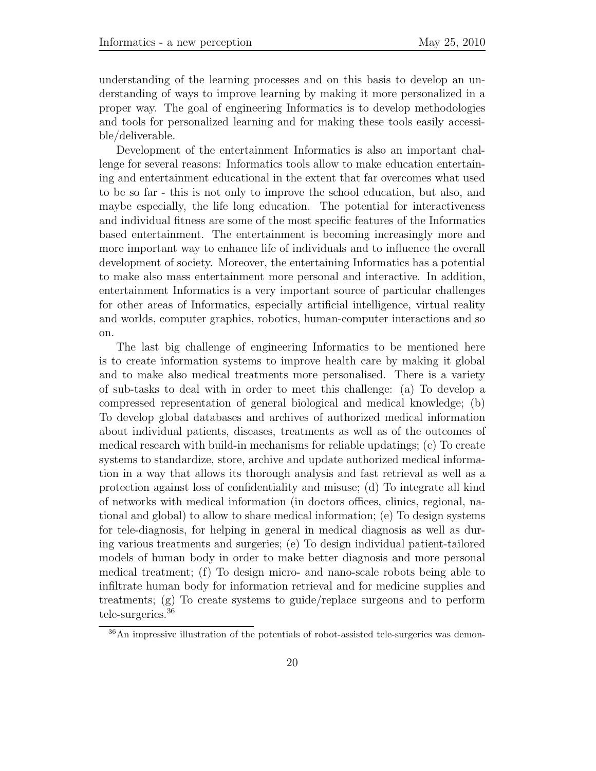understanding of the learning processes and on this basis to develop an understanding of ways to improve learning by making it more personalized in a proper way. The goal of engineering Informatics is to develop methodologies and tools for personalized learning and for making these tools easily accessible/deliverable.

Development of the entertainment Informatics is also an important challenge for several reasons: Informatics tools allow to make education entertaining and entertainment educational in the extent that far overcomes what used to be so far - this is not only to improve the school education, but also, and maybe especially, the life long education. The potential for interactiveness and individual fitness are some of the most specific features of the Informatics based entertainment. The entertainment is becoming increasingly more and more important way to enhance life of individuals and to influence the overall development of society. Moreover, the entertaining Informatics has a potential to make also mass entertainment more personal and interactive. In addition, entertainment Informatics is a very important source of particular challenges for other areas of Informatics, especially artificial intelligence, virtual reality and worlds, computer graphics, robotics, human-computer interactions and so on.

The last big challenge of engineering Informatics to be mentioned here is to create information systems to improve health care by making it global and to make also medical treatments more personalised. There is a variety of sub-tasks to deal with in order to meet this challenge: (a) To develop a compressed representation of general biological and medical knowledge; (b) To develop global databases and archives of authorized medical information about individual patients, diseases, treatments as well as of the outcomes of medical research with build-in mechanisms for reliable updatings; (c) To create systems to standardize, store, archive and update authorized medical information in a way that allows its thorough analysis and fast retrieval as well as a protection against loss of confidentiality and misuse; (d) To integrate all kind of networks with medical information (in doctors offices, clinics, regional, national and global) to allow to share medical information; (e) To design systems for tele-diagnosis, for helping in general in medical diagnosis as well as during various treatments and surgeries; (e) To design individual patient-tailored models of human body in order to make better diagnosis and more personal medical treatment; (f) To design micro- and nano-scale robots being able to infiltrate human body for information retrieval and for medicine supplies and treatments; (g) To create systems to guide/replace surgeons and to perform tele-surgeries.[36]

[36] An impressive illustration of the potentials of robot-assisted tele-surgeries was demon-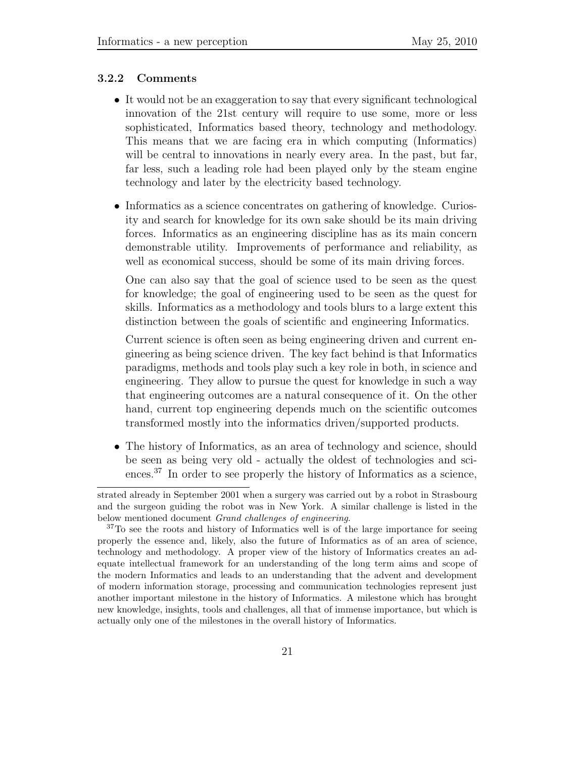### 3.2.2 Comments

- It would not be an exaggeration to say that every significant technological innovation of the 21st century will require to use some, more or less sophisticated, Informatics based theory, technology and methodology. This means that we are facing era in which computing (Informatics) will be central to innovations in nearly every area. In the past, but far, far less, such a leading role had been played only by the steam engine technology and later by the electricity based technology.

- Informatics as a science concentrates on gathering of knowledge. Curiosity and search for knowledge for its own sake should be its main driving forces. Informatics as an engineering discipline has as its main concern demonstrable utility. Improvements of performance and reliability, as well as economical success, should be some of its main driving forces.

  One can also say that the goal of science used to be seen as the quest for knowledge; the goal of engineering used to be seen as the quest for skills. Informatics as a methodology and tools blurs to a large extent this distinction between the goals of scientific and engineering Informatics.

  Current science is often seen as being engineering driven and current engineering as being science driven. The key fact behind is that Informatics paradigms, methods and tools play such a key role in both, in science and engineering. They allow to pursue the quest for knowledge in such a way that engineering outcomes are a natural consequence of it. On the other hand, current top engineering depends much on the scientific outcomes transformed mostly into the informatics driven/supported products.

- The history of Informatics, as an area of technology and science, should be seen as being very old - actually the oldest of technologies and sciences.[37] In order to see properly the history of Informatics as a science,

---

strated already in September 2001 when a surgery was carried out by a robot in Strasbourg and the surgeon guiding the robot was in New York. A similar challenge is listed in the below mentioned document *Grand challenges of engineering*.

[37] To see the roots and history of Informatics well is of the large importance for seeing properly the essence and, likely, also the future of Informatics as of an area of science, technology and methodology. A proper view of the history of Informatics creates an adequate intellectual framework for an understanding of the long term aims and scope of the modern Informatics and leads to an understanding that the advent and development of modern information storage, processing and communication technologies represent just another important milestone in the history of Informatics. A milestone which has brought new knowledge, insights, tools and challenges, all that of immense importance, but which is actually only one of the milestones in the overall history of Informatics.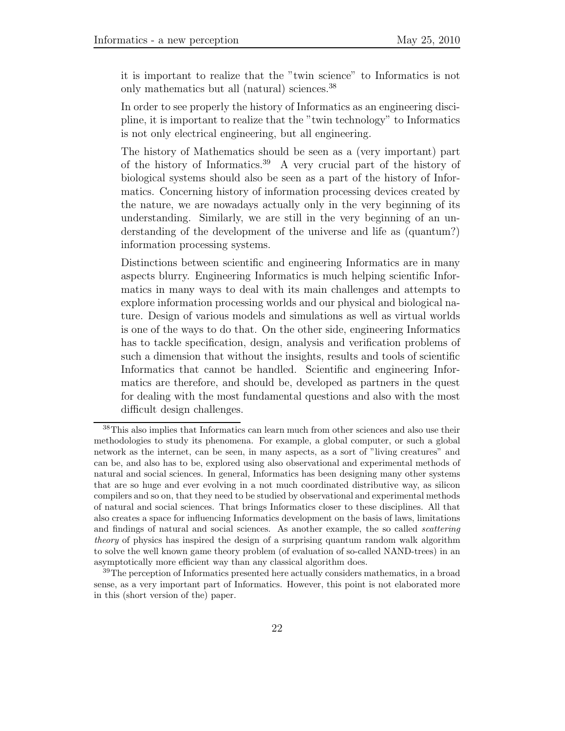it is important to realize that the "twin science" to Informatics is not only mathematics but all (natural) sciences.[38]

In order to see properly the history of Informatics as an engineering discipline, it is important to realize that the "twin technology" to Informatics is not only electrical engineering, but all engineering.

The history of Mathematics should be seen as a (very important) part of the history of Informatics.[39] A very crucial part of the history of biological systems should also be seen as a part of the history of Informatics. Concerning history of information processing devices created by the nature, we are nowadays actually only in the very beginning of its understanding. Similarly, we are still in the very beginning of an understanding of the development of the universe and life as (quantum?) information processing systems.

Distinctions between scientific and engineering Informatics are in many aspects blurry. Engineering Informatics is much helping scientific Informatics in many ways to deal with its main challenges and attempts to explore information processing worlds and our physical and biological nature. Design of various models and simulations as well as virtual worlds is one of the ways to do that. On the other side, engineering Informatics has to tackle specification, design, analysis and verification problems of such a dimension that without the insights, results and tools of scientific Informatics that cannot be handled. Scientific and engineering Informatics are therefore, and should be, developed as partners in the quest for dealing with the most fundamental questions and also with the most difficult design challenges.

---

[38] This also implies that Informatics can learn much from other sciences and also use their methodologies to study its phenomena. For example, a global computer, or such a global network as the internet, can be seen, in many aspects, as a sort of "living creatures" and can be, and also has to be, explored using also observational and experimental methods of natural and social sciences. In general, Informatics has been designing many other systems that are so huge and ever evolving in a not much coordinated distributive way, as silicon compilers and so on, that they need to be studied by observational and experimental methods of natural and social sciences. That brings Informatics closer to these disciplines. All that also creates a space for influencing Informatics development on the basis of laws, limitations and findings of natural and social sciences. As another example, the so called *scattering theory* of physics has inspired the design of a surprising quantum random walk algorithm to solve the well known game theory problem (of evaluation of so-called NAND-trees) in an asymptotically more efficient way than any classical algorithm does.

[39] The perception of Informatics presented here actually considers mathematics, in a broad sense, as a very important part of Informatics. However, this point is not elaborated more in this (short version of the) paper.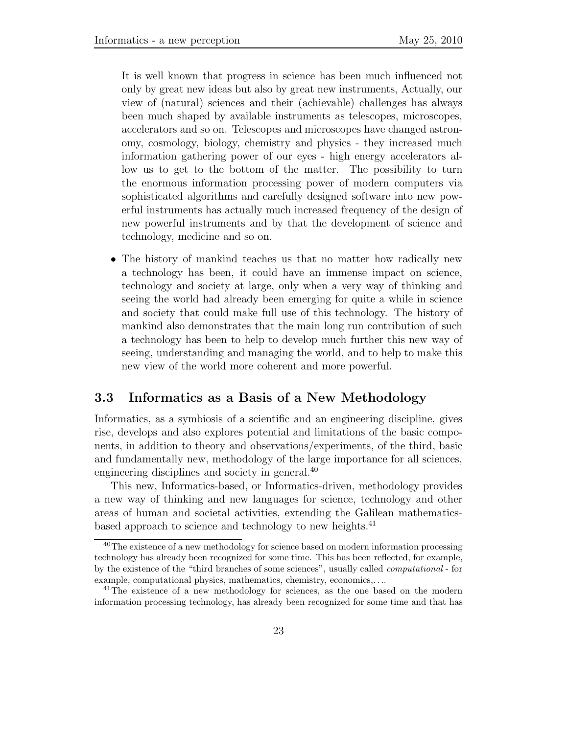It is well known that progress in science has been much influenced not only by great new ideas but also by great new instruments, Actually, our view of (natural) sciences and their (achievable) challenges has always been much shaped by available instruments as telescopes, microscopes, accelerators and so on. Telescopes and microscopes have changed astronomy, cosmology, biology, chemistry and physics - they increased much information gathering power of our eyes - high energy accelerators allow us to get to the bottom of the matter. The possibility to turn the enormous information processing power of modern computers via sophisticated algorithms and carefully designed software into new powerful instruments has actually much increased frequency of the design of new powerful instruments and by that the development of science and technology, medicine and so on.

- The history of mankind teaches us that no matter how radically new a technology has been, it could have an immense impact on science, technology and society at large, only when a very way of thinking and seeing the world had already been emerging for quite a while in science and society that could make full use of this technology. The history of mankind also demonstrates that the main long run contribution of such a technology has been to help to develop much further this new way of seeing, understanding and managing the world, and to help to make this new view of the world more coherent and more powerful.

## 3.3 Informatics as a Basis of a New Methodology

Informatics, as a symbiosis of a scientific and an engineering discipline, gives rise, develops and also explores potential and limitations of the basic components, in addition to theory and observations/experiments, of the third, basic and fundamentally new, methodology of the large importance for all sciences, engineering disciplines and society in general.[40]

This new, Informatics-based, or Informatics-driven, methodology provides a new way of thinking and new languages for science, technology and other areas of human and societal activities, extending the Galilean mathematics-based approach to science and technology to new heights.[41]

---

[40] The existence of a new methodology for science based on modern information processing technology has already been recognized for some time. This has been reflected, for example, by the existence of the "third branches of some sciences", usually called *computational* - for example, computational physics, mathematics, chemistry, economics,. . ..

[41] The existence of a new methodology for sciences, as the one based on the modern information processing technology, has already been recognized for some time and that has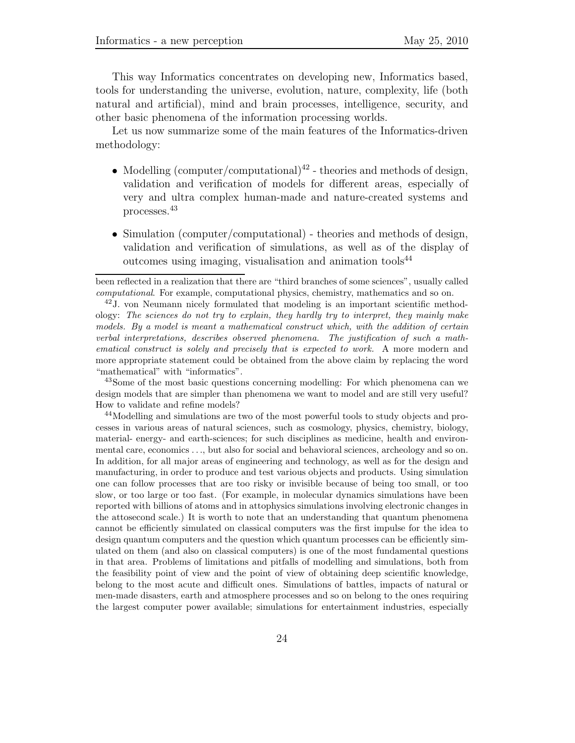This way Informatics concentrates on developing new, Informatics based, tools for understanding the universe, evolution, nature, complexity, life (both natural and artificial), mind and brain processes, intelligence, security, and other basic phenomena of the information processing worlds.

Let us now summarize some of the main features of the Informatics-driven methodology:

- Modelling (computer/computational)[42] - theories and methods of design, validation and verification of models for different areas, especially of very and ultra complex human-made and nature-created systems and processes.[43]
- Simulation (computer/computational) - theories and methods of design, validation and verification of simulations, as well as of the display of outcomes using imaging, visualisation and animation tools[44]

---

been reflected in a realization that there are "third branches of some sciences", usually called *computational*. For example, computational physics, chemistry, mathematics and so on.

[42] J. von Neumann nicely formulated that modeling is an important scientific methodology: *The sciences do not try to explain, they hardly try to interpret, they mainly make models. By a model is meant a mathematical construct which, with the addition of certain verbal interpretations, describes observed phenomena. The justification of such a mathematical construct is solely and precisely that is expected to work.* A more modern and more appropriate statement could be obtained from the above claim by replacing the word "mathematical" with "informatics".

[43] Some of the most basic questions concerning modelling: For which phenomena can we design models that are simpler than phenomena we want to model and are still very useful? How to validate and refine models?

[44] Modelling and simulations are two of the most powerful tools to study objects and processes in various areas of natural sciences, such as cosmology, physics, chemistry, biology, material- energy- and earth-sciences; for such disciplines as medicine, health and environmental care, economics ..., but also for social and behavioral sciences, archeology and so on. In addition, for all major areas of engineering and technology, as well as for the design and manufacturing, in order to produce and test various objects and products. Using simulation one can follow processes that are too risky or invisible because of being too small, or too slow, or too large or too fast. (For example, in molecular dynamics simulations have been reported with billions of atoms and in attophysics simulations involving electronic changes in the attosecond scale.) It is worth to note that an understanding that quantum phenomena cannot be efficiently simulated on classical computers was the first impulse for the idea to design quantum computers and the question which quantum processes can be efficiently simulated on them (and also on classical computers) is one of the most fundamental questions in that area. Problems of limitations and pitfalls of modelling and simulations, both from the feasibility point of view and the point of view of obtaining deep scientific knowledge, belong to the most acute and difficult ones. Simulations of battles, impacts of natural or men-made disasters, earth and atmosphere processes and so on belong to the ones requiring the largest computer power available; simulations for entertainment industries, especially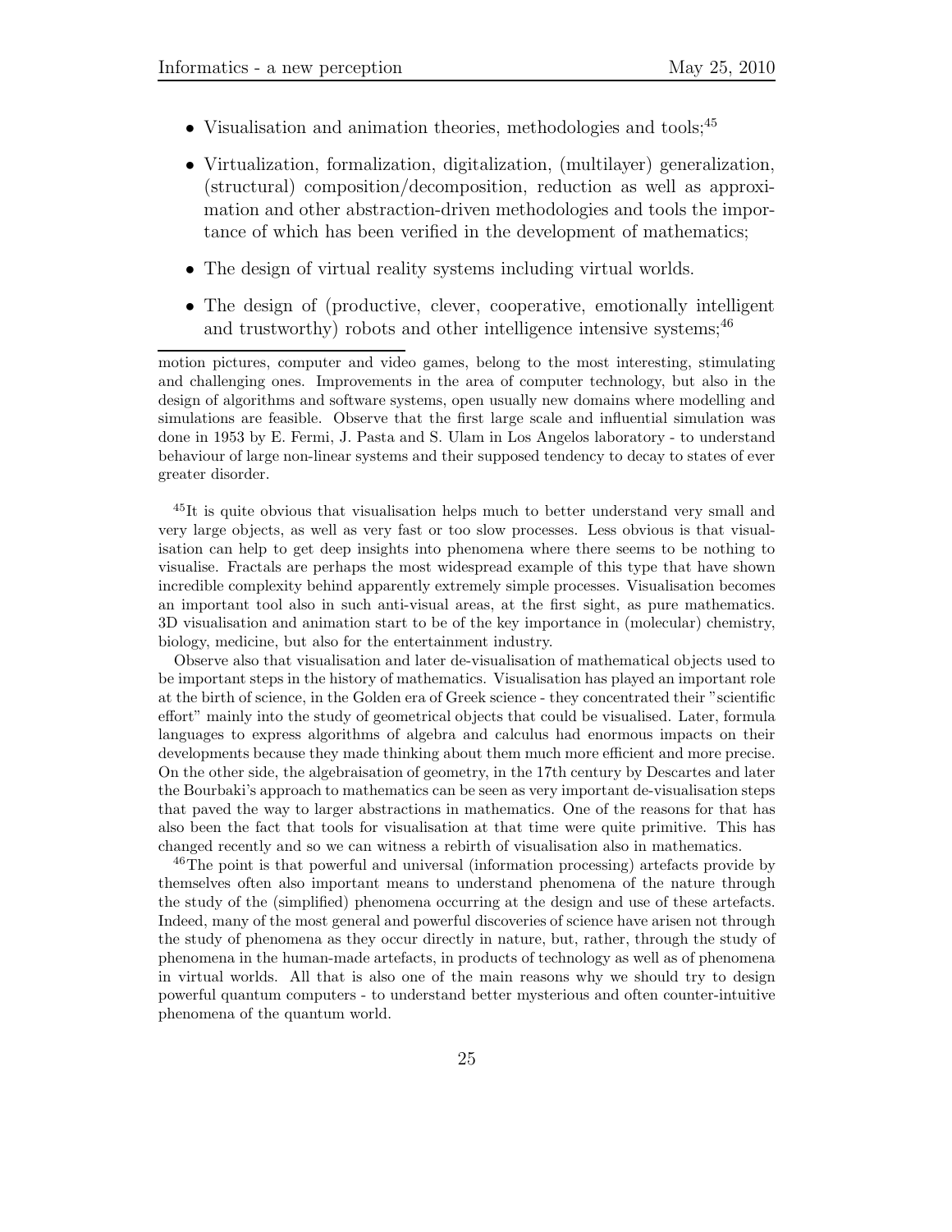- Visualisation and animation theories, methodologies and tools;[45]
- Virtualization, formalization, digitalization, (multilayer) generalization, (structural) composition/decomposition, reduction as well as approximation and other abstraction-driven methodologies and tools the importance of which has been verified in the development of mathematics;
- The design of virtual reality systems including virtual worlds.
- The design of (productive, clever, cooperative, emotionally intelligent and trustworthy) robots and other intelligence intensive systems;[46]

---

motion pictures, computer and video games, belong to the most interesting, stimulating and challenging ones. Improvements in the area of computer technology, but also in the design of algorithms and software systems, open usually new domains where modelling and simulations are feasible. Observe that the first large scale and influential simulation was done in 1953 by E. Fermi, J. Pasta and S. Ulam in Los Angelos laboratory - to understand behaviour of large non-linear systems and their supposed tendency to decay to states of ever greater disorder.

[45] It is quite obvious that visualisation helps much to better understand very small and very large objects, as well as very fast or too slow processes. Less obvious is that visualisation can help to get deep insights into phenomena where there seems to be nothing to visualise. Fractals are perhaps the most widespread example of this type that have shown incredible complexity behind apparently extremely simple processes. Visualisation becomes an important tool also in such anti-visual areas, at the first sight, as pure mathematics. 3D visualisation and animation start to be of the key importance in (molecular) chemistry, biology, medicine, but also for the entertainment industry.

Observe also that visualisation and later de-visualisation of mathematical objects used to be important steps in the history of mathematics. Visualisation has played an important role at the birth of science, in the Golden era of Greek science - they concentrated their "scientific effort" mainly into the study of geometrical objects that could be visualised. Later, formula languages to express algorithms of algebra and calculus had enormous impacts on their developments because they made thinking about them much more efficient and more precise. On the other side, the algebraisation of geometry, in the 17th century by Descartes and later the Bourbaki's approach to mathematics can be seen as very important de-visualisation steps that paved the way to larger abstractions in mathematics. One of the reasons for that has also been the fact that tools for visualisation at that time were quite primitive. This has changed recently and so we can witness a rebirth of visualisation also in mathematics.

[46] The point is that powerful and universal (information processing) artefacts provide by themselves often also important means to understand phenomena of the nature through the study of the (simplified) phenomena occurring at the design and use of these artefacts. Indeed, many of the most general and powerful discoveries of science have arisen not through the study of phenomena as they occur directly in nature, but, rather, through the study of phenomena in the human-made artefacts, in products of technology as well as of phenomena in virtual worlds. All that is also one of the main reasons why we should try to design powerful quantum computers - to understand better mysterious and often counter-intuitive phenomena of the quantum world.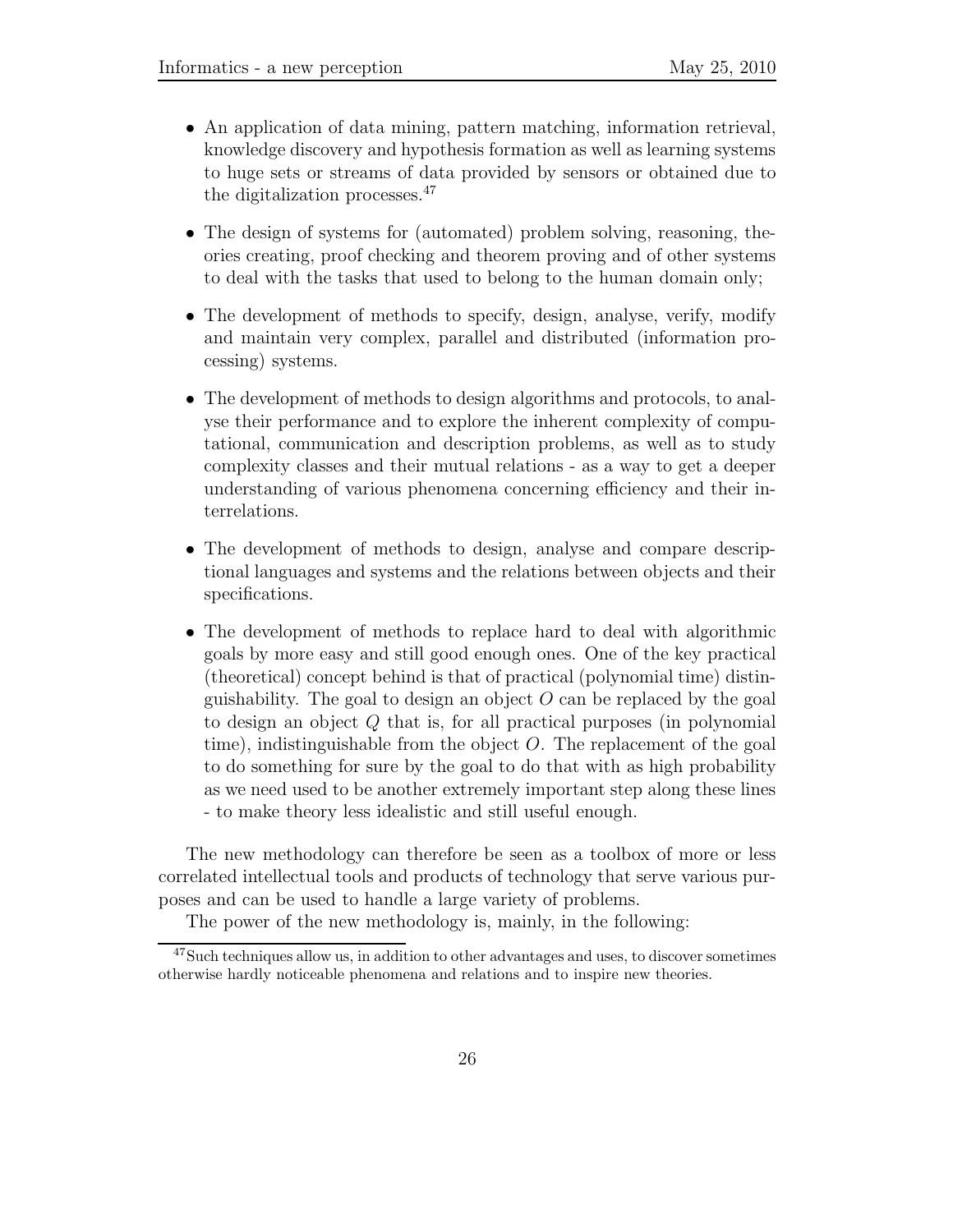- An application of data mining, pattern matching, information retrieval, knowledge discovery and hypothesis formation as well as learning systems to huge sets or streams of data provided by sensors or obtained due to the digitalization processes.[47]

- The design of systems for (automated) problem solving, reasoning, theories creating, proof checking and theorem proving and of other systems to deal with the tasks that used to belong to the human domain only;

- The development of methods to specify, design, analyse, verify, modify and maintain very complex, parallel and distributed (information processing) systems.

- The development of methods to design algorithms and protocols, to analyse their performance and to explore the inherent complexity of computational, communication and description problems, as well as to study complexity classes and their mutual relations - as a way to get a deeper understanding of various phenomena concerning efficiency and their interrelations.

- The development of methods to design, analyse and compare descriptional languages and systems and the relations between objects and their specifications.

- The development of methods to replace hard to deal with algorithmic goals by more easy and still good enough ones. One of the key practical (theoretical) concept behind is that of practical (polynomial time) distinguishability. The goal to design an object $O$ can be replaced by the goal to design an object $Q$ that is, for all practical purposes (in polynomial time), indistinguishable from the object $O$. The replacement of the goal to do something for sure by the goal to do that with as high probability as we need used to be another extremely important step along these lines - to make theory less idealistic and still useful enough.

The new methodology can therefore be seen as a toolbox of more or less correlated intellectual tools and products of technology that serve various purposes and can be used to handle a large variety of problems.

The power of the new methodology is, mainly, in the following:

[47] Such techniques allow us, in addition to other advantages and uses, to discover sometimes otherwise hardly noticeable phenomena and relations and to inspire new theories.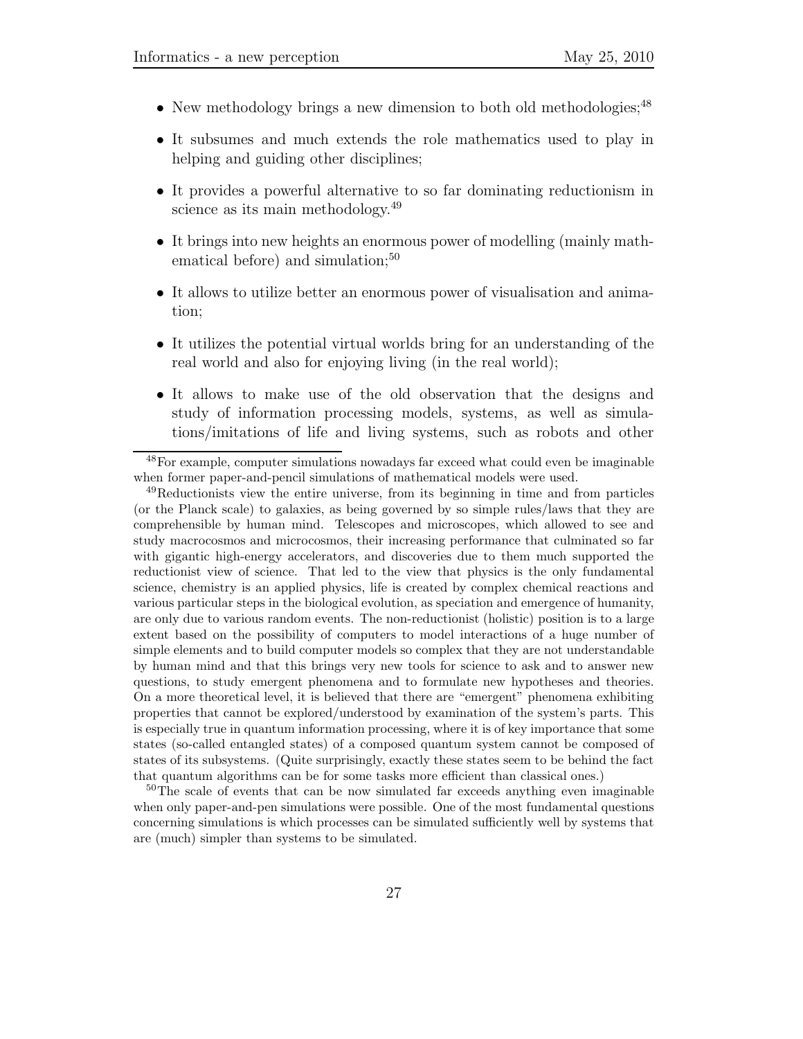- New methodology brings a new dimension to both old methodologies;[48]
- It subsumes and much extends the role mathematics used to play in helping and guiding other disciplines;
- It provides a powerful alternative to so far dominating reductionism in science as its main methodology.[49]
- It brings into new heights an enormous power of modelling (mainly mathematical before) and simulation;[50]
- It allows to utilize better an enormous power of visualisation and animation;
- It utilizes the potential virtual worlds bring for an understanding of the real world and also for enjoying living (in the real world);
- It allows to make use of the old observation that the designs and study of information processing models, systems, as well as simulations/imitations of life and living systems, such as robots and other

[48] For example, computer simulations nowadays far exceed what could even be imaginable when former paper-and-pencil simulations of mathematical models were used.

[49] Reductionists view the entire universe, from its beginning in time and from particles (or the Planck scale) to galaxies, as being governed by so simple rules/laws that they are comprehensible by human mind. Telescopes and microscopes, which allowed to see and study macrocosmos and microcosmos, their increasing performance that culminated so far with gigantic high-energy accelerators, and discoveries due to them much supported the reductionist view of science. That led to the view that physics is the only fundamental science, chemistry is an applied physics, life is created by complex chemical reactions and various particular steps in the biological evolution, as speciation and emergence of humanity, are only due to various random events. The non-reductionist (holistic) position is to a large extent based on the possibility of computers to model interactions of a huge number of simple elements and to build computer models so complex that they are not understandable by human mind and that this brings very new tools for science to ask and to answer new questions, to study emergent phenomena and to formulate new hypotheses and theories. On a more theoretical level, it is believed that there are "emergent" phenomena exhibiting properties that cannot be explored/understood by examination of the system's parts. This is especially true in quantum information processing, where it is of key importance that some states (so-called entangled states) of a composed quantum system cannot be composed of states of its subsystems. (Quite surprisingly, exactly these states seem to be behind the fact that quantum algorithms can be for some tasks more efficient than classical ones.)

[50] The scale of events that can be now simulated far exceeds anything even imaginable when only paper-and-pen simulations were possible. One of the most fundamental questions concerning simulations is which processes can be simulated sufficiently well by systems that are (much) simpler than systems to be simulated.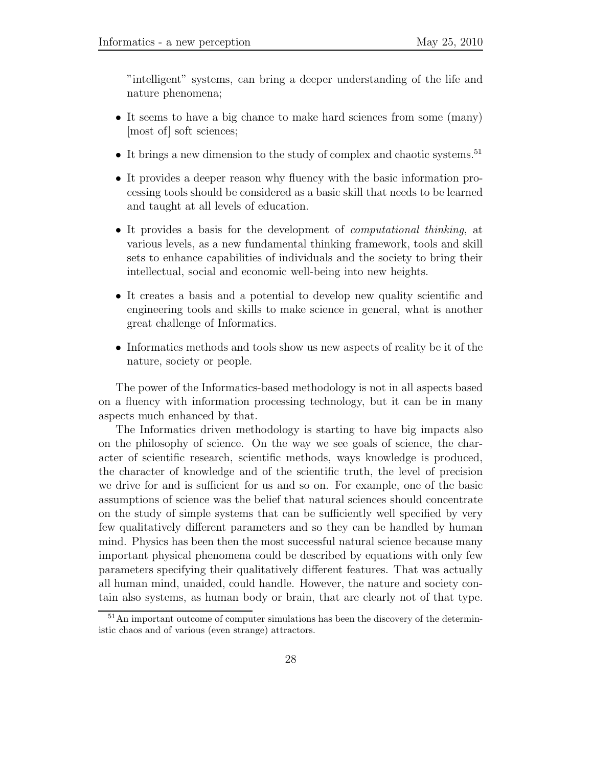"intelligent" systems, can bring a deeper understanding of the life and nature phenomena;

- It seems to have a big chance to make hard sciences from some (many) [most of] soft sciences;
- It brings a new dimension to the study of complex and chaotic systems.[51]
- It provides a deeper reason why fluency with the basic information processing tools should be considered as a basic skill that needs to be learned and taught at all levels of education.
- It provides a basis for the development of *computational thinking*, at various levels, as a new fundamental thinking framework, tools and skill sets to enhance capabilities of individuals and the society to bring their intellectual, social and economic well-being into new heights.
- It creates a basis and a potential to develop new quality scientific and engineering tools and skills to make science in general, what is another great challenge of Informatics.
- Informatics methods and tools show us new aspects of reality be it of the nature, society or people.

The power of the Informatics-based methodology is not in all aspects based on a fluency with information processing technology, but it can be in many aspects much enhanced by that.

The Informatics driven methodology is starting to have big impacts also on the philosophy of science. On the way we see goals of science, the character of scientific research, scientific methods, ways knowledge is produced, the character of knowledge and of the scientific truth, the level of precision we drive for and is sufficient for us and so on. For example, one of the basic assumptions of science was the belief that natural sciences should concentrate on the study of simple systems that can be sufficiently well specified by very few qualitatively different parameters and so they can be handled by human mind. Physics has been then the most successful natural science because many important physical phenomena could be described by equations with only few parameters specifying their qualitatively different features. That was actually all human mind, unaided, could handle. However, the nature and society contain also systems, as human body or brain, that are clearly not of that type.

[51] An important outcome of computer simulations has been the discovery of the deterministic chaos and of various (even strange) attractors.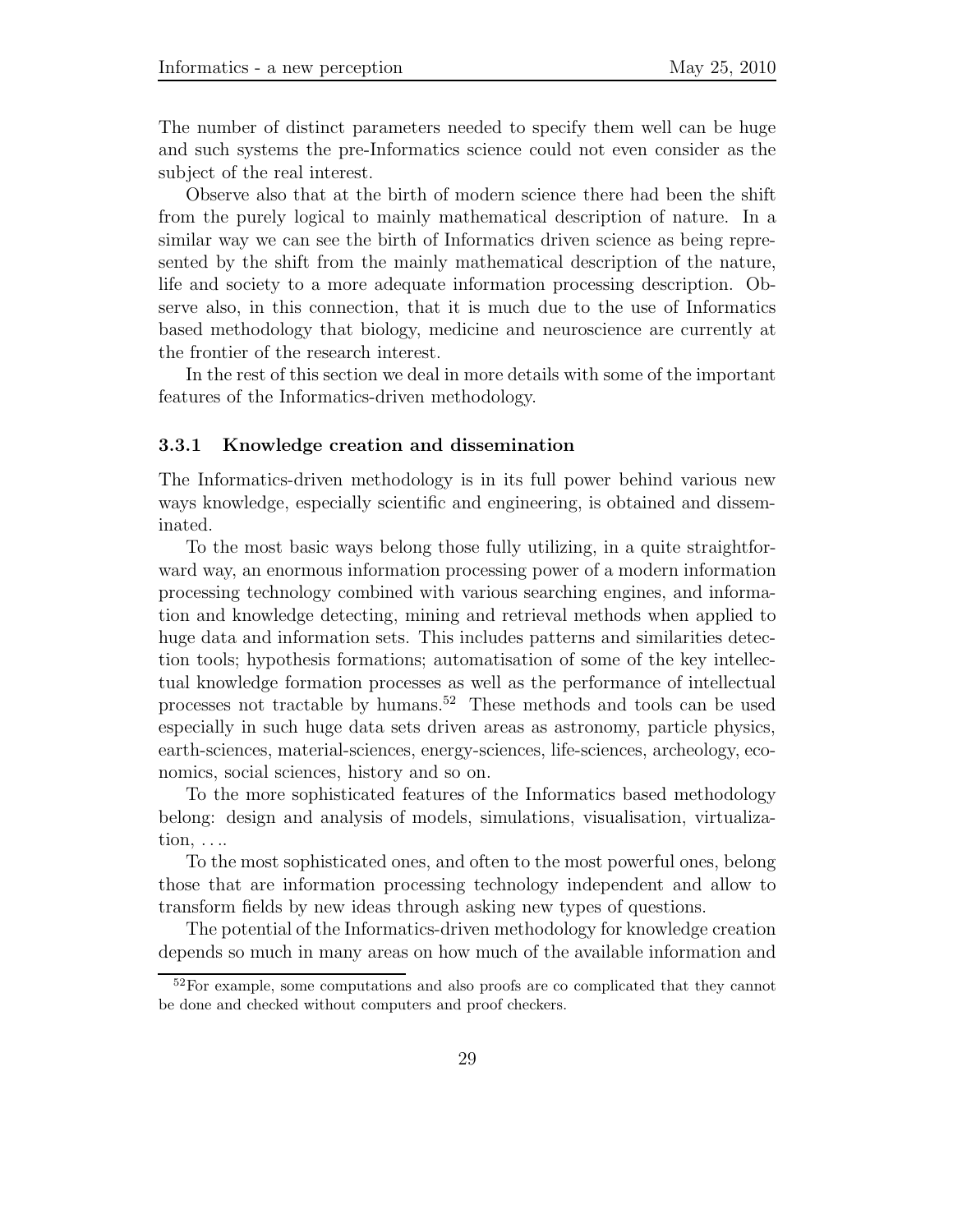The number of distinct parameters needed to specify them well can be huge and such systems the pre-Informatics science could not even consider as the subject of the real interest.

Observe also that at the birth of modern science there had been the shift from the purely logical to mainly mathematical description of nature. In a similar way we can see the birth of Informatics driven science as being represented by the shift from the mainly mathematical description of the nature, life and society to a more adequate information processing description. Observe also, in this connection, that it is much due to the use of Informatics based methodology that biology, medicine and neuroscience are currently at the frontier of the research interest.

In the rest of this section we deal in more details with some of the important features of the Informatics-driven methodology.

### 3.3.1 Knowledge creation and dissemination

The Informatics-driven methodology is in its full power behind various new ways knowledge, especially scientific and engineering, is obtained and disseminated.

To the most basic ways belong those fully utilizing, in a quite straightforward way, an enormous information processing power of a modern information processing technology combined with various searching engines, and information and knowledge detecting, mining and retrieval methods when applied to huge data and information sets. This includes patterns and similarities detection tools; hypothesis formations; automatisation of some of the key intellectual knowledge formation processes as well as the performance of intellectual processes not tractable by humans.[52] These methods and tools can be used especially in such huge data sets driven areas as astronomy, particle physics, earth-sciences, material-sciences, energy-sciences, life-sciences, archeology, economics, social sciences, history and so on.

To the more sophisticated features of the Informatics based methodology belong: design and analysis of models, simulations, visualisation, virtualization, ....

To the most sophisticated ones, and often to the most powerful ones, belong those that are information processing technology independent and allow to transform fields by new ideas through asking new types of questions.

The potential of the Informatics-driven methodology for knowledge creation depends so much in many areas on how much of the available information and

[52] For example, some computations and also proofs are co complicated that they cannot be done and checked without computers and proof checkers.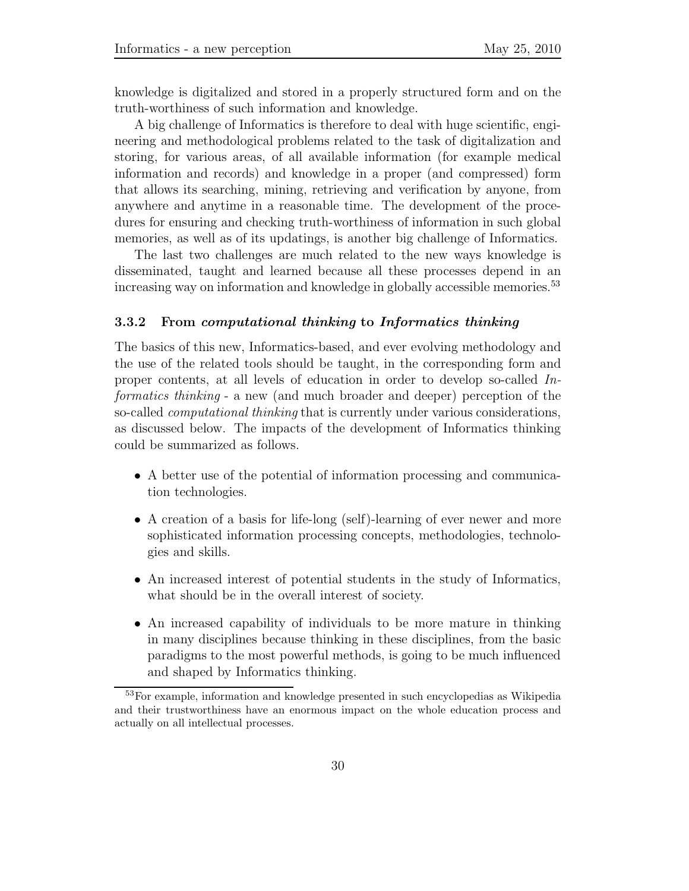knowledge is digitalized and stored in a properly structured form and on the truth-worthiness of such information and knowledge.

A big challenge of Informatics is therefore to deal with huge scientific, engineering and methodological problems related to the task of digitalization and storing, for various areas, of all available information (for example medical information and records) and knowledge in a proper (and compressed) form that allows its searching, mining, retrieving and verification by anyone, from anywhere and anytime in a reasonable time. The development of the procedures for ensuring and checking truth-worthiness of information in such global memories, as well as of its updatings, is another big challenge of Informatics.

The last two challenges are much related to the new ways knowledge is disseminated, taught and learned because all these processes depend in an increasing way on information and knowledge in globally accessible memories.[53]

### 3.3.2 From *computational thinking* to *Informatics thinking*

The basics of this new, Informatics-based, and ever evolving methodology and the use of the related tools should be taught, in the corresponding form and proper contents, at all levels of education in order to develop so-called *Informatics thinking* - a new (and much broader and deeper) perception of the so-called *computational thinking* that is currently under various considerations, as discussed below. The impacts of the development of Informatics thinking could be summarized as follows.

- A better use of the potential of information processing and communication technologies.
- A creation of a basis for life-long (self)-learning of ever newer and more sophisticated information processing concepts, methodologies, technologies and skills.
- An increased interest of potential students in the study of Informatics, what should be in the overall interest of society.
- An increased capability of individuals to be more mature in thinking in many disciplines because thinking in these disciplines, from the basic paradigms to the most powerful methods, is going to be much influenced and shaped by Informatics thinking.

[53] For example, information and knowledge presented in such encyclopedias as Wikipedia and their trustworthiness have an enormous impact on the whole education process and actually on all intellectual processes.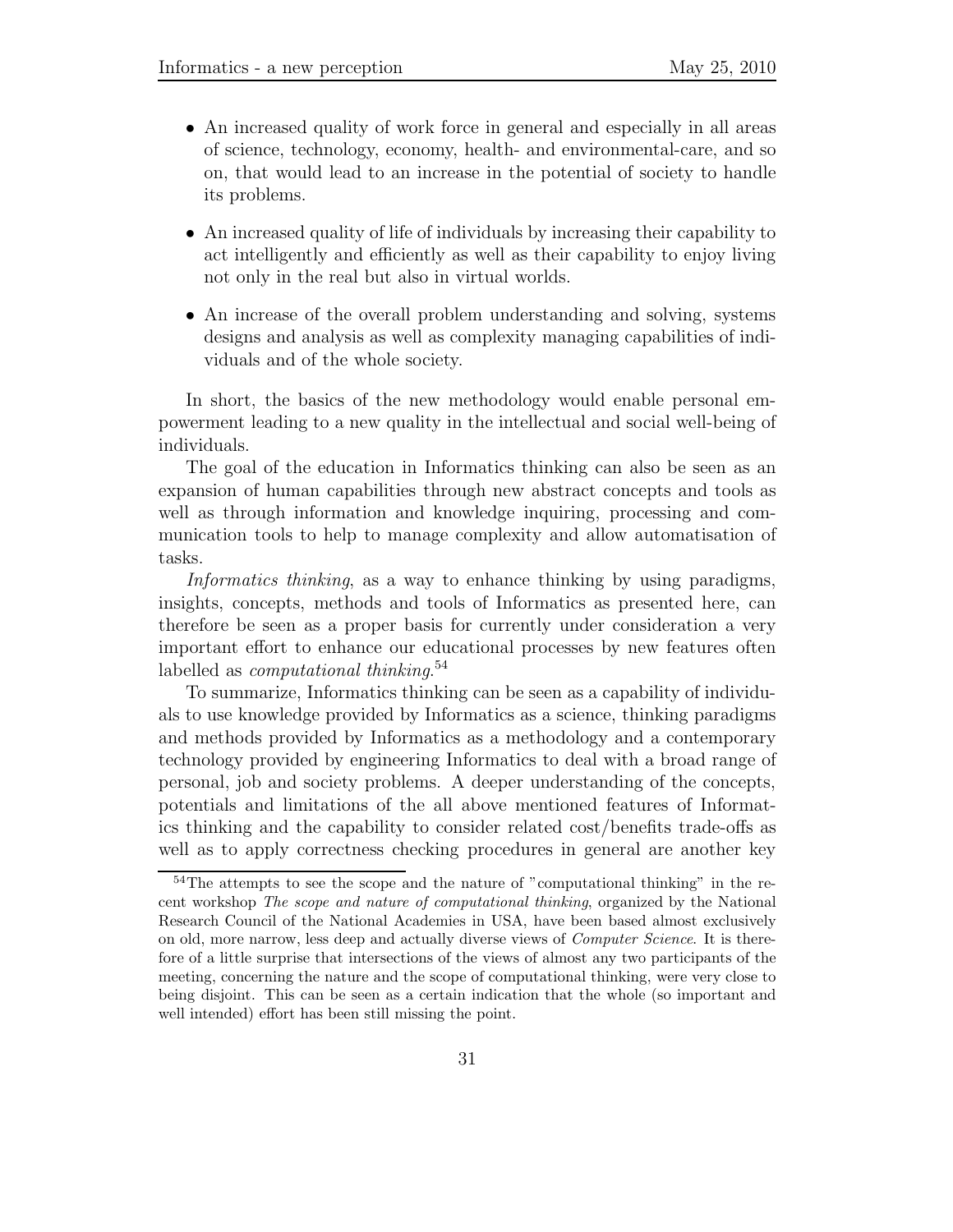- An increased quality of work force in general and especially in all areas of science, technology, economy, health- and environmental-care, and so on, that would lead to an increase in the potential of society to handle its problems.

- An increased quality of life of individuals by increasing their capability to act intelligently and efficiently as well as their capability to enjoy living not only in the real but also in virtual worlds.

- An increase of the overall problem understanding and solving, systems designs and analysis as well as complexity managing capabilities of individuals and of the whole society.

In short, the basics of the new methodology would enable personal empowerment leading to a new quality in the intellectual and social well-being of individuals.

The goal of the education in Informatics thinking can also be seen as an expansion of human capabilities through new abstract concepts and tools as well as through information and knowledge inquiring, processing and communication tools to help to manage complexity and allow automatisation of tasks.

*Informatics thinking*, as a way to enhance thinking by using paradigms, insights, concepts, methods and tools of Informatics as presented here, can therefore be seen as a proper basis for currently under consideration a very important effort to enhance our educational processes by new features often labelled as *computational thinking*.[54]

To summarize, Informatics thinking can be seen as a capability of individuals to use knowledge provided by Informatics as a science, thinking paradigms and methods provided by Informatics as a methodology and a contemporary technology provided by engineering Informatics to deal with a broad range of personal, job and society problems. A deeper understanding of the concepts, potentials and limitations of the all above mentioned features of Informatics thinking and the capability to consider related cost/benefits trade-offs as well as to apply correctness checking procedures in general are another key

---

[54] The attempts to see the scope and the nature of "computational thinking" in the recent workshop *The scope and nature of computational thinking*, organized by the National Research Council of the National Academies in USA, have been based almost exclusively on old, more narrow, less deep and actually diverse views of *Computer Science*. It is therefore of a little surprise that intersections of the views of almost any two participants of the meeting, concerning the nature and the scope of computational thinking, were very close to being disjoint. This can be seen as a certain indication that the whole (so important and well intended) effort has been still missing the point.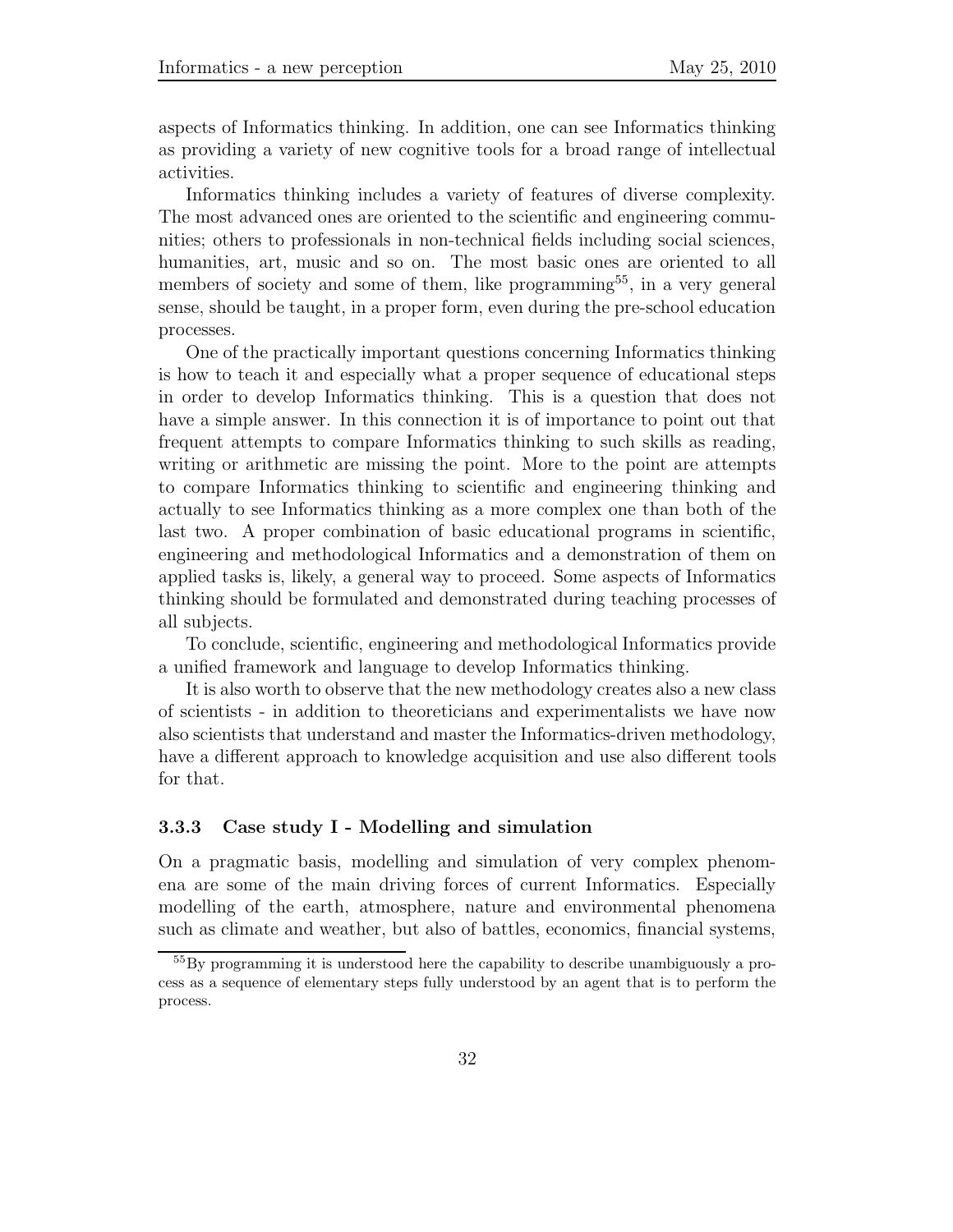aspects of Informatics thinking. In addition, one can see Informatics thinking as providing a variety of new cognitive tools for a broad range of intellectual activities.

Informatics thinking includes a variety of features of diverse complexity. The most advanced ones are oriented to the scientific and engineering communities; others to professionals in non-technical fields including social sciences, humanities, art, music and so on. The most basic ones are oriented to all members of society and some of them, like programming[55], in a very general sense, should be taught, in a proper form, even during the pre-school education processes.

One of the practically important questions concerning Informatics thinking is how to teach it and especially what a proper sequence of educational steps in order to develop Informatics thinking. This is a question that does not have a simple answer. In this connection it is of importance to point out that frequent attempts to compare Informatics thinking to such skills as reading, writing or arithmetic are missing the point. More to the point are attempts to compare Informatics thinking to scientific and engineering thinking and actually to see Informatics thinking as a more complex one than both of the last two. A proper combination of basic educational programs in scientific, engineering and methodological Informatics and a demonstration of them on applied tasks is, likely, a general way to proceed. Some aspects of Informatics thinking should be formulated and demonstrated during teaching processes of all subjects.

To conclude, scientific, engineering and methodological Informatics provide a unified framework and language to develop Informatics thinking.

It is also worth to observe that the new methodology creates also a new class of scientists - in addition to theoreticians and experimentalists we have now also scientists that understand and master the Informatics-driven methodology, have a different approach to knowledge acquisition and use also different tools for that.

### 3.3.3 Case study I - Modelling and simulation

On a pragmatic basis, modelling and simulation of very complex phenomena are some of the main driving forces of current Informatics. Especially modelling of the earth, atmosphere, nature and environmental phenomena such as climate and weather, but also of battles, economics, financial systems,

[55] By programming it is understood here the capability to describe unambiguously a process as a sequence of elementary steps fully understood by an agent that is to perform the process.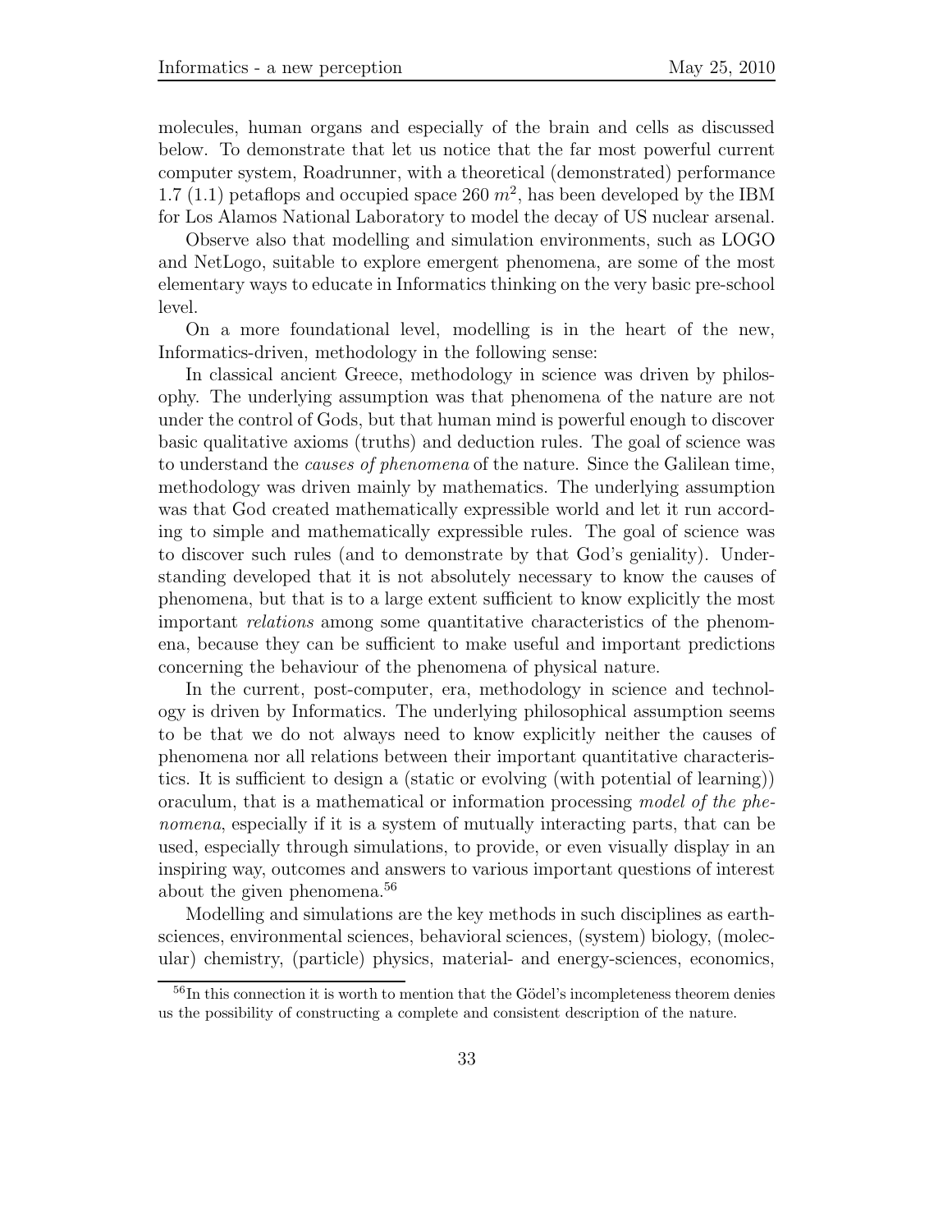molecules, human organs and especially of the brain and cells as discussed below. To demonstrate that let us notice that the far most powerful current computer system, Roadrunner, with a theoretical (demonstrated) performance 1.7 (1.1) petaflops and occupied space 260 $m^2$, has been developed by the IBM for Los Alamos National Laboratory to model the decay of US nuclear arsenal.

Observe also that modelling and simulation environments, such as LOGO and NetLogo, suitable to explore emergent phenomena, are some of the most elementary ways to educate in Informatics thinking on the very basic pre-school level.

On a more foundational level, modelling is in the heart of the new, Informatics-driven, methodology in the following sense:

In classical ancient Greece, methodology in science was driven by philosophy. The underlying assumption was that phenomena of the nature are not under the control of Gods, but that human mind is powerful enough to discover basic qualitative axioms (truths) and deduction rules. The goal of science was to understand the *causes of phenomena* of the nature. Since the Galilean time, methodology was driven mainly by mathematics. The underlying assumption was that God created mathematically expressible world and let it run according to simple and mathematically expressible rules. The goal of science was to discover such rules (and to demonstrate by that God's geniality). Understanding developed that it is not absolutely necessary to know the causes of phenomena, but that is to a large extent sufficient to know explicitly the most important *relations* among some quantitative characteristics of the phenomena, because they can be sufficient to make useful and important predictions concerning the behaviour of the phenomena of physical nature.

In the current, post-computer, era, methodology in science and technology is driven by Informatics. The underlying philosophical assumption seems to be that we do not always need to know explicitly neither the causes of phenomena nor all relations between their important quantitative characteristics. It is sufficient to design a (static or evolving (with potential of learning)) oraculum, that is a mathematical or information processing *model of the phenomena*, especially if it is a system of mutually interacting parts, that can be used, especially through simulations, to provide, or even visually display in an inspiring way, outcomes and answers to various important questions of interest about the given phenomena.[56]

Modelling and simulations are the key methods in such disciplines as earth-sciences, environmental sciences, behavioral sciences, (system) biology, (molecular) chemistry, (particle) physics, material- and energy-sciences, economics,

[56] In this connection it is worth to mention that the Gödel's incompleteness theorem denies us the possibility of constructing a complete and consistent description of the nature.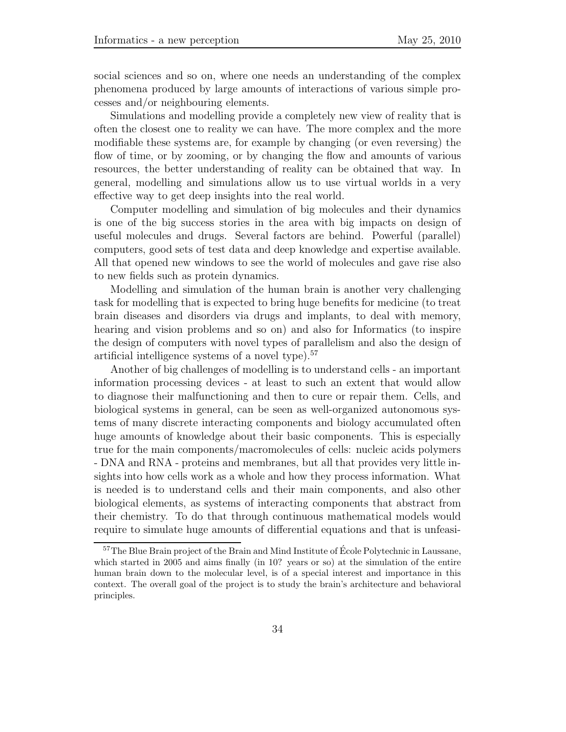social sciences and so on, where one needs an understanding of the complex phenomena produced by large amounts of interactions of various simple processes and/or neighbouring elements.

Simulations and modelling provide a completely new view of reality that is often the closest one to reality we can have. The more complex and the more modifiable these systems are, for example by changing (or even reversing) the flow of time, or by zooming, or by changing the flow and amounts of various resources, the better understanding of reality can be obtained that way. In general, modelling and simulations allow us to use virtual worlds in a very effective way to get deep insights into the real world.

Computer modelling and simulation of big molecules and their dynamics is one of the big success stories in the area with big impacts on design of useful molecules and drugs. Several factors are behind. Powerful (parallel) computers, good sets of test data and deep knowledge and expertise available. All that opened new windows to see the world of molecules and gave rise also to new fields such as protein dynamics.

Modelling and simulation of the human brain is another very challenging task for modelling that is expected to bring huge benefits for medicine (to treat brain diseases and disorders via drugs and implants, to deal with memory, hearing and vision problems and so on) and also for Informatics (to inspire the design of computers with novel types of parallelism and also the design of artificial intelligence systems of a novel type).[57]

Another of big challenges of modelling is to understand cells - an important information processing devices - at least to such an extent that would allow to diagnose their malfunctioning and then to cure or repair them. Cells, and biological systems in general, can be seen as well-organized autonomous systems of many discrete interacting components and biology accumulated often huge amounts of knowledge about their basic components. This is especially true for the main components/macromolecules of cells: nucleic acids polymers - DNA and RNA - proteins and membranes, but all that provides very little insights into how cells work as a whole and how they process information. What is needed is to understand cells and their main components, and also other biological elements, as systems of interacting components that abstract from their chemistry. To do that through continuous mathematical models would require to simulate huge amounts of differential equations and that is unfeasi-

[57] The Blue Brain project of the Brain and Mind Institute of École Polytechnic in Laussane, which started in 2005 and aims finally (in 10? years or so) at the simulation of the entire human brain down to the molecular level, is of a special interest and importance in this context. The overall goal of the project is to study the brain's architecture and behavioral principles.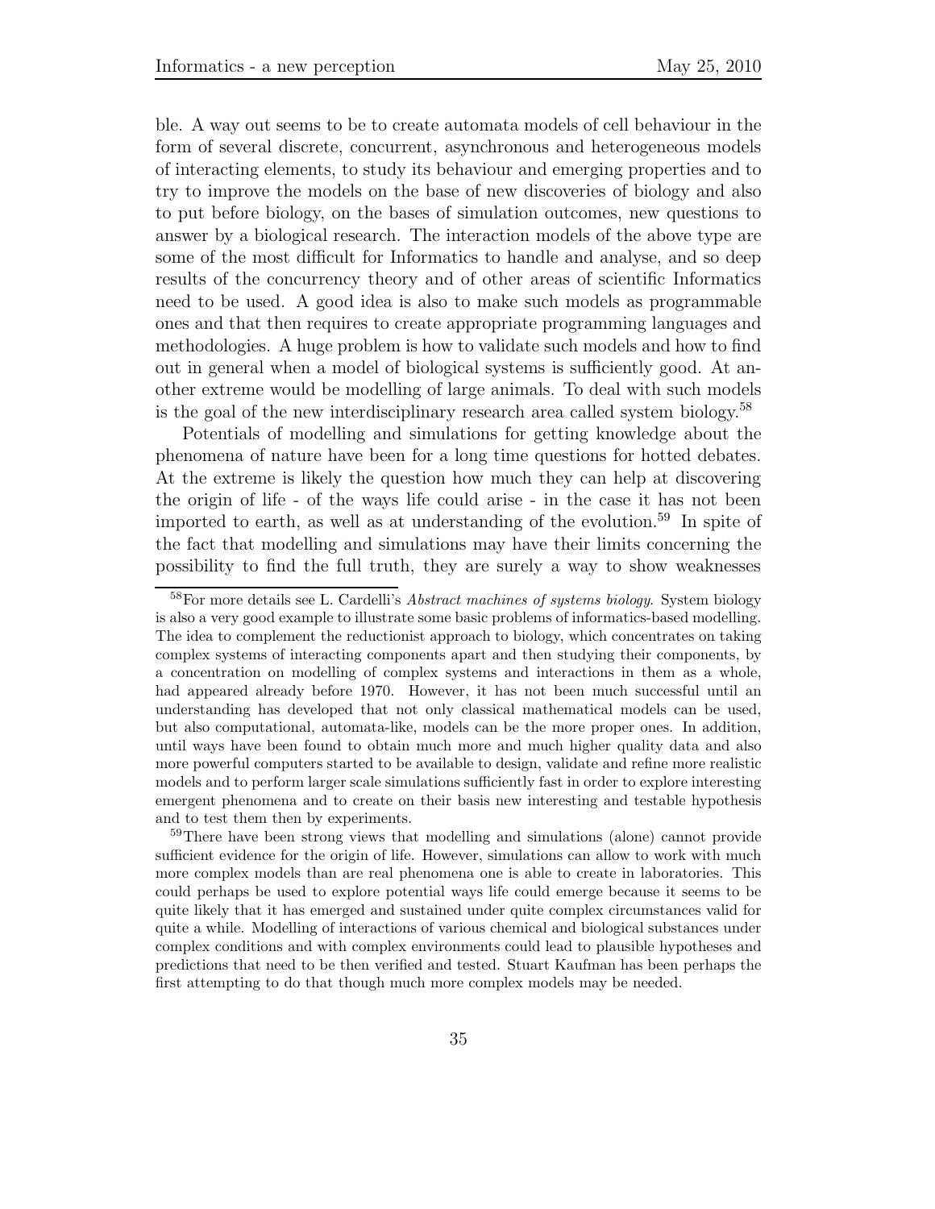ble. A way out seems to be to create automata models of cell behaviour in the form of several discrete, concurrent, asynchronous and heterogeneous models of interacting elements, to study its behaviour and emerging properties and to try to improve the models on the base of new discoveries of biology and also to put before biology, on the bases of simulation outcomes, new questions to answer by a biological research. The interaction models of the above type are some of the most difficult for Informatics to handle and analyse, and so deep results of the concurrency theory and of other areas of scientific Informatics need to be used. A good idea is also to make such models as programmable ones and that then requires to create appropriate programming languages and methodologies. A huge problem is how to validate such models and how to find out in general when a model of biological systems is sufficiently good. At another extreme would be modelling of large animals. To deal with such models is the goal of the new interdisciplinary research area called system biology.[58]

Potentials of modelling and simulations for getting knowledge about the phenomena of nature have been for a long time questions for hotted debates. At the extreme is likely the question how much they can help at discovering the origin of life - of the ways life could arise - in the case it has not been imported to earth, as well as at understanding of the evolution.[59] In spite of the fact that modelling and simulations may have their limits concerning the possibility to find the full truth, they are surely a way to show weaknesses

[58] For more details see L. Cardelli's *Abstract machines of systems biology*. System biology is also a very good example to illustrate some basic problems of informatics-based modelling. The idea to complement the reductionist approach to biology, which concentrates on taking complex systems of interacting components apart and then studying their components, by a concentration on modelling of complex systems and interactions in them as a whole, had appeared already before 1970. However, it has not been much successful until an understanding has developed that not only classical mathematical models can be used, but also computational, automata-like, models can be the more proper ones. In addition, until ways have been found to obtain much more and much higher quality data and also more powerful computers started to be available to design, validate and refine more realistic models and to perform larger scale simulations sufficiently fast in order to explore interesting emergent phenomena and to create on their basis new interesting and testable hypothesis and to test them then by experiments.

[59] There have been strong views that modelling and simulations (alone) cannot provide sufficient evidence for the origin of life. However, simulations can allow to work with much more complex models than are real phenomena one is able to create in laboratories. This could perhaps be used to explore potential ways life could emerge because it seems to be quite likely that it has emerged and sustained under quite complex circumstances valid for quite a while. Modelling of interactions of various chemical and biological substances under complex conditions and with complex environments could lead to plausible hypotheses and predictions that need to be then verified and tested. Stuart Kaufman has been perhaps the first attempting to do that though much more complex models may be needed.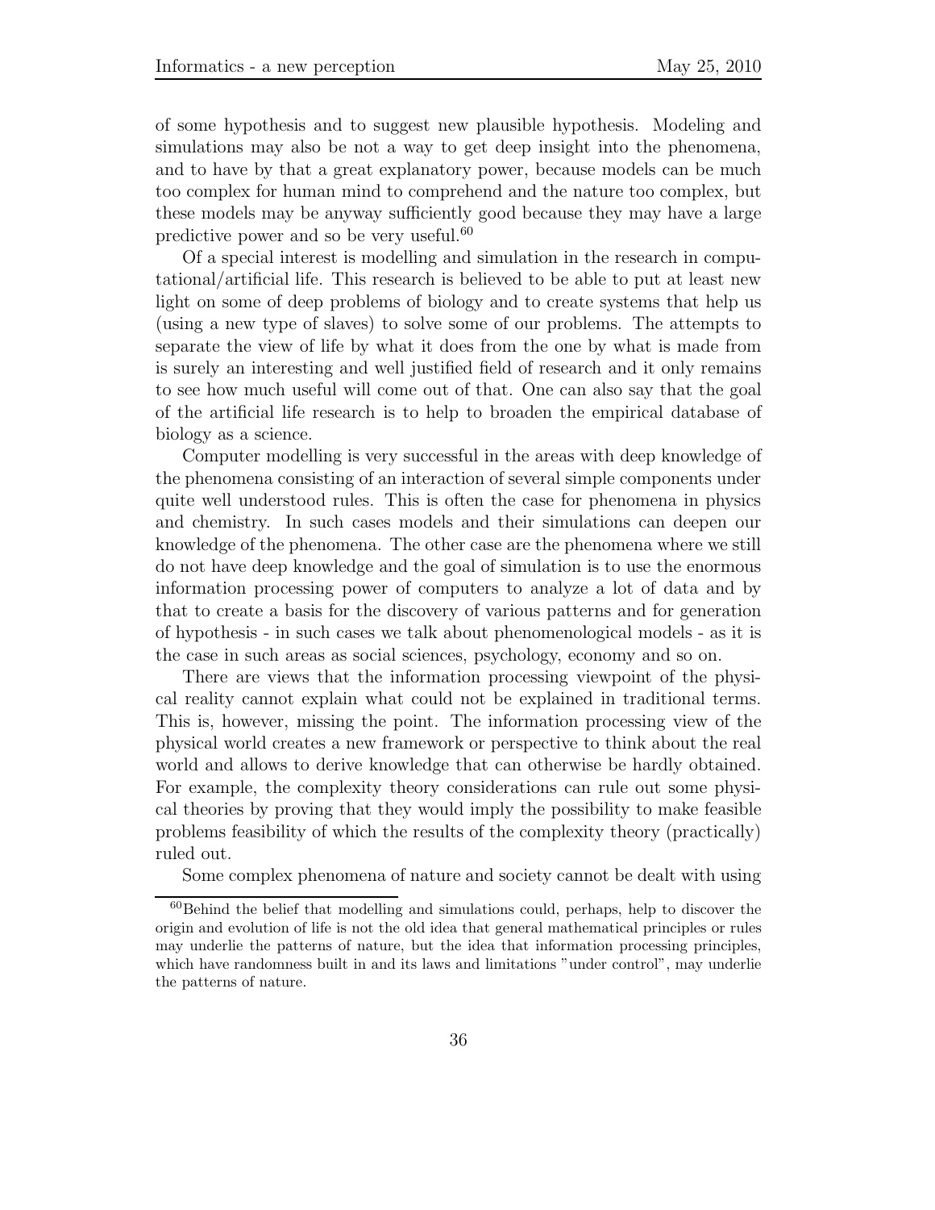of some hypothesis and to suggest new plausible hypothesis. Modeling and simulations may also be not a way to get deep insight into the phenomena, and to have by that a great explanatory power, because models can be much too complex for human mind to comprehend and the nature too complex, but these models may be anyway sufficiently good because they may have a large predictive power and so be very useful.[60]

Of a special interest is modelling and simulation in the research in computational/artificial life. This research is believed to be able to put at least new light on some of deep problems of biology and to create systems that help us (using a new type of slaves) to solve some of our problems. The attempts to separate the view of life by what it does from the one by what is made from is surely an interesting and well justified field of research and it only remains to see how much useful will come out of that. One can also say that the goal of the artificial life research is to help to broaden the empirical database of biology as a science.

Computer modelling is very successful in the areas with deep knowledge of the phenomena consisting of an interaction of several simple components under quite well understood rules. This is often the case for phenomena in physics and chemistry. In such cases models and their simulations can deepen our knowledge of the phenomena. The other case are the phenomena where we still do not have deep knowledge and the goal of simulation is to use the enormous information processing power of computers to analyze a lot of data and by that to create a basis for the discovery of various patterns and for generation of hypothesis - in such cases we talk about phenomenological models - as it is the case in such areas as social sciences, psychology, economy and so on.

There are views that the information processing viewpoint of the physical reality cannot explain what could not be explained in traditional terms. This is, however, missing the point. The information processing view of the physical world creates a new framework or perspective to think about the real world and allows to derive knowledge that can otherwise be hardly obtained. For example, the complexity theory considerations can rule out some physical theories by proving that they would imply the possibility to make feasible problems feasibility of which the results of the complexity theory (practically) ruled out.

Some complex phenomena of nature and society cannot be dealt with using

[60] Behind the belief that modelling and simulations could, perhaps, help to discover the origin and evolution of life is not the old idea that general mathematical principles or rules may underlie the patterns of nature, but the idea that information processing principles, which have randomness built in and its laws and limitations "under control", may underlie the patterns of nature.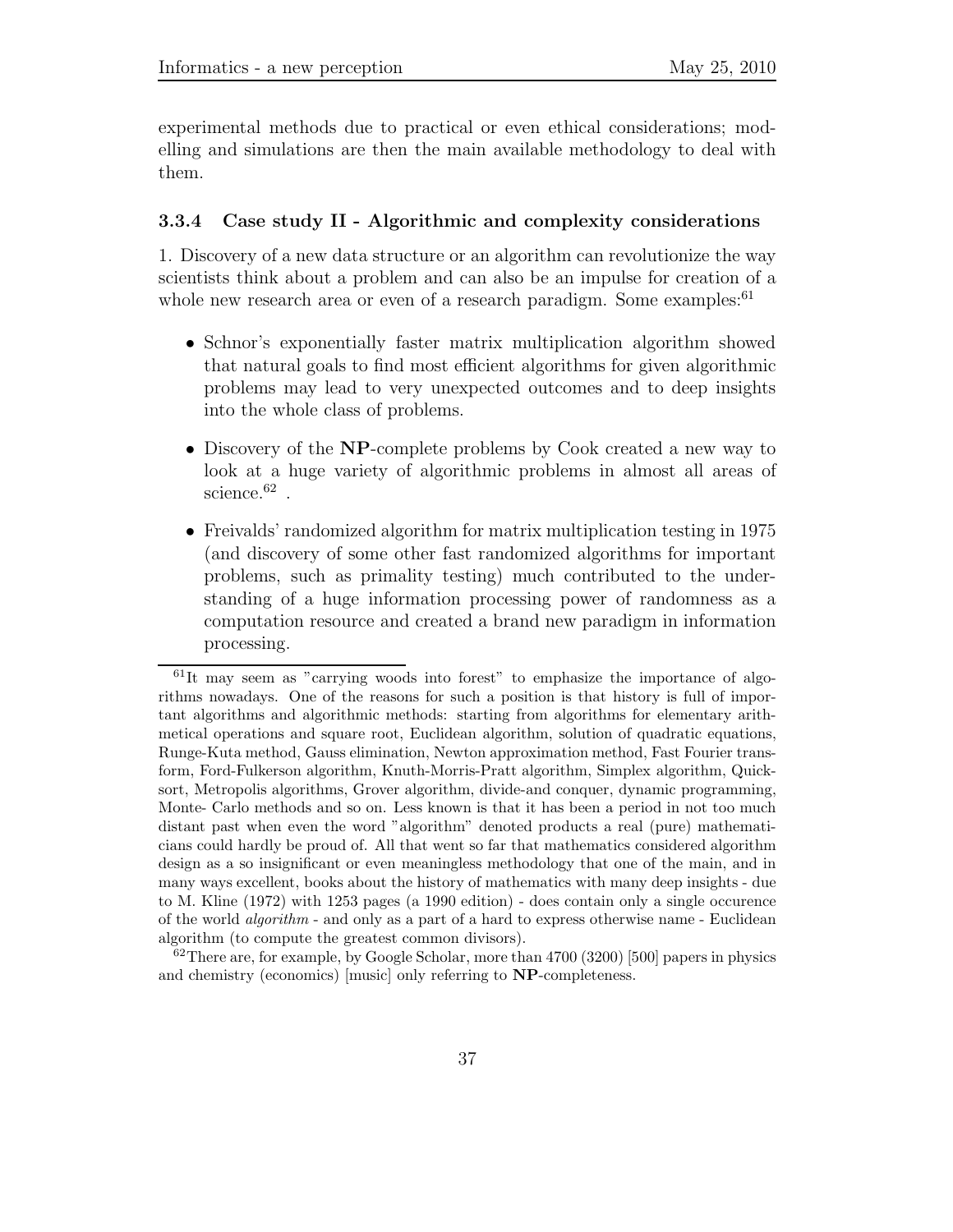experimental methods due to practical or even ethical considerations; modelling and simulations are then the main available methodology to deal with them.

### 3.3.4 Case study II - Algorithmic and complexity considerations

1. Discovery of a new data structure or an algorithm can revolutionize the way scientists think about a problem and can also be an impulse for creation of a whole new research area or even of a research paradigm. Some examples:[61]

- Schnor's exponentially faster matrix multiplication algorithm showed that natural goals to find most efficient algorithms for given algorithmic problems may lead to very unexpected outcomes and to deep insights into the whole class of problems.
- Discovery of the **NP**-complete problems by Cook created a new way to look at a huge variety of algorithmic problems in almost all areas of science.[62] .
- Freivalds' randomized algorithm for matrix multiplication testing in 1975 (and discovery of some other fast randomized algorithms for important problems, such as primality testing) much contributed to the understanding of a huge information processing power of randomness as a computation resource and created a brand new paradigm in information processing.

---

[61] It may seem as "carrying woods into forest" to emphasize the importance of algorithms nowadays. One of the reasons for such a position is that history is full of important algorithms and algorithmic methods: starting from algorithms for elementary arithmetical operations and square root, Euclidean algorithm, solution of quadratic equations, Runge-Kuta method, Gauss elimination, Newton approximation method, Fast Fourier transform, Ford-Fulkerson algorithm, Knuth-Morris-Pratt algorithm, Simplex algorithm, Quicksort, Metropolis algorithms, Grover algorithm, divide-and conquer, dynamic programming, Monte- Carlo methods and so on. Less known is that it has been a period in not too much distant past when even the word "algorithm" denoted products a real (pure) mathematicians could hardly be proud of. All that went so far that mathematics considered algorithm design as a so insignificant or even meaningless methodology that one of the main, and in many ways excellent, books about the history of mathematics with many deep insights - due to M. Kline (1972) with 1253 pages (a 1990 edition) - does contain only a single occurence of the world *algorithm* - and only as a part of a hard to express otherwise name - Euclidean algorithm (to compute the greatest common divisors).

[62] There are, for example, by Google Scholar, more than 4700 (3200) [500] papers in physics and chemistry (economics) [music] only referring to **NP**-completeness.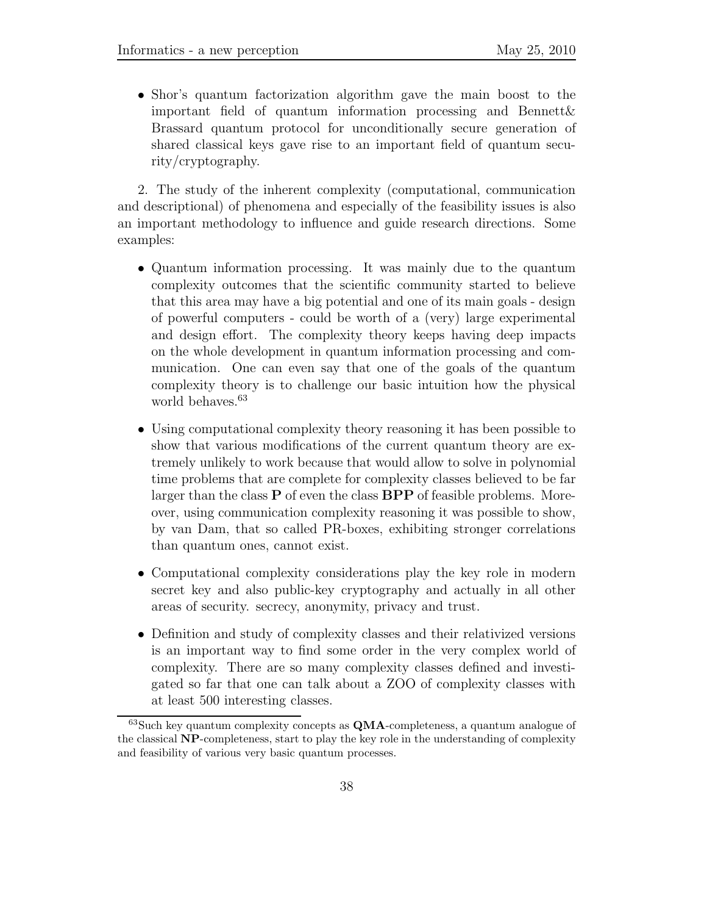- Shor's quantum factorization algorithm gave the main boost to the important field of quantum information processing and Bennett& Brassard quantum protocol for unconditionally secure generation of shared classical keys gave rise to an important field of quantum security/cryptography.

2. The study of the inherent complexity (computational, communication and descriptional) of phenomena and especially of the feasibility issues is also an important methodology to influence and guide research directions. Some examples:

- Quantum information processing. It was mainly due to the quantum complexity outcomes that the scientific community started to believe that this area may have a big potential and one of its main goals - design of powerful computers - could be worth of a (very) large experimental and design effort. The complexity theory keeps having deep impacts on the whole development in quantum information processing and communication. One can even say that one of the goals of the quantum complexity theory is to challenge our basic intuition how the physical world behaves.[63]

- Using computational complexity theory reasoning it has been possible to show that various modifications of the current quantum theory are extremely unlikely to work because that would allow to solve in polynomial time problems that are complete for complexity classes believed to be far larger than the class **P** of even the class **BPP** of feasible problems. Moreover, using communication complexity reasoning it was possible to show, by van Dam, that so called PR-boxes, exhibiting stronger correlations than quantum ones, cannot exist.

- Computational complexity considerations play the key role in modern secret key and also public-key cryptography and actually in all other areas of security. secrecy, anonymity, privacy and trust.

- Definition and study of complexity classes and their relativized versions is an important way to find some order in the very complex world of complexity. There are so many complexity classes defined and investigated so far that one can talk about a ZOO of complexity classes with at least 500 interesting classes.

[63]Such key quantum complexity concepts as **QMA**-completeness, a quantum analogue of the classical **NP**-completeness, start to play the key role in the understanding of complexity and feasibility of various very basic quantum processes.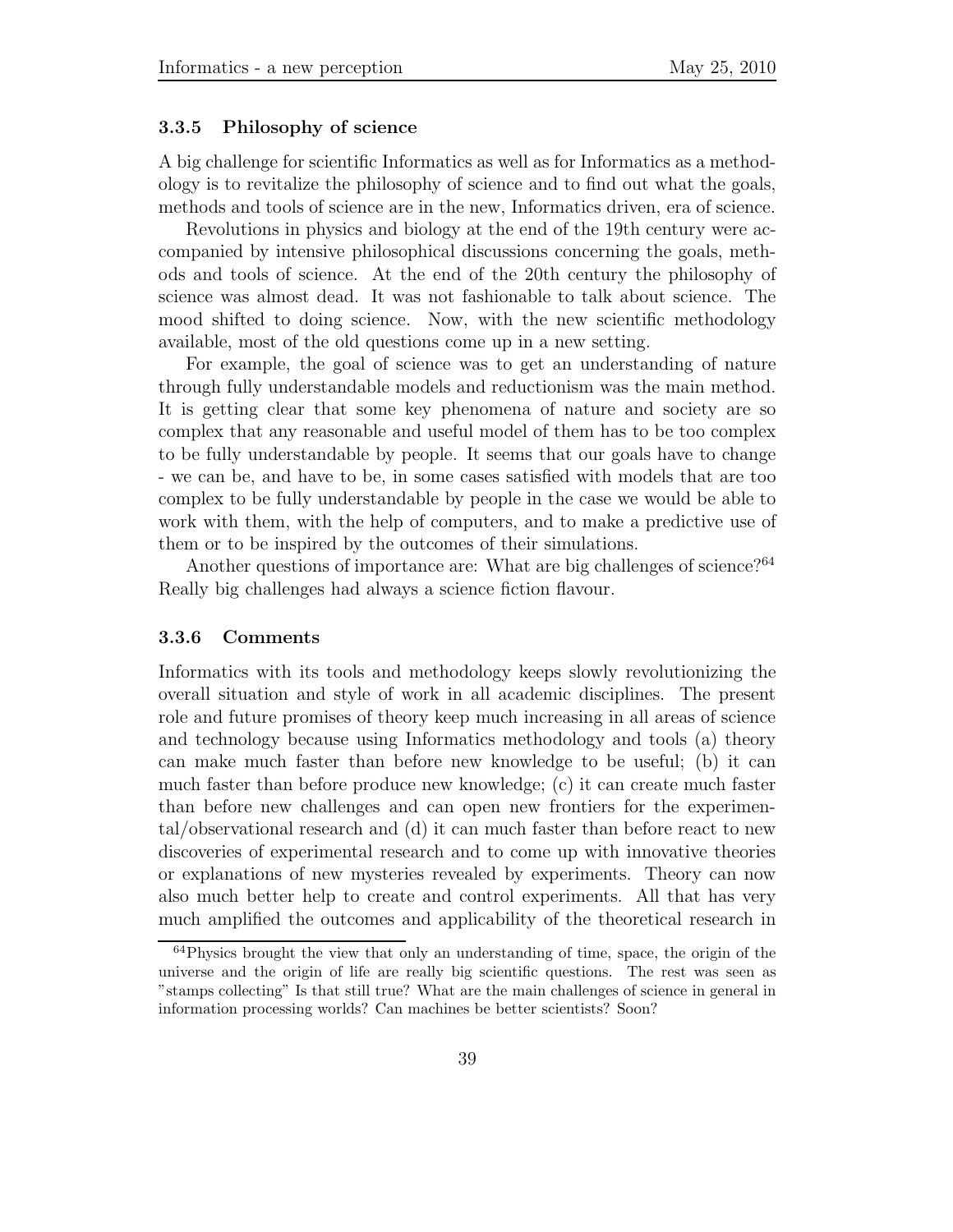### 3.3.5 Philosophy of science

A big challenge for scientific Informatics as well as for Informatics as a methodology is to revitalize the philosophy of science and to find out what the goals, methods and tools of science are in the new, Informatics driven, era of science.

Revolutions in physics and biology at the end of the 19th century were accompanied by intensive philosophical discussions concerning the goals, methods and tools of science. At the end of the 20th century the philosophy of science was almost dead. It was not fashionable to talk about science. The mood shifted to doing science. Now, with the new scientific methodology available, most of the old questions come up in a new setting.

For example, the goal of science was to get an understanding of nature through fully understandable models and reductionism was the main method. It is getting clear that some key phenomena of nature and society are so complex that any reasonable and useful model of them has to be too complex to be fully understandable by people. It seems that our goals have to change - we can be, and have to be, in some cases satisfied with models that are too complex to be fully understandable by people in the case we would be able to work with them, with the help of computers, and to make a predictive use of them or to be inspired by the outcomes of their simulations.

Another questions of importance are: What are big challenges of science?[64] Really big challenges had always a science fiction flavour.

### 3.3.6 Comments

Informatics with its tools and methodology keeps slowly revolutionizing the overall situation and style of work in all academic disciplines. The present role and future promises of theory keep much increasing in all areas of science and technology because using Informatics methodology and tools (a) theory can make much faster than before new knowledge to be useful; (b) it can much faster than before produce new knowledge; (c) it can create much faster than before new challenges and can open new frontiers for the experimental/observational research and (d) it can much faster than before react to new discoveries of experimental research and to come up with innovative theories or explanations of new mysteries revealed by experiments. Theory can now also much better help to create and control experiments. All that has very much amplified the outcomes and applicability of the theoretical research in

---

[64] Physics brought the view that only an understanding of time, space, the origin of the universe and the origin of life are really big scientific questions. The rest was seen as "stamps collecting" Is that still true? What are the main challenges of science in general in information processing worlds? Can machines be better scientists? Soon?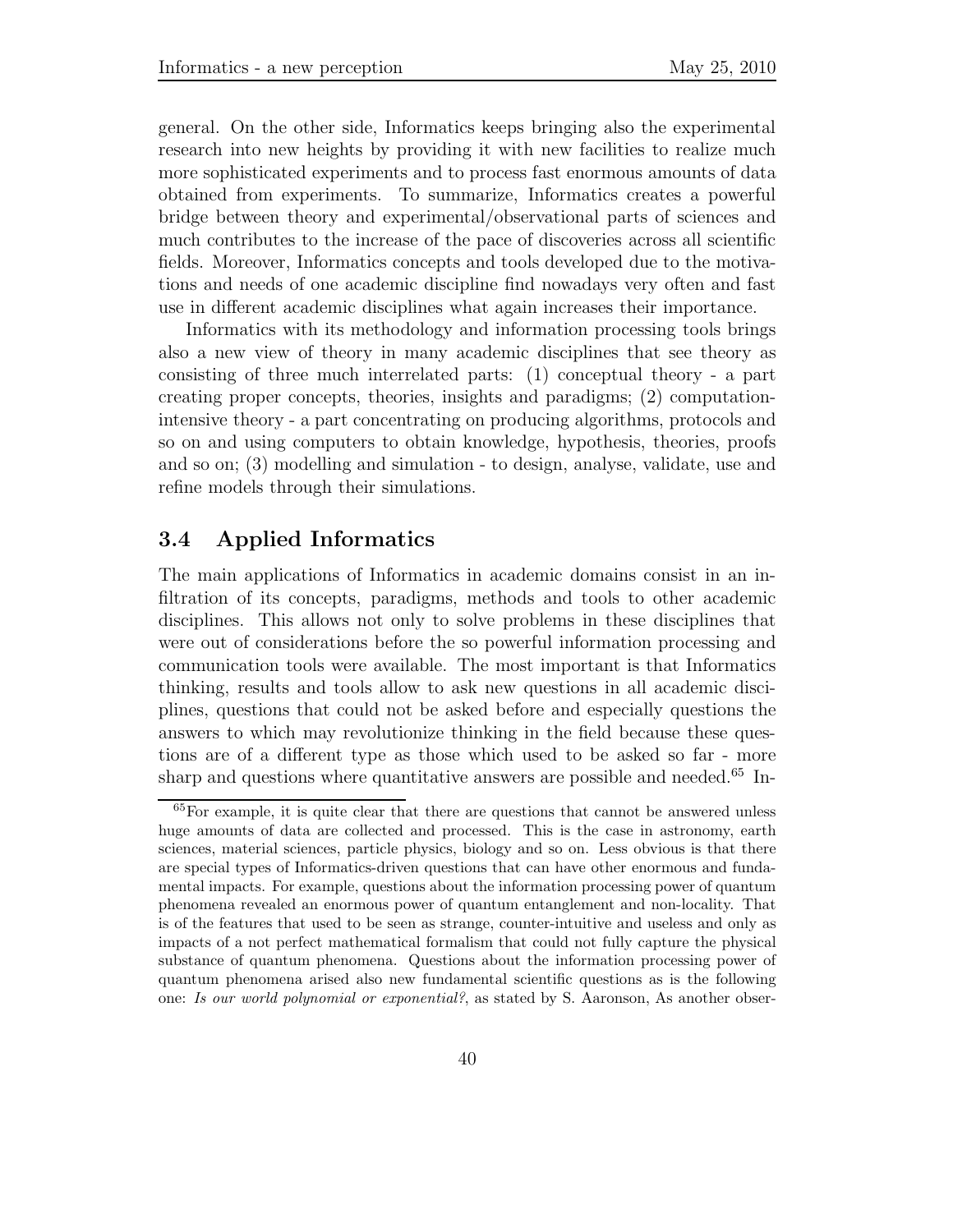general. On the other side, Informatics keeps bringing also the experimental research into new heights by providing it with new facilities to realize much more sophisticated experiments and to process fast enormous amounts of data obtained from experiments. To summarize, Informatics creates a powerful bridge between theory and experimental/observational parts of sciences and much contributes to the increase of the pace of discoveries across all scientific fields. Moreover, Informatics concepts and tools developed due to the motivations and needs of one academic discipline find nowadays very often and fast use in different academic disciplines what again increases their importance.

Informatics with its methodology and information processing tools brings also a new view of theory in many academic disciplines that see theory as consisting of three much interrelated parts: (1) conceptual theory - a part creating proper concepts, theories, insights and paradigms; (2) computation-intensive theory - a part concentrating on producing algorithms, protocols and so on and using computers to obtain knowledge, hypothesis, theories, proofs and so on; (3) modelling and simulation - to design, analyse, validate, use and refine models through their simulations.

### 3.4 Applied Informatics

The main applications of Informatics in academic domains consist in an infiltration of its concepts, paradigms, methods and tools to other academic disciplines. This allows not only to solve problems in these disciplines that were out of considerations before the so powerful information processing and communication tools were available. The most important is that Informatics thinking, results and tools allow to ask new questions in all academic disciplines, questions that could not be asked before and especially questions the answers to which may revolutionize thinking in the field because these questions are of a different type as those which used to be asked so far - more sharp and questions where quantitative answers are possible and needed.[65] In-

[65]For example, it is quite clear that there are questions that cannot be answered unless huge amounts of data are collected and processed. This is the case in astronomy, earth sciences, material sciences, particle physics, biology and so on. Less obvious is that there are special types of Informatics-driven questions that can have other enormous and fundamental impacts. For example, questions about the information processing power of quantum phenomena revealed an enormous power of quantum entanglement and non-locality. That is of the features that used to be seen as strange, counter-intuitive and useless and only as impacts of a not perfect mathematical formalism that could not fully capture the physical substance of quantum phenomena. Questions about the information processing power of quantum phenomena arised also new fundamental scientific questions as is the following one: *Is our world polynomial or exponential?*, as stated by S. Aaronson, As another obser-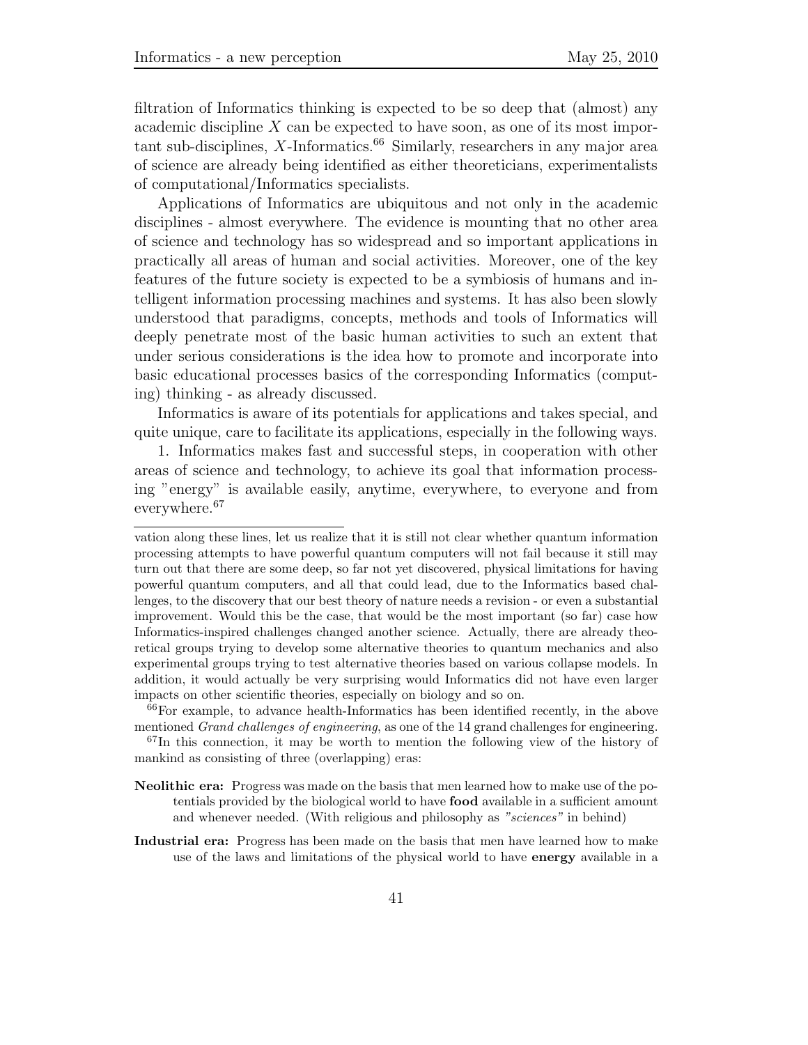filtration of Informatics thinking is expected to be so deep that (almost) any academic discipline $X$ can be expected to have soon, as one of its most important sub-disciplines, $X$-Informatics.[66] Similarly, researchers in any major area of science are already being identified as either theoreticians, experimentalists of computational/Informatics specialists.

Applications of Informatics are ubiquitous and not only in the academic disciplines - almost everywhere. The evidence is mounting that no other area of science and technology has so widespread and so important applications in practically all areas of human and social activities. Moreover, one of the key features of the future society is expected to be a symbiosis of humans and intelligent information processing machines and systems. It has also been slowly understood that paradigms, concepts, methods and tools of Informatics will deeply penetrate most of the basic human activities to such an extent that under serious considerations is the idea how to promote and incorporate into basic educational processes basics of the corresponding Informatics (computing) thinking - as already discussed.

Informatics is aware of its potentials for applications and takes special, and quite unique, care to facilitate its applications, especially in the following ways.

1. Informatics makes fast and successful steps, in cooperation with other areas of science and technology, to achieve its goal that information processing "energy" is available easily, anytime, everywhere, to everyone and from everywhere.[67]

---

vation along these lines, let us realize that it is still not clear whether quantum information processing attempts to have powerful quantum computers will not fail because it still may turn out that there are some deep, so far not yet discovered, physical limitations for having powerful quantum computers, and all that could lead, due to the Informatics based challenges, to the discovery that our best theory of nature needs a revision - or even a substantial improvement. Would this be the case, that would be the most important (so far) case how Informatics-inspired challenges changed another science. Actually, there are already theoretical groups trying to develop some alternative theories to quantum mechanics and also experimental groups trying to test alternative theories based on various collapse models. In addition, it would actually be very surprising would Informatics did not have even larger impacts on other scientific theories, especially on biology and so on.

[66] For example, to advance health-Informatics has been identified recently, in the above mentioned *Grand challenges of engineering*, as one of the 14 grand challenges for engineering.

[67] In this connection, it may be worth to mention the following view of the history of mankind as consisting of three (overlapping) eras:

**Neolithic era:** Progress was made on the basis that men learned how to make use of the potentials provided by the biological world to have **food** available in a sufficient amount and whenever needed. (With religious and philosophy as *"sciences"* in behind)

**Industrial era:** Progress has been made on the basis that men have learned how to make use of the laws and limitations of the physical world to have **energy** available in a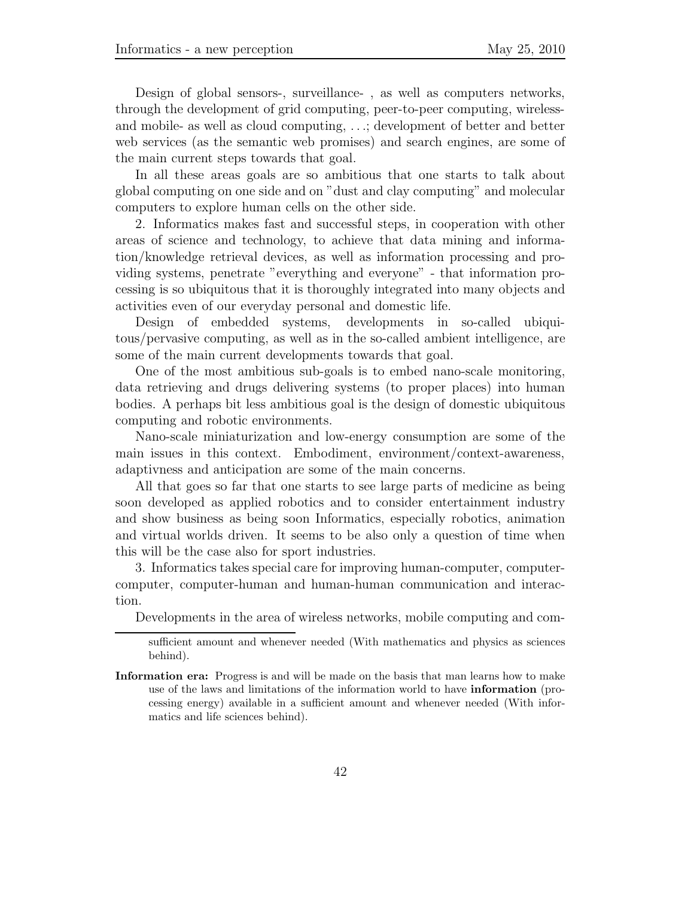Design of global sensors-, surveillance- , as well as computers networks, through the development of grid computing, peer-to-peer computing, wireless- and mobile- as well as cloud computing, ...; development of better and better web services (as the semantic web promises) and search engines, are some of the main current steps towards that goal.

In all these areas goals are so ambitious that one starts to talk about global computing on one side and on "dust and clay computing" and molecular computers to explore human cells on the other side.

2. Informatics makes fast and successful steps, in cooperation with other areas of science and technology, to achieve that data mining and information/knowledge retrieval devices, as well as information processing and providing systems, penetrate "everything and everyone" - that information processing is so ubiquitous that it is thoroughly integrated into many objects and activities even of our everyday personal and domestic life.

Design of embedded systems, developments in so-called ubiquitous/pervasive computing, as well as in the so-called ambient intelligence, are some of the main current developments towards that goal.

One of the most ambitious sub-goals is to embed nano-scale monitoring, data retrieving and drugs delivering systems (to proper places) into human bodies. A perhaps bit less ambitious goal is the design of domestic ubiquitous computing and robotic environments.

Nano-scale miniaturization and low-energy consumption are some of the main issues in this context. Embodiment, environment/context-awareness, adaptivness and anticipation are some of the main concerns.

All that goes so far that one starts to see large parts of medicine as being soon developed as applied robotics and to consider entertainment industry and show business as being soon Informatics, especially robotics, animation and virtual worlds driven. It seems to be also only a question of time when this will be the case also for sport industries.

3. Informatics takes special care for improving human-computer, computer-computer, computer-human and human-human communication and interaction.

Developments in the area of wireless networks, mobile computing and com-

---

sufficient amount and whenever needed (With mathematics and physics as sciences behind).

**Information era:** Progress is and will be made on the basis that man learns how to make use of the laws and limitations of the information world to have **information** (processing energy) available in a sufficient amount and whenever needed (With informatics and life sciences behind).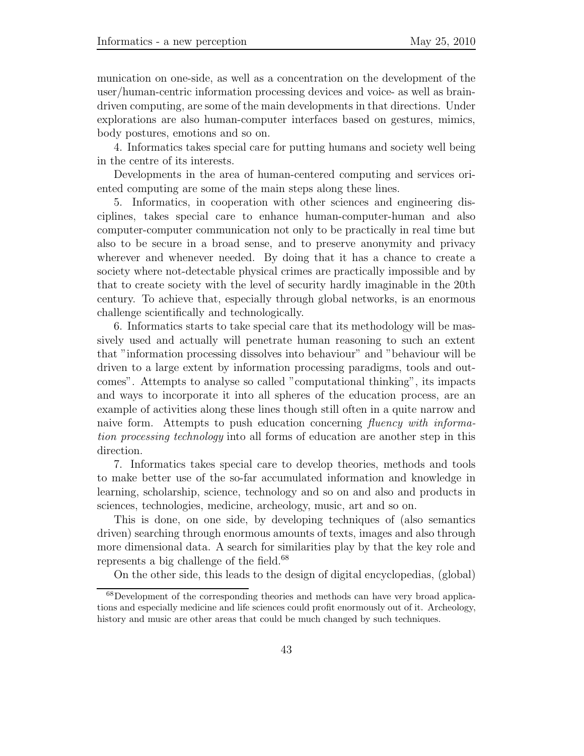munication on one-side, as well as a concentration on the development of the user/human-centric information processing devices and voice- as well as brain-driven computing, are some of the main developments in that directions. Under explorations are also human-computer interfaces based on gestures, mimics, body postures, emotions and so on.

4. Informatics takes special care for putting humans and society well being in the centre of its interests.

Developments in the area of human-centered computing and services oriented computing are some of the main steps along these lines.

5. Informatics, in cooperation with other sciences and engineering disciplines, takes special care to enhance human-computer-human and also computer-computer communication not only to be practically in real time but also to be secure in a broad sense, and to preserve anonymity and privacy wherever and whenever needed. By doing that it has a chance to create a society where not-detectable physical crimes are practically impossible and by that to create society with the level of security hardly imaginable in the 20th century. To achieve that, especially through global networks, is an enormous challenge scientifically and technologically.

6. Informatics starts to take special care that its methodology will be massively used and actually will penetrate human reasoning to such an extent that "information processing dissolves into behaviour" and "behaviour will be driven to a large extent by information processing paradigms, tools and outcomes". Attempts to analyse so called "computational thinking", its impacts and ways to incorporate it into all spheres of the education process, are an example of activities along these lines though still often in a quite narrow and naive form. Attempts to push education concerning *fluency with information processing technology* into all forms of education are another step in this direction.

7. Informatics takes special care to develop theories, methods and tools to make better use of the so-far accumulated information and knowledge in learning, scholarship, science, technology and so on and also and products in sciences, technologies, medicine, archeology, music, art and so on.

This is done, on one side, by developing techniques of (also semantics driven) searching through enormous amounts of texts, images and also through more dimensional data. A search for similarities play by that the key role and represents a big challenge of the field.[68]

On the other side, this leads to the design of digital encyclopedias, (global)

[68] Development of the corresponding theories and methods can have very broad applications and especially medicine and life sciences could profit enormously out of it. Archeology, history and music are other areas that could be much changed by such techniques.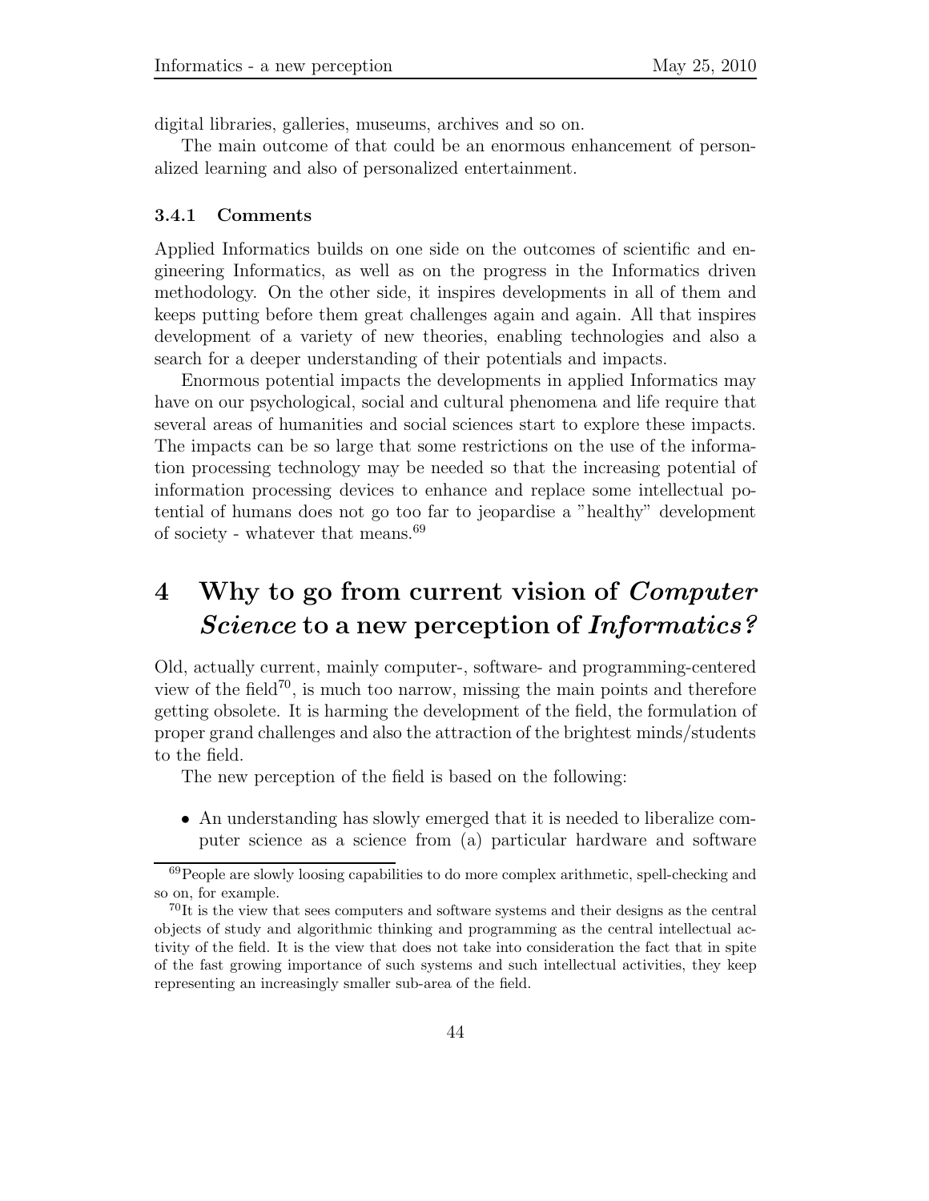digital libraries, galleries, museums, archives and so on.

The main outcome of that could be an enormous enhancement of personalized learning and also of personalized entertainment.

### 3.4.1 Comments

Applied Informatics builds on one side on the outcomes of scientific and engineering Informatics, as well as on the progress in the Informatics driven methodology. On the other side, it inspires developments in all of them and keeps putting before them great challenges again and again. All that inspires development of a variety of new theories, enabling technologies and also a search for a deeper understanding of their potentials and impacts.

Enormous potential impacts the developments in applied Informatics may have on our psychological, social and cultural phenomena and life require that several areas of humanities and social sciences start to explore these impacts. The impacts can be so large that some restrictions on the use of the information processing technology may be needed so that the increasing potential of information processing devices to enhance and replace some intellectual potential of humans does not go too far to jeopardise a "healthy" development of society - whatever that means.[69]

# 4 Why to go from current vision of *Computer Science* to a new perception of *Informatics?*

Old, actually current, mainly computer-, software- and programming-centered view of the field[70], is much too narrow, missing the main points and therefore getting obsolete. It is harming the development of the field, the formulation of proper grand challenges and also the attraction of the brightest minds/students to the field.

The new perception of the field is based on the following:

- An understanding has slowly emerged that it is needed to liberalize computer science as a science from (a) particular hardware and software

[69] People are slowly loosing capabilities to do more complex arithmetic, spell-checking and so on, for example.

[70] It is the view that sees computers and software systems and their designs as the central objects of study and algorithmic thinking and programming as the central intellectual activity of the field. It is the view that does not take into consideration the fact that in spite of the fast growing importance of such systems and such intellectual activities, they keep representing an increasingly smaller sub-area of the field.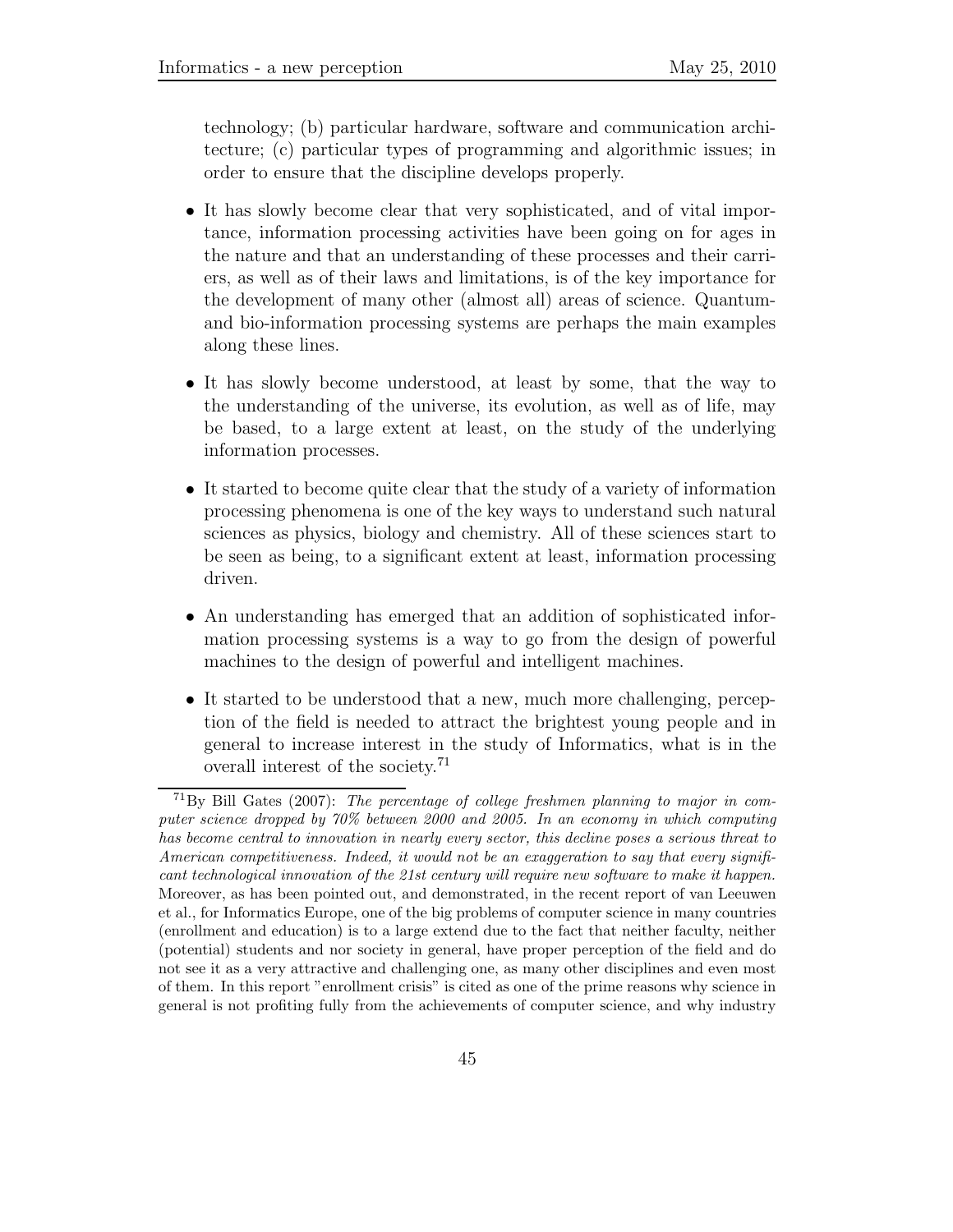technology; (b) particular hardware, software and communication architecture; (c) particular types of programming and algorithmic issues; in order to ensure that the discipline develops properly.

- It has slowly become clear that very sophisticated, and of vital importance, information processing activities have been going on for ages in the nature and that an understanding of these processes and their carriers, as well as of their laws and limitations, is of the key importance for the development of many other (almost all) areas of science. Quantum- and bio-information processing systems are perhaps the main examples along these lines.

- It has slowly become understood, at least by some, that the way to the understanding of the universe, its evolution, as well as of life, may be based, to a large extent at least, on the study of the underlying information processes.

- It started to become quite clear that the study of a variety of information processing phenomena is one of the key ways to understand such natural sciences as physics, biology and chemistry. All of these sciences start to be seen as being, to a significant extent at least, information processing driven.

- An understanding has emerged that an addition of sophisticated information processing systems is a way to go from the design of powerful machines to the design of powerful and intelligent machines.

- It started to be understood that a new, much more challenging, perception of the field is needed to attract the brightest young people and in general to increase interest in the study of Informatics, what is in the overall interest of the society.[71]

[71] By Bill Gates (2007): *The percentage of college freshmen planning to major in computer science dropped by 70% between 2000 and 2005. In an economy in which computing has become central to innovation in nearly every sector, this decline poses a serious threat to American competitiveness. Indeed, it would not be an exaggeration to say that every significant technological innovation of the 21st century will require new software to make it happen.* Moreover, as has been pointed out, and demonstrated, in the recent report of van Leeuwen et al., for Informatics Europe, one of the big problems of computer science in many countries (enrollment and education) is to a large extend due to the fact that neither faculty, neither (potential) students and nor society in general, have proper perception of the field and do not see it as a very attractive and challenging one, as many other disciplines and even most of them. In this report "enrollment crisis" is cited as one of the prime reasons why science in general is not profiting fully from the achievements of computer science, and why industry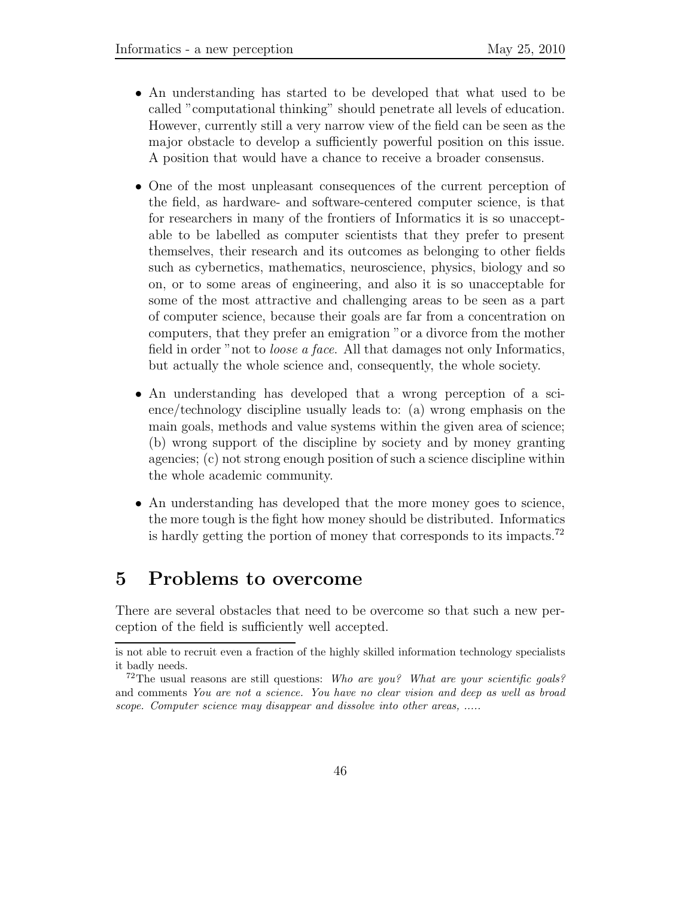- An understanding has started to be developed that what used to be called "computational thinking" should penetrate all levels of education. However, currently still a very narrow view of the field can be seen as the major obstacle to develop a sufficiently powerful position on this issue. A position that would have a chance to receive a broader consensus.

- One of the most unpleasant consequences of the current perception of the field, as hardware- and software-centered computer science, is that for researchers in many of the frontiers of Informatics it is so unacceptable to be labelled as computer scientists that they prefer to present themselves, their research and its outcomes as belonging to other fields such as cybernetics, mathematics, neuroscience, physics, biology and so on, or to some areas of engineering, and also it is so unacceptable for some of the most attractive and challenging areas to be seen as a part of computer science, because their goals are far from a concentration on computers, that they prefer an emigration "or a divorce from the mother field in order "not to *loose a face*. All that damages not only Informatics, but actually the whole science and, consequently, the whole society.

- An understanding has developed that a wrong perception of a science/technology discipline usually leads to: (a) wrong emphasis on the main goals, methods and value systems within the given area of science; (b) wrong support of the discipline by society and by money granting agencies; (c) not strong enough position of such a science discipline within the whole academic community.

- An understanding has developed that the more money goes to science, the more tough is the fight how money should be distributed. Informatics is hardly getting the portion of money that corresponds to its impacts.[72]

## 5 Problems to overcome

There are several obstacles that need to be overcome so that such a new perception of the field is sufficiently well accepted.

---

is not able to recruit even a fraction of the highly skilled information technology specialists it badly needs.

[72] The usual reasons are still questions: *Who are you? What are your scientific goals?* and comments *You are not a science. You have no clear vision and deep as well as broad scope. Computer science may disappear and dissolve into other areas, .....*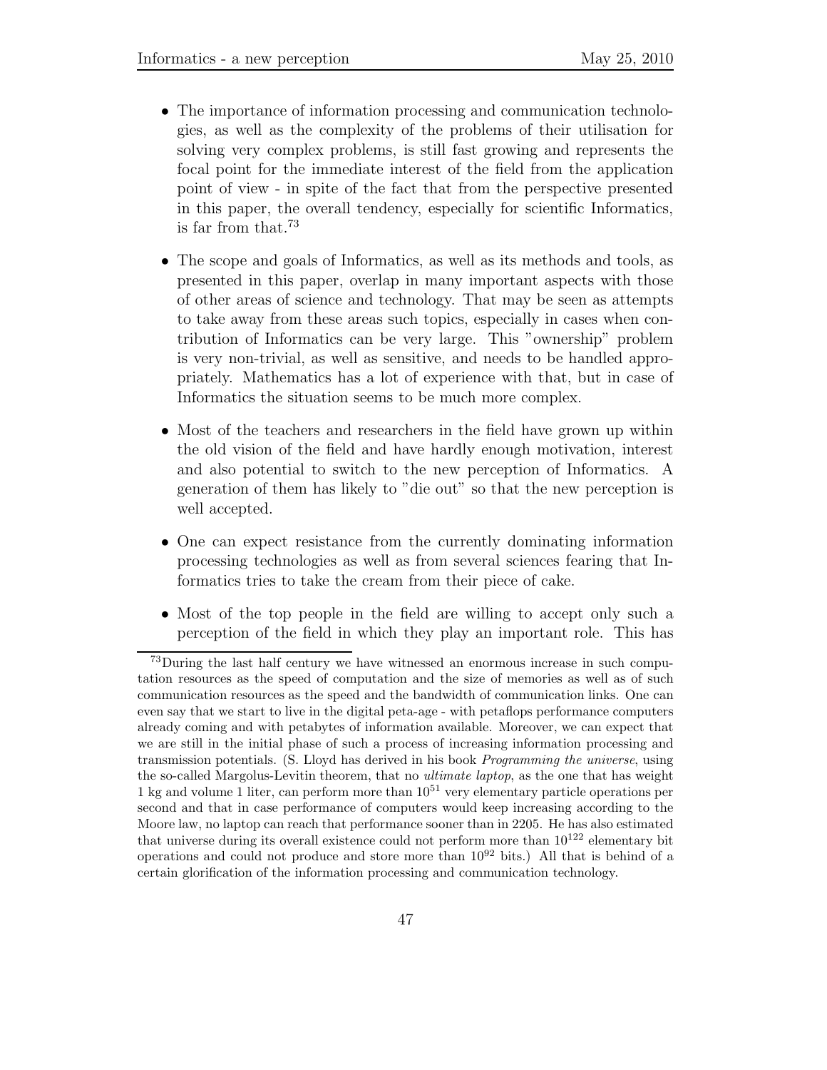- The importance of information processing and communication technologies, as well as the complexity of the problems of their utilisation for solving very complex problems, is still fast growing and represents the focal point for the immediate interest of the field from the application point of view - in spite of the fact that from the perspective presented in this paper, the overall tendency, especially for scientific Informatics, is far from that.[73]

- The scope and goals of Informatics, as well as its methods and tools, as presented in this paper, overlap in many important aspects with those of other areas of science and technology. That may be seen as attempts to take away from these areas such topics, especially in cases when contribution of Informatics can be very large. This "ownership" problem is very non-trivial, as well as sensitive, and needs to be handled appropriately. Mathematics has a lot of experience with that, but in case of Informatics the situation seems to be much more complex.

- Most of the teachers and researchers in the field have grown up within the old vision of the field and have hardly enough motivation, interest and also potential to switch to the new perception of Informatics. A generation of them has likely to "die out" so that the new perception is well accepted.

- One can expect resistance from the currently dominating information processing technologies as well as from several sciences fearing that Informatics tries to take the cream from their piece of cake.

- Most of the top people in the field are willing to accept only such a perception of the field in which they play an important role. This has

[73] During the last half century we have witnessed an enormous increase in such computation resources as the speed of computation and the size of memories as well as of such communication resources as the speed and the bandwidth of communication links. One can even say that we start to live in the digital peta-age - with petaflops performance computers already coming and with petabytes of information available. Moreover, we can expect that we are still in the initial phase of such a process of increasing information processing and transmission potentials. (S. Lloyd has derived in his book *Programming the universe*, using the so-called Margolus-Levitin theorem, that no *ultimate laptop*, as the one that has weight 1 kg and volume 1 liter, can perform more than $10^{51}$ very elementary particle operations per second and that in case performance of computers would keep increasing according to the Moore law, no laptop can reach that performance sooner than in 2205. He has also estimated that universe during its overall existence could not perform more than $10^{122}$ elementary bit operations and could not produce and store more than $10^{92}$ bits.) All that is behind of a certain glorification of the information processing and communication technology.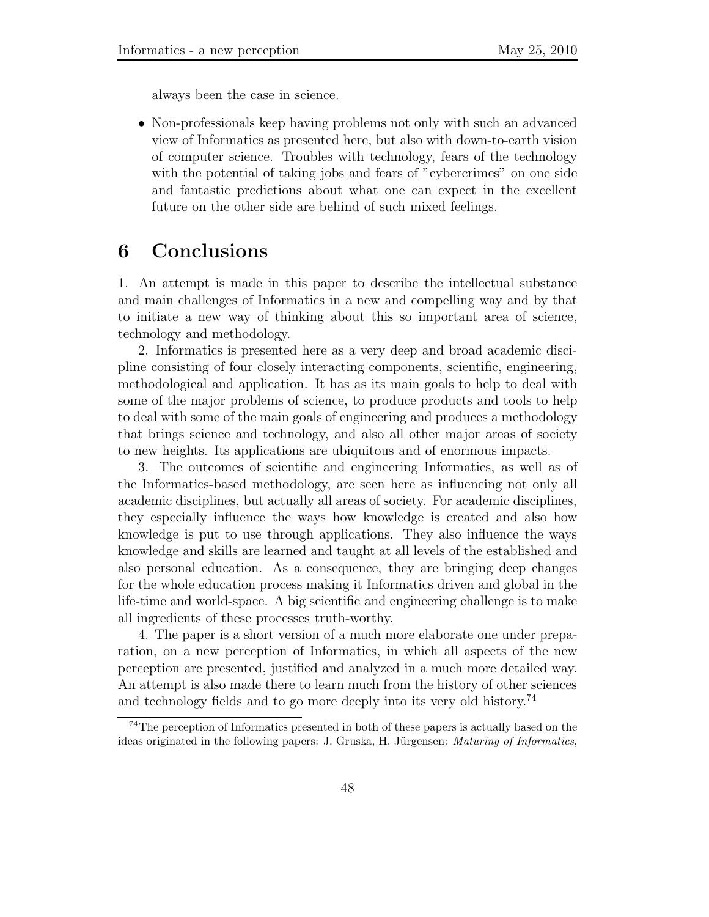always been the case in science.

- Non-professionals keep having problems not only with such an advanced view of Informatics as presented here, but also with down-to-earth vision of computer science. Troubles with technology, fears of the technology with the potential of taking jobs and fears of "cybercrimes" on one side and fantastic predictions about what one can expect in the excellent future on the other side are behind of such mixed feelings.

# 6 Conclusions

1. An attempt is made in this paper to describe the intellectual substance and main challenges of Informatics in a new and compelling way and by that to initiate a new way of thinking about this so important area of science, technology and methodology.

2. Informatics is presented here as a very deep and broad academic discipline consisting of four closely interacting components, scientific, engineering, methodological and application. It has as its main goals to help to deal with some of the major problems of science, to produce products and tools to help to deal with some of the main goals of engineering and produces a methodology that brings science and technology, and also all other major areas of society to new heights. Its applications are ubiquitous and of enormous impacts.

3. The outcomes of scientific and engineering Informatics, as well as of the Informatics-based methodology, are seen here as influencing not only all academic disciplines, but actually all areas of society. For academic disciplines, they especially influence the ways how knowledge is created and also how knowledge is put to use through applications. They also influence the ways knowledge and skills are learned and taught at all levels of the established and also personal education. As a consequence, they are bringing deep changes for the whole education process making it Informatics driven and global in the life-time and world-space. A big scientific and engineering challenge is to make all ingredients of these processes truth-worthy.

4. The paper is a short version of a much more elaborate one under preparation, on a new perception of Informatics, in which all aspects of the new perception are presented, justified and analyzed in a much more detailed way. An attempt is also made there to learn much from the history of other sciences and technology fields and to go more deeply into its very old history.[74]

[74] The perception of Informatics presented in both of these papers is actually based on the ideas originated in the following papers: J. Gruska, H. Jürgensen: *Maturing of Informatics*,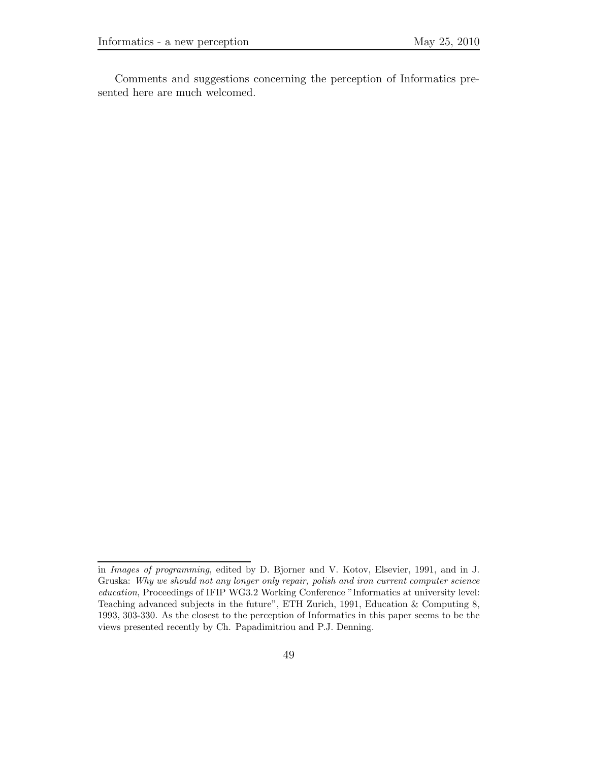Comments and suggestions concerning the perception of Informatics presented here are much welcomed.

---

in *Images of programming*, edited by D. Bjorner and V. Kotov, Elsevier, 1991, and in J. Gruska: *Why we should not any longer only repair, polish and iron current computer science education*, Proceedings of IFIP WG3.2 Working Conference "Informatics at university level: Teaching advanced subjects in the future", ETH Zurich, 1991, Education & Computing 8, 1993, 303-330. As the closest to the perception of Informatics in this paper seems to be the views presented recently by Ch. Papadimitriou and P.J. Denning.